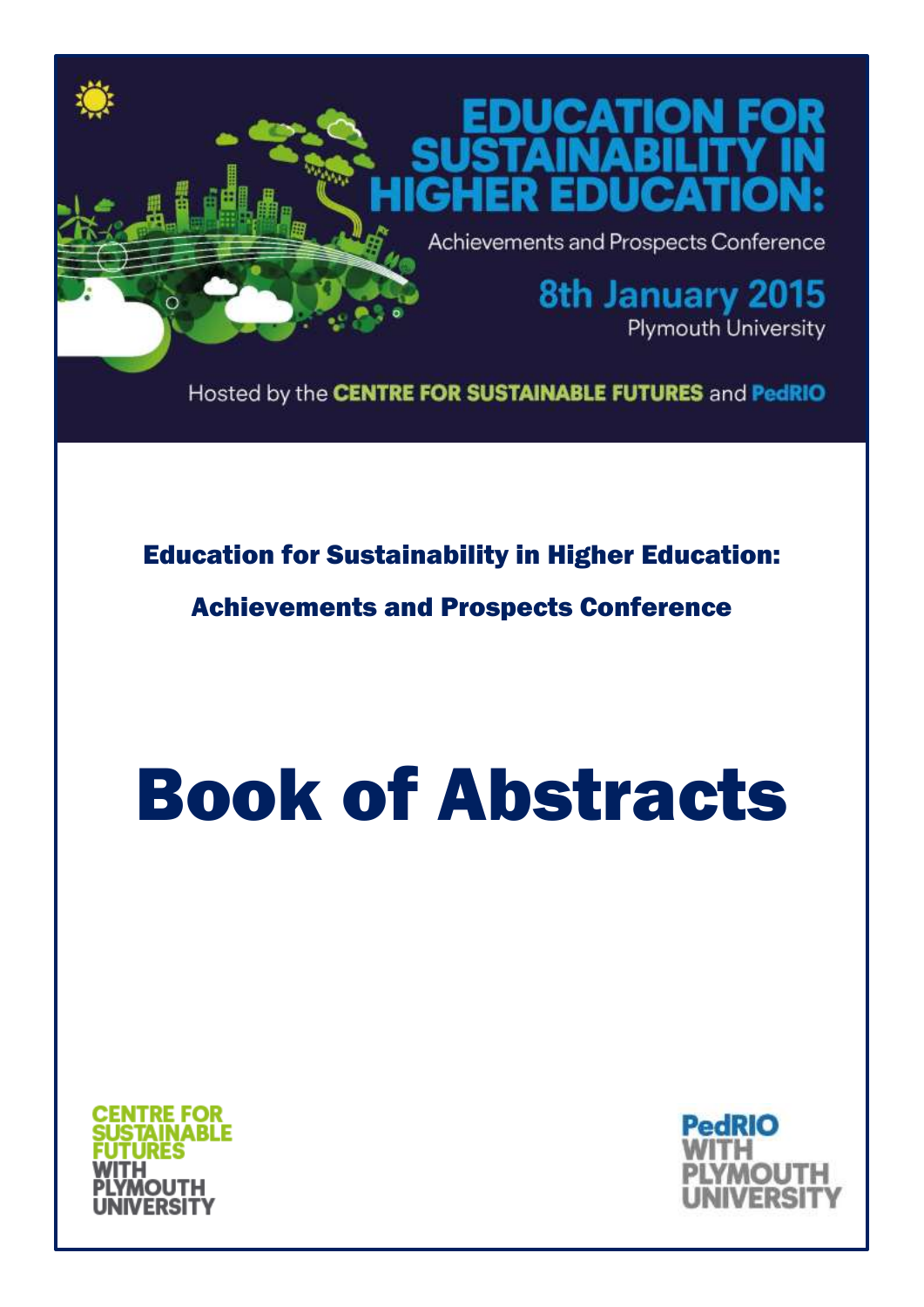# EDUCATION FOR SUSTAINABILITY IN HIGHER EDUCATION:

Achievements and Prospects Conference

**8th January 2015**

Plymouth University

Hosted by the **CENTRE FOR SUSTAINABLE FUTURES** and **PedRIO**

## Education for Sustainability in Higher Education:

## Achievements and Prospects Conference

# Book of Abstracts

CENTRE FOR SUSTAINABLE FUTURES WITH PLYMOUTH UNIVERSITY

PedRIO WITH PLYMOUTH UNIVERSITY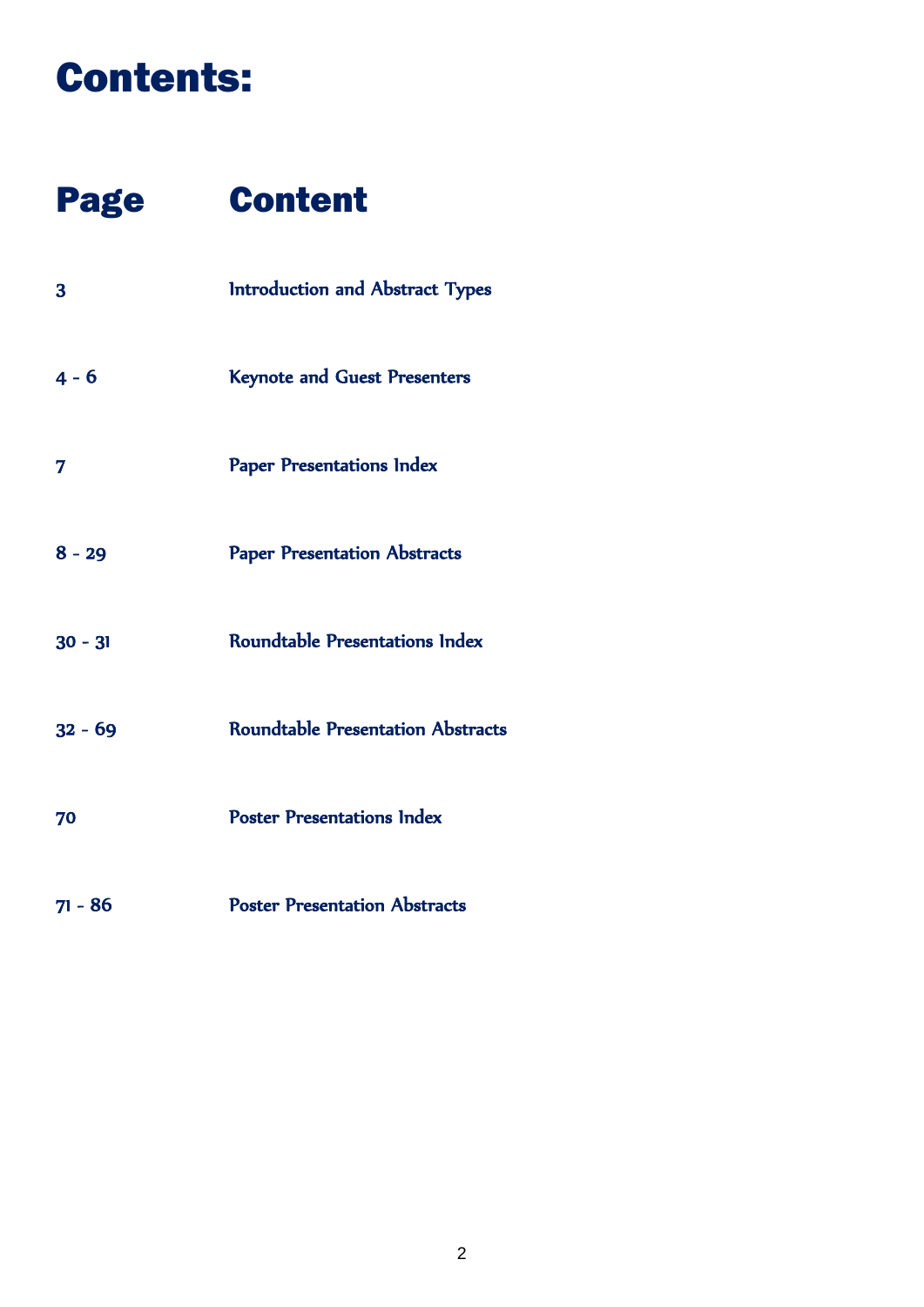# Contents:

| Page | Content |
|---|---|
| 3 | Introduction and Abstract Types |
| 4 - 6 | Keynote and Guest Presenters |
| 7 | Paper Presentations Index |
| 8 - 29 | Paper Presentation Abstracts |
| 30 - 31 | Roundtable Presentations Index |
| 32 - 69 | Roundtable Presentation Abstracts |
| 70 | Poster Presentations Index |
| 71 - 86 | Poster Presentation Abstracts |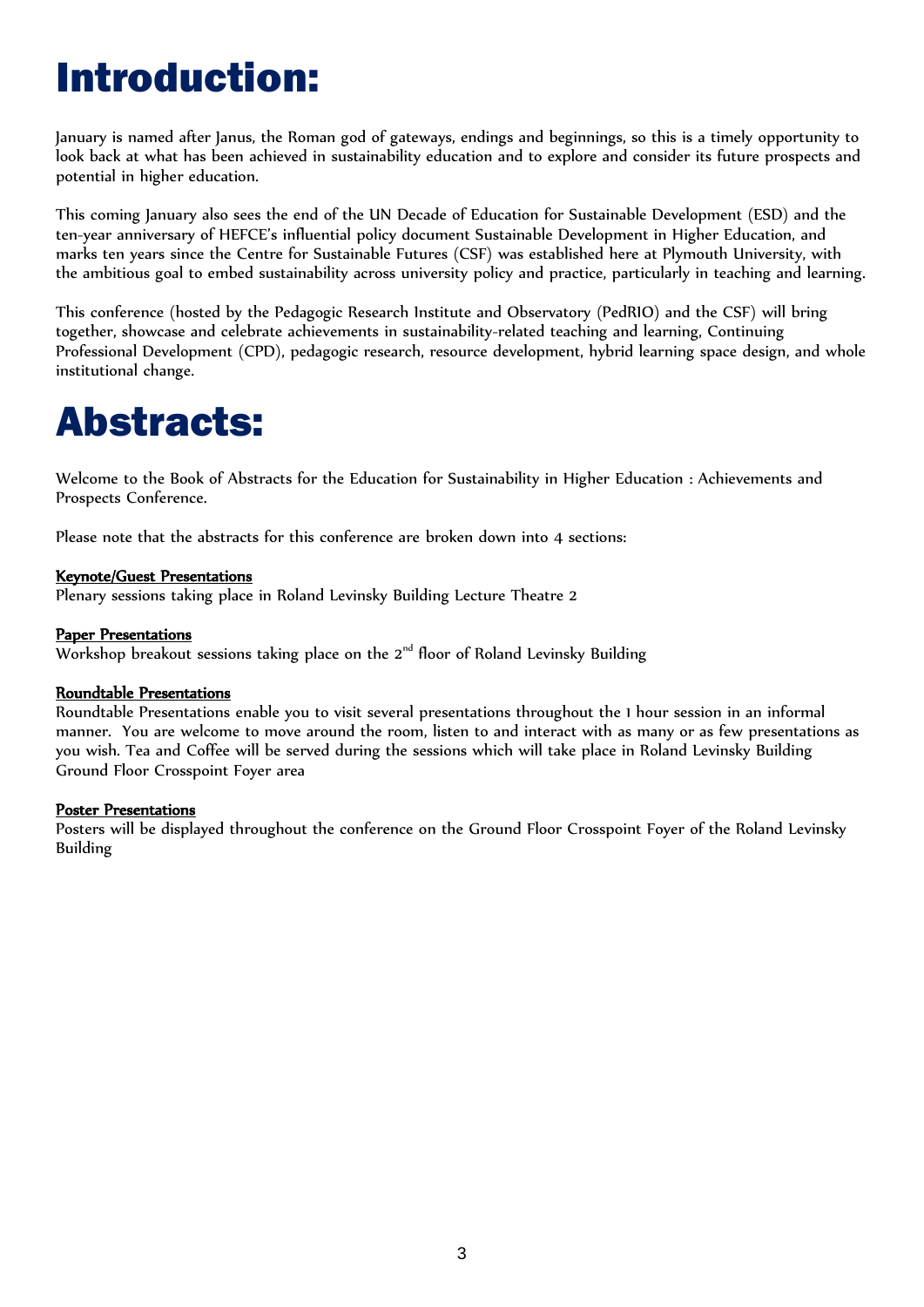# Introduction:

January is named after Janus, the Roman god of gateways, endings and beginnings, so this is a timely opportunity to look back at what has been achieved in sustainability education and to explore and consider its future prospects and potential in higher education.

This coming January also sees the end of the UN Decade of Education for Sustainable Development (ESD) and the ten-year anniversary of HEFCE's influential policy document Sustainable Development in Higher Education, and marks ten years since the Centre for Sustainable Futures (CSF) was established here at Plymouth University, with the ambitious goal to embed sustainability across university policy and practice, particularly in teaching and learning.

This conference (hosted by the Pedagogic Research Institute and Observatory (PedRIO) and the CSF) will bring together, showcase and celebrate achievements in sustainability-related teaching and learning, Continuing Professional Development (CPD), pedagogic research, resource development, hybrid learning space design, and whole institutional change.

# Abstracts:

Welcome to the Book of Abstracts for the Education for Sustainability in Higher Education : Achievements and Prospects Conference.

Please note that the abstracts for this conference are broken down into 4 sections:

**Keynote/Guest Presentations**
Plenary sessions taking place in Roland Levinsky Building Lecture Theatre 2

**Paper Presentations**
Workshop breakout sessions taking place on the 2nd floor of Roland Levinsky Building

**Roundtable Presentations**
Roundtable Presentations enable you to visit several presentations throughout the 1 hour session in an informal manner. You are welcome to move around the room, listen to and interact with as many or as few presentations as you wish. Tea and Coffee will be served during the sessions which will take place in Roland Levinsky Building Ground Floor Crosspoint Foyer area

**Poster Presentations**
Posters will be displayed throughout the conference on the Ground Floor Crosspoint Foyer of the Roland Levinsky Building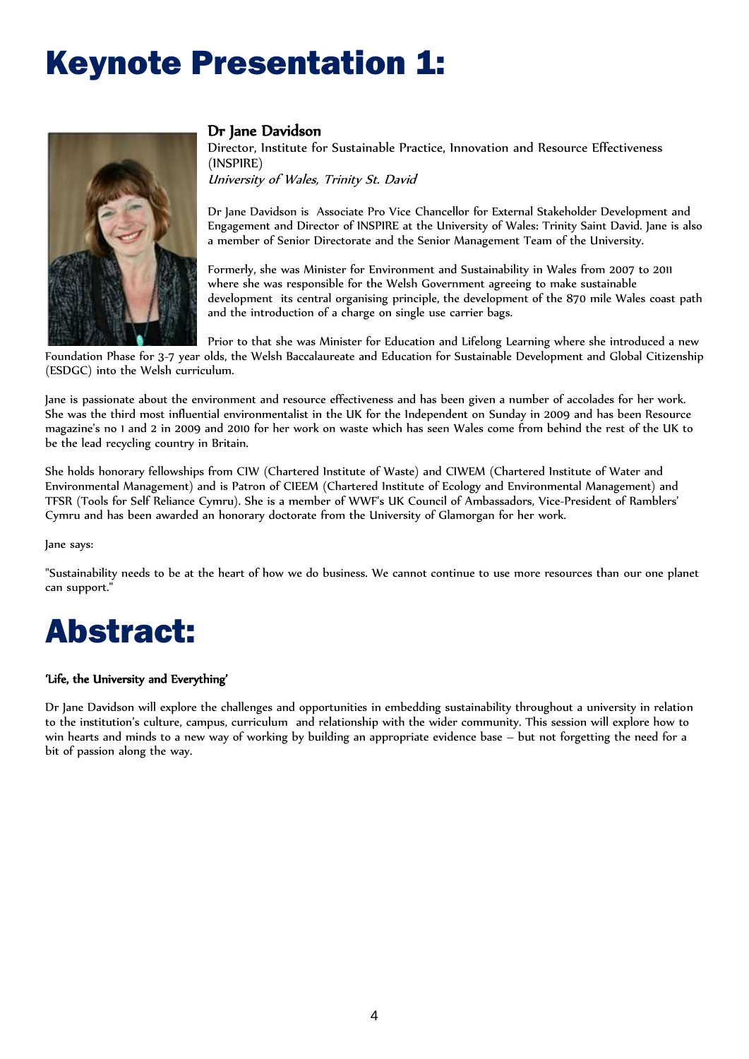# Keynote Presentation 1:

**Dr Jane Davidson**
Director, Institute for Sustainable Practice, Innovation and Resource Effectiveness (INSPIRE)
*University of Wales, Trinity St. David*

Dr Jane Davidson is Associate Pro Vice Chancellor for External Stakeholder Development and Engagement and Director of INSPIRE at the University of Wales: Trinity Saint David. Jane is also a member of Senior Directorate and the Senior Management Team of the University.

Formerly, she was Minister for Environment and Sustainability in Wales from 2007 to 2011 where she was responsible for the Welsh Government agreeing to make sustainable development its central organising principle, the development of the 870 mile Wales coast path and the introduction of a charge on single use carrier bags.

Prior to that she was Minister for Education and Lifelong Learning where she introduced a new Foundation Phase for 3-7 year olds, the Welsh Baccalaureate and Education for Sustainable Development and Global Citizenship (ESDGC) into the Welsh curriculum.

Jane is passionate about the environment and resource effectiveness and has been given a number of accolades for her work. She was the third most influential environmentalist in the UK for the Independent on Sunday in 2009 and has been Resource magazine's no 1 and 2 in 2009 and 2010 for her work on waste which has seen Wales come from behind the rest of the UK to be the lead recycling country in Britain.

She holds honorary fellowships from CIW (Chartered Institute of Waste) and CIWEM (Chartered Institute of Water and Environmental Management) and is Patron of CIEEM (Chartered Institute of Ecology and Environmental Management) and TFSR (Tools for Self Reliance Cymru). She is a member of WWF's UK Council of Ambassadors, Vice-President of Ramblers' Cymru and has been awarded an honorary doctorate from the University of Glamorgan for her work.

Jane says:

"Sustainability needs to be at the heart of how we do business. We cannot continue to use more resources than our one planet can support."

# Abstract:

**'Life, the University and Everything'**

Dr Jane Davidson will explore the challenges and opportunities in embedding sustainability throughout a university in relation to the institution's culture, campus, curriculum and relationship with the wider community. This session will explore how to win hearts and minds to a new way of working by building an appropriate evidence base – but not forgetting the need for a bit of passion along the way.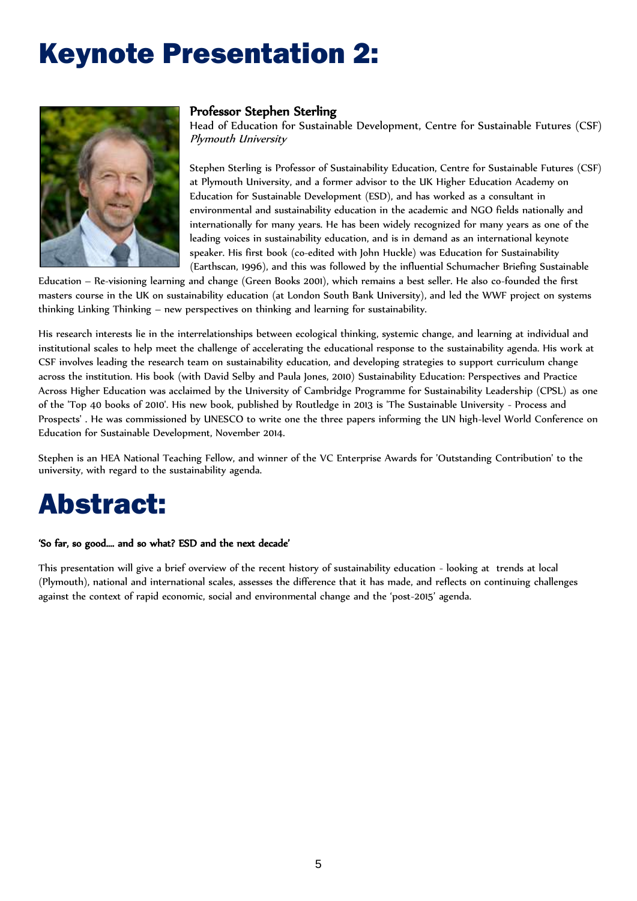# Keynote Presentation 2:

**Professor Stephen Sterling**
Head of Education for Sustainable Development, Centre for Sustainable Futures (CSF)
*Plymouth University*

Stephen Sterling is Professor of Sustainability Education, Centre for Sustainable Futures (CSF) at Plymouth University, and a former advisor to the UK Higher Education Academy on Education for Sustainable Development (ESD), and has worked as a consultant in environmental and sustainability education in the academic and NGO fields nationally and internationally for many years. He has been widely recognized for many years as one of the leading voices in sustainability education, and is in demand as an international keynote speaker. His first book (co-edited with John Huckle) was Education for Sustainability (Earthscan, 1996), and this was followed by the influential Schumacher Briefing Sustainable Education – Re-visioning learning and change (Green Books 2001), which remains a best seller. He also co-founded the first masters course in the UK on sustainability education (at London South Bank University), and led the WWF project on systems thinking Linking Thinking – new perspectives on thinking and learning for sustainability.

His research interests lie in the interrelationships between ecological thinking, systemic change, and learning at individual and institutional scales to help meet the challenge of accelerating the educational response to the sustainability agenda. His work at CSF involves leading the research team on sustainability education, and developing strategies to support curriculum change across the institution. His book (with David Selby and Paula Jones, 2010) Sustainability Education: Perspectives and Practice Across Higher Education was acclaimed by the University of Cambridge Programme for Sustainability Leadership (CPSL) as one of the 'Top 40 books of 2010'. His new book, published by Routledge in 2013 is 'The Sustainable University - Process and Prospects' . He was commissioned by UNESCO to write one the three papers informing the UN high-level World Conference on Education for Sustainable Development, November 2014.

Stephen is an HEA National Teaching Fellow, and winner of the VC Enterprise Awards for 'Outstanding Contribution' to the university, with regard to the sustainability agenda.

# Abstract:

**'So far, so good.... and so what? ESD and the next decade'**

This presentation will give a brief overview of the recent history of sustainability education - looking at trends at local (Plymouth), national and international scales, assesses the difference that it has made, and reflects on continuing challenges against the context of rapid economic, social and environmental change and the 'post-2015' agenda.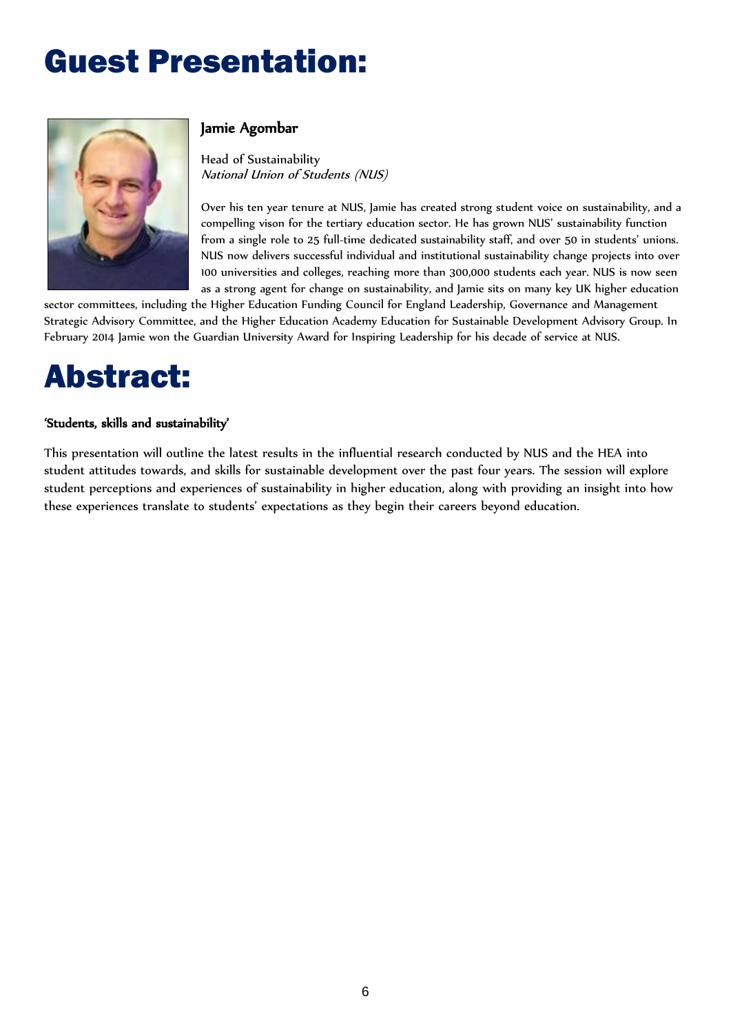# Guest Presentation:

### Jamie Agombar

Head of Sustainability
*National Union of Students (NUS)*

Over his ten year tenure at NUS, Jamie has created strong student voice on sustainability, and a compelling vison for the tertiary education sector. He has grown NUS' sustainability function from a single role to 25 full-time dedicated sustainability staff, and over 50 in students' unions. NUS now delivers successful individual and institutional sustainability change projects into over 100 universities and colleges, reaching more than 300,000 students each year. NUS is now seen as a strong agent for change on sustainability, and Jamie sits on many key UK higher education sector committees, including the Higher Education Funding Council for England Leadership, Governance and Management Strategic Advisory Committee, and the Higher Education Academy Education for Sustainable Development Advisory Group. In February 2014 Jamie won the Guardian University Award for Inspiring Leadership for his decade of service at NUS.

# Abstract:

**'Students, skills and sustainability'**

This presentation will outline the latest results in the influential research conducted by NUS and the HEA into student attitudes towards, and skills for sustainable development over the past four years. The session will explore student perceptions and experiences of sustainability in higher education, along with providing an insight into how these experiences translate to students' expectations as they begin their careers beyond education.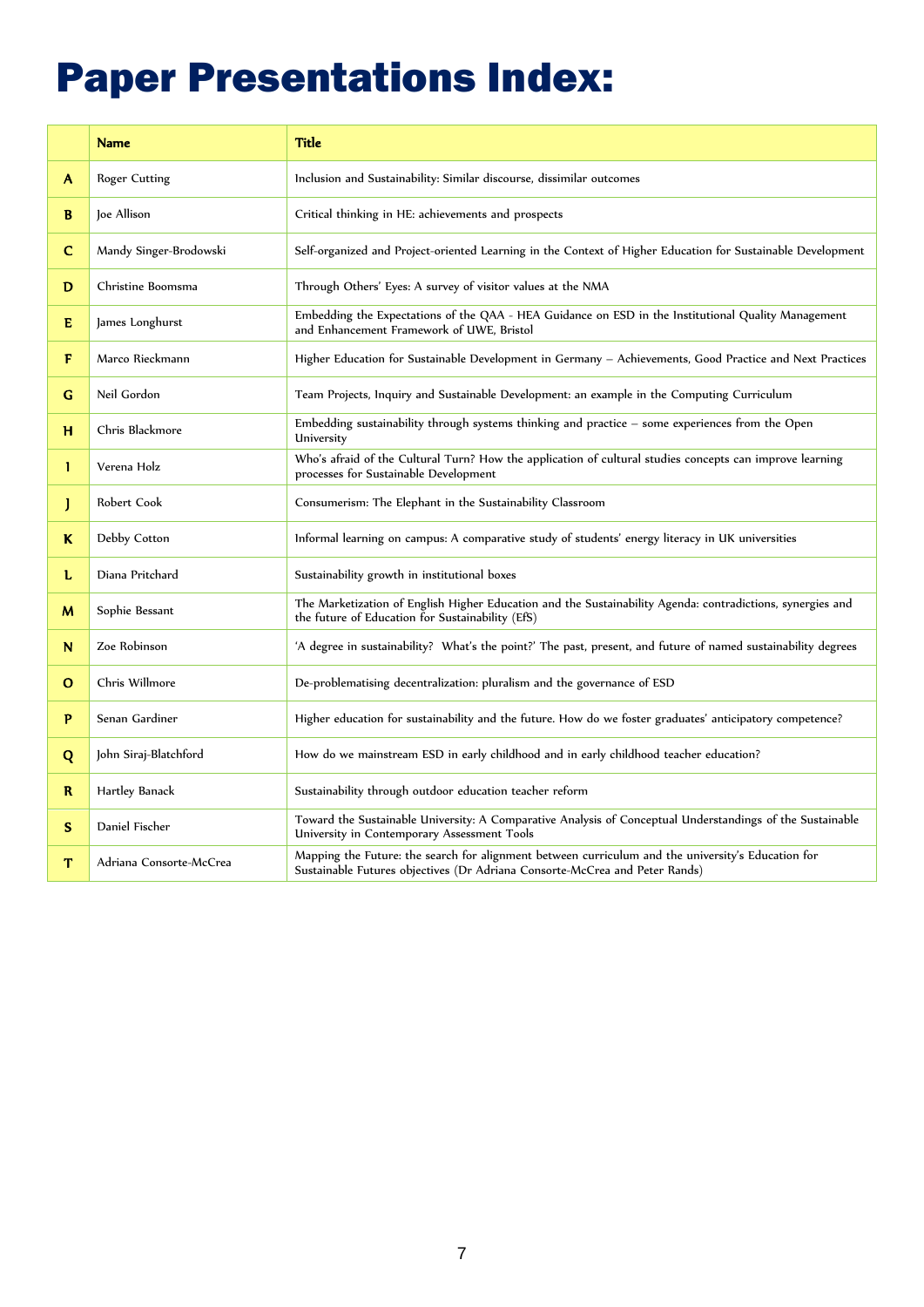# Paper Presentations Index:

| | Name | Title |
|---|---|---|
| A | Roger Cutting | Inclusion and Sustainability: Similar discourse, dissimilar outcomes |
| B | Joe Allison | Critical thinking in HE: achievements and prospects |
| C | Mandy Singer-Brodowski | Self-organized and Project-oriented Learning in the Context of Higher Education for Sustainable Development |
| D | Christine Boomsma | Through Others' Eyes: A survey of visitor values at the NMA |
| E | James Longhurst | Embedding the Expectations of the QAA - HEA Guidance on ESD in the Institutional Quality Management and Enhancement Framework of UWE, Bristol |
| F | Marco Rieckmann | Higher Education for Sustainable Development in Germany – Achievements, Good Practice and Next Practices |
| G | Neil Gordon | Team Projects, Inquiry and Sustainable Development: an example in the Computing Curriculum |
| H | Chris Blackmore | Embedding sustainability through systems thinking and practice – some experiences from the Open University |
| I | Verena Holz | Who's afraid of the Cultural Turn? How the application of cultural studies concepts can improve learning processes for Sustainable Development |
| J | Robert Cook | Consumerism: The Elephant in the Sustainability Classroom |
| K | Debby Cotton | Informal learning on campus: A comparative study of students' energy literacy in UK universities |
| L | Diana Pritchard | Sustainability growth in institutional boxes |
| M | Sophie Bessant | The Marketization of English Higher Education and the Sustainability Agenda: contradictions, synergies and the future of Education for Sustainability (EfS) |
| N | Zoe Robinson | 'A degree in sustainability? What's the point?' The past, present, and future of named sustainability degrees |
| O | Chris Willmore | De-problematising decentralization: pluralism and the governance of ESD |
| P | Senan Gardiner | Higher education for sustainability and the future. How do we foster graduates' anticipatory competence? |
| Q | John Siraj-Blatchford | How do we mainstream ESD in early childhood and in early childhood teacher education? |
| R | Hartley Banack | Sustainability through outdoor education teacher reform |
| S | Daniel Fischer | Toward the Sustainable University: A Comparative Analysis of Conceptual Understandings of the Sustainable University in Contemporary Assessment Tools |
| T | Adriana Consorte-McCrea | Mapping the Future: the search for alignment between curriculum and the university's Education for Sustainable Futures objectives (Dr Adriana Consorte-McCrea and Peter Rands) |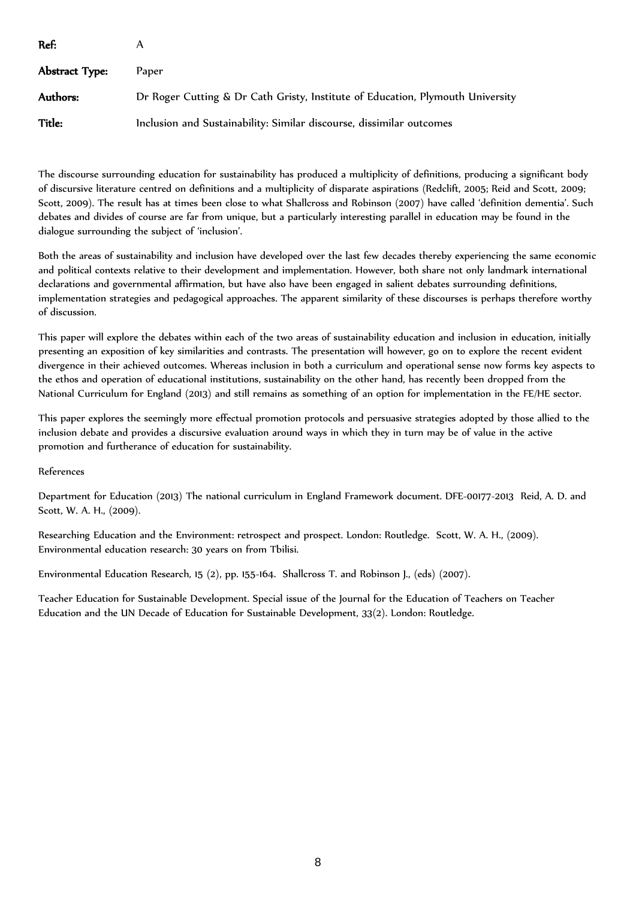**Ref:** A

**Abstract Type:** Paper

**Authors:** Dr Roger Cutting & Dr Cath Gristy, Institute of Education, Plymouth University

**Title:** Inclusion and Sustainability: Similar discourse, dissimilar outcomes

The discourse surrounding education for sustainability has produced a multiplicity of definitions, producing a significant body of discursive literature centred on definitions and a multiplicity of disparate aspirations (Redclift, 2005; Reid and Scott, 2009; Scott, 2009). The result has at times been close to what Shallcross and Robinson (2007) have called 'definition dementia'. Such debates and divides of course are far from unique, but a particularly interesting parallel in education may be found in the dialogue surrounding the subject of 'inclusion'.

Both the areas of sustainability and inclusion have developed over the last few decades thereby experiencing the same economic and political contexts relative to their development and implementation. However, both share not only landmark international declarations and governmental affirmation, but have also have been engaged in salient debates surrounding definitions, implementation strategies and pedagogical approaches. The apparent similarity of these discourses is perhaps therefore worthy of discussion.

This paper will explore the debates within each of the two areas of sustainability education and inclusion in education, initially presenting an exposition of key similarities and contrasts. The presentation will however, go on to explore the recent evident divergence in their achieved outcomes. Whereas inclusion in both a curriculum and operational sense now forms key aspects to the ethos and operation of educational institutions, sustainability on the other hand, has recently been dropped from the National Curriculum for England (2013) and still remains as something of an option for implementation in the FE/HE sector.

This paper explores the seemingly more effectual promotion protocols and persuasive strategies adopted by those allied to the inclusion debate and provides a discursive evaluation around ways in which they in turn may be of value in the active promotion and furtherance of education for sustainability.

References

Department for Education (2013) The national curriculum in England Framework document. DFE-00177-2013 Reid, A. D. and Scott, W. A. H., (2009).

Researching Education and the Environment: retrospect and prospect. London: Routledge. Scott, W. A. H., (2009). Environmental education research: 30 years on from Tbilisi.

Environmental Education Research, 15 (2), pp. 155-164. Shallcross T. and Robinson J., (eds) (2007).

Teacher Education for Sustainable Development. Special issue of the Journal for the Education of Teachers on Teacher Education and the UN Decade of Education for Sustainable Development, 33(2). London: Routledge.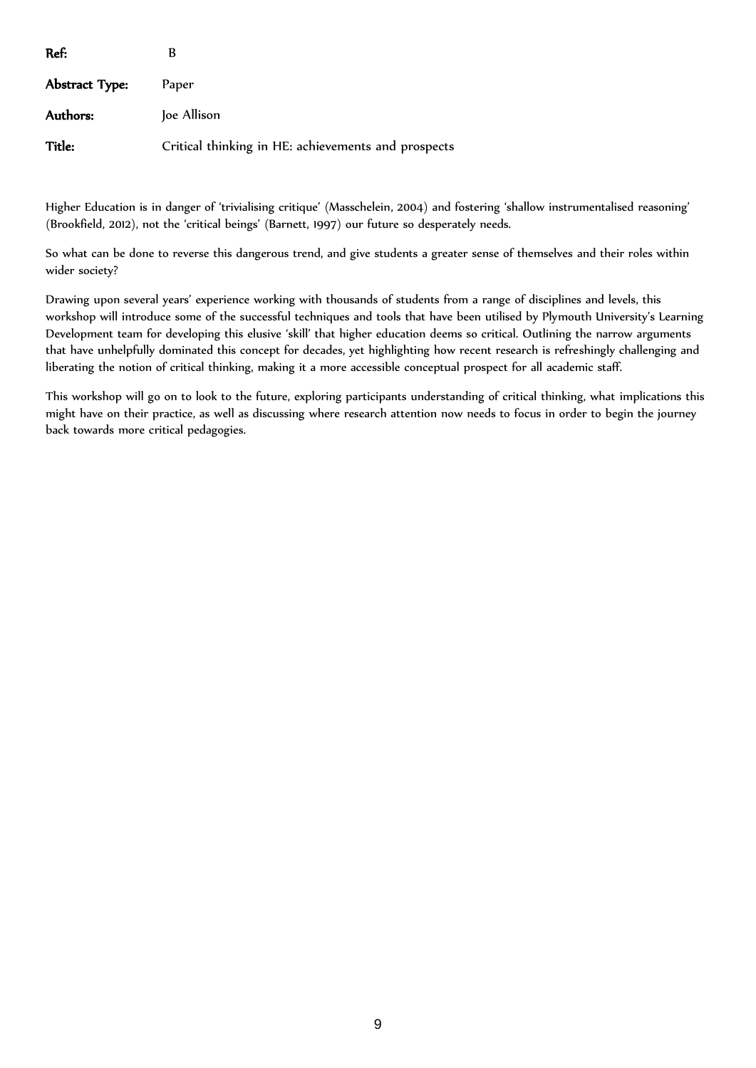**Ref:** B

**Abstract Type:** Paper

**Authors:** Joe Allison

**Title:** Critical thinking in HE: achievements and prospects

Higher Education is in danger of 'trivialising critique' (Masschelein, 2004) and fostering 'shallow instrumentalised reasoning' (Brookfield, 2012), not the 'critical beings' (Barnett, 1997) our future so desperately needs.

So what can be done to reverse this dangerous trend, and give students a greater sense of themselves and their roles within wider society?

Drawing upon several years' experience working with thousands of students from a range of disciplines and levels, this workshop will introduce some of the successful techniques and tools that have been utilised by Plymouth University's Learning Development team for developing this elusive 'skill' that higher education deems so critical. Outlining the narrow arguments that have unhelpfully dominated this concept for decades, yet highlighting how recent research is refreshingly challenging and liberating the notion of critical thinking, making it a more accessible conceptual prospect for all academic staff.

This workshop will go on to look to the future, exploring participants understanding of critical thinking, what implications this might have on their practice, as well as discussing where research attention now needs to focus in order to begin the journey back towards more critical pedagogies.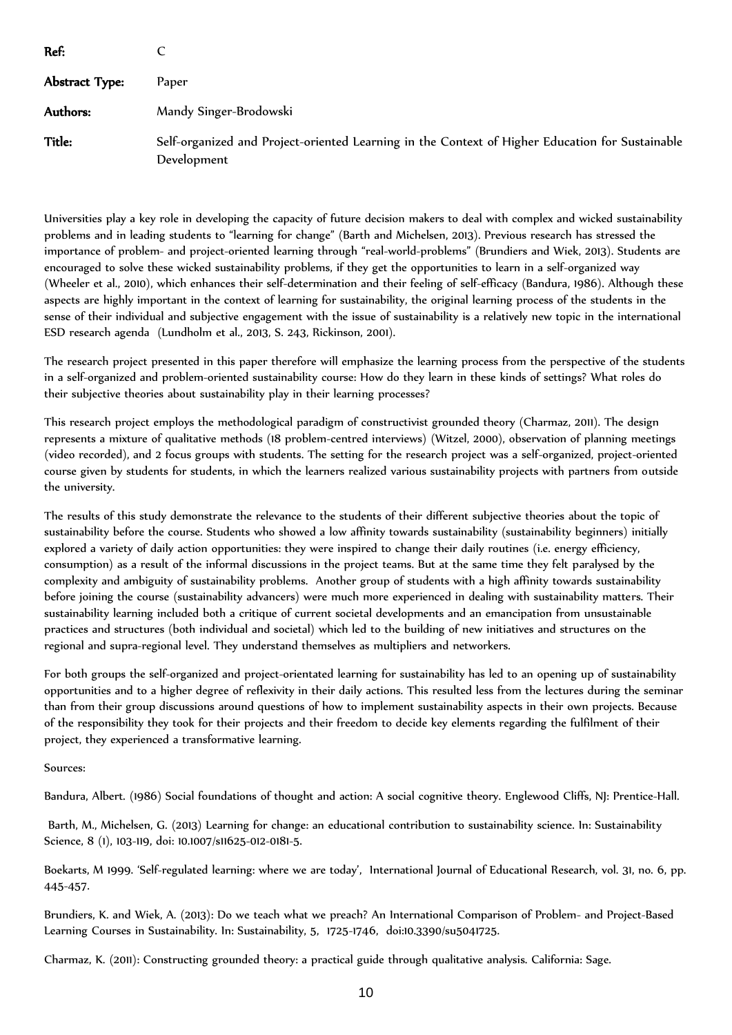**Ref:** C

**Abstract Type:** Paper

**Authors:** Mandy Singer-Brodowski

**Title:** Self-organized and Project-oriented Learning in the Context of Higher Education for Sustainable Development

Universities play a key role in developing the capacity of future decision makers to deal with complex and wicked sustainability problems and in leading students to "learning for change" (Barth and Michelsen, 2013). Previous research has stressed the importance of problem- and project-oriented learning through "real-world-problems" (Brundiers and Wiek, 2013). Students are encouraged to solve these wicked sustainability problems, if they get the opportunities to learn in a self-organized way (Wheeler et al., 2010), which enhances their self-determination and their feeling of self-efficacy (Bandura, 1986). Although these aspects are highly important in the context of learning for sustainability, the original learning process of the students in the sense of their individual and subjective engagement with the issue of sustainability is a relatively new topic in the international ESD research agenda (Lundholm et al., 2013, S. 243, Rickinson, 2001).

The research project presented in this paper therefore will emphasize the learning process from the perspective of the students in a self-organized and problem-oriented sustainability course: How do they learn in these kinds of settings? What roles do their subjective theories about sustainability play in their learning processes?

This research project employs the methodological paradigm of constructivist grounded theory (Charmaz, 2011). The design represents a mixture of qualitative methods (18 problem-centred interviews) (Witzel, 2000), observation of planning meetings (video recorded), and 2 focus groups with students. The setting for the research project was a self-organized, project-oriented course given by students for students, in which the learners realized various sustainability projects with partners from outside the university.

The results of this study demonstrate the relevance to the students of their different subjective theories about the topic of sustainability before the course. Students who showed a low affinity towards sustainability (sustainability beginners) initially explored a variety of daily action opportunities: they were inspired to change their daily routines (i.e. energy efficiency, consumption) as a result of the informal discussions in the project teams. But at the same time they felt paralysed by the complexity and ambiguity of sustainability problems. Another group of students with a high affinity towards sustainability before joining the course (sustainability advancers) were much more experienced in dealing with sustainability matters. Their sustainability learning included both a critique of current societal developments and an emancipation from unsustainable practices and structures (both individual and societal) which led to the building of new initiatives and structures on the regional and supra-regional level. They understand themselves as multipliers and networkers.

For both groups the self-organized and project-orientated learning for sustainability has led to an opening up of sustainability opportunities and to a higher degree of reflexivity in their daily actions. This resulted less from the lectures during the seminar than from their group discussions around questions of how to implement sustainability aspects in their own projects. Because of the responsibility they took for their projects and their freedom to decide key elements regarding the fulfilment of their project, they experienced a transformative learning.

Sources:

Bandura, Albert. (1986) Social foundations of thought and action: A social cognitive theory. Englewood Cliffs, NJ: Prentice-Hall.

Barth, M., Michelsen, G. (2013) Learning for change: an educational contribution to sustainability science. In: Sustainability Science, 8 (1), 103-119, doi: 10.1007/s11625-012-0181-5.

Boekarts, M 1999. 'Self-regulated learning: where we are today', International Journal of Educational Research, vol. 31, no. 6, pp. 445-457.

Brundiers, K. and Wiek, A. (2013): Do we teach what we preach? An International Comparison of Problem- and Project-Based Learning Courses in Sustainability. In: Sustainability, 5, 1725-1746, doi:10.3390/su5041725.

Charmaz, K. (2011): Constructing grounded theory: a practical guide through qualitative analysis. California: Sage.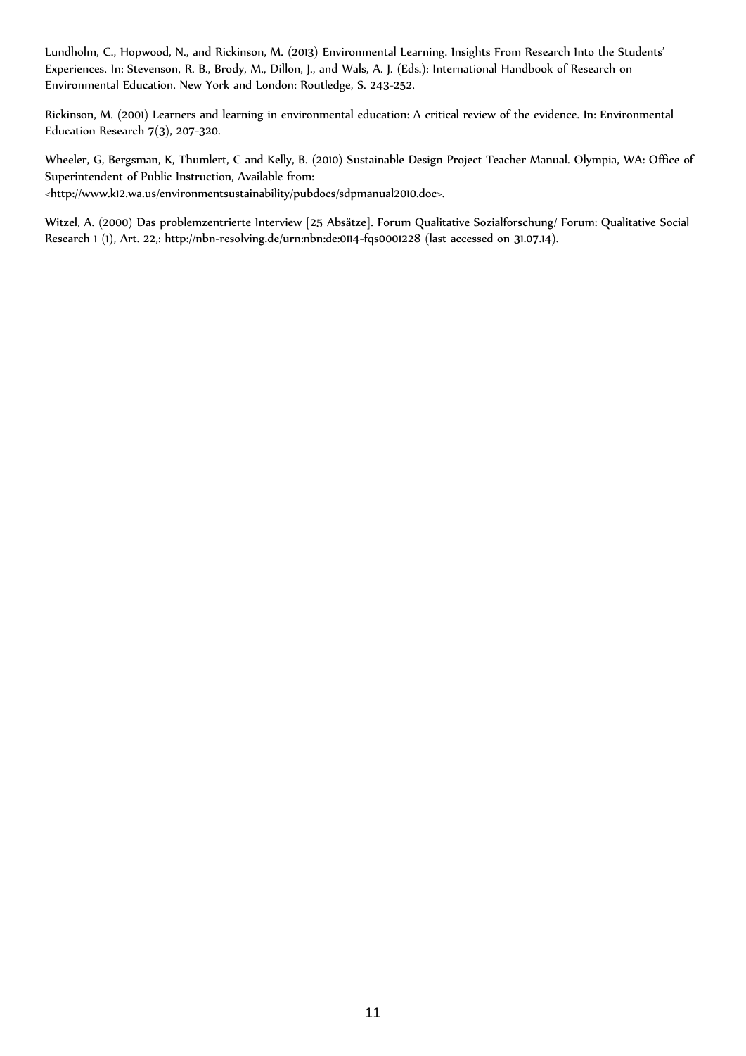Lundholm, C., Hopwood, N., and Rickinson, M. (2013) Environmental Learning. Insights From Research Into the Students' Experiences. In: Stevenson, R. B., Brody, M., Dillon, J., and Wals, A. J. (Eds.): International Handbook of Research on Environmental Education. New York and London: Routledge, S. 243-252.

Rickinson, M. (2001) Learners and learning in environmental education: A critical review of the evidence. In: Environmental Education Research 7(3), 207-320.

Wheeler, G, Bergsman, K, Thumlert, C and Kelly, B. (2010) Sustainable Design Project Teacher Manual. Olympia, WA: Office of Superintendent of Public Instruction, Available from: <http://www.k12.wa.us/environmentsustainability/pubdocs/sdpmanual2010.doc>.

Witzel, A. (2000) Das problemzentrierte Interview [25 Absätze]. Forum Qualitative Sozialforschung/ Forum: Qualitative Social Research 1 (1), Art. 22,: http://nbn-resolving.de/urn:nbn:de:0114-fqs0001228 (last accessed on 31.07.14).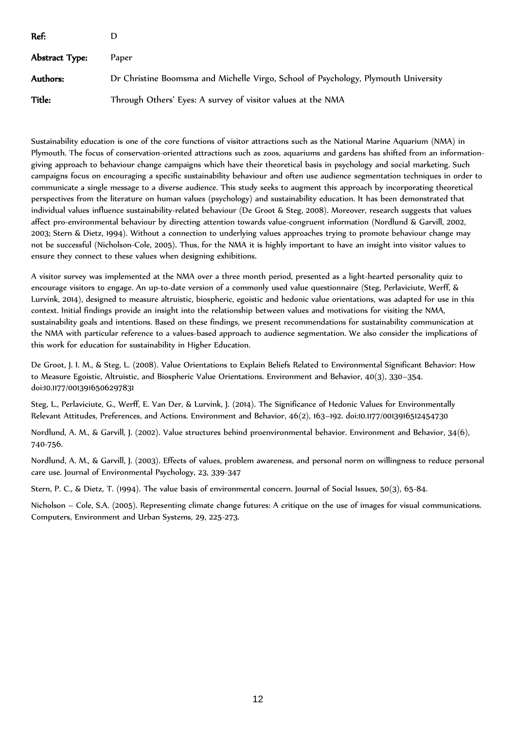**Ref:** D

**Abstract Type:** Paper

**Authors:** Dr Christine Boomsma and Michelle Virgo, School of Psychology, Plymouth University

**Title:** Through Others' Eyes: A survey of visitor values at the NMA

Sustainability education is one of the core functions of visitor attractions such as the National Marine Aquarium (NMA) in Plymouth. The focus of conservation-oriented attractions such as zoos, aquariums and gardens has shifted from an information-giving approach to behaviour change campaigns which have their theoretical basis in psychology and social marketing. Such campaigns focus on encouraging a specific sustainability behaviour and often use audience segmentation techniques in order to communicate a single message to a diverse audience. This study seeks to augment this approach by incorporating theoretical perspectives from the literature on human values (psychology) and sustainability education. It has been demonstrated that individual values influence sustainability-related behaviour (De Groot & Steg, 2008). Moreover, research suggests that values affect pro-environmental behaviour by directing attention towards value-congruent information (Nordlund & Garvill, 2002, 2003; Stern & Dietz, 1994). Without a connection to underlying values approaches trying to promote behaviour change may not be successful (Nicholson-Cole, 2005). Thus, for the NMA it is highly important to have an insight into visitor values to ensure they connect to these values when designing exhibitions.

A visitor survey was implemented at the NMA over a three month period, presented as a light-hearted personality quiz to encourage visitors to engage. An up-to-date version of a commonly used value questionnaire (Steg, Perlaviciute, Werff, & Lurvink, 2014), designed to measure altruistic, biospheric, egoistic and hedonic value orientations, was adapted for use in this context. Initial findings provide an insight into the relationship between values and motivations for visiting the NMA, sustainability goals and intentions. Based on these findings, we present recommendations for sustainability communication at the NMA with particular reference to a values-based approach to audience segmentation. We also consider the implications of this work for education for sustainability in Higher Education.

De Groot, J. I. M., & Steg, L. (2008). Value Orientations to Explain Beliefs Related to Environmental Significant Behavior: How to Measure Egoistic, Altruistic, and Biospheric Value Orientations. Environment and Behavior, 40(3), 330–354. doi:10.1177/0013916506297831

Steg, L., Perlaviciute, G., Werff, E. Van Der, & Lurvink, J. (2014). The Significance of Hedonic Values for Environmentally Relevant Attitudes, Preferences, and Actions. Environment and Behavior, 46(2), 163–192. doi:10.1177/0013916512454730

Nordlund, A. M., & Garvill, J. (2002). Value structures behind proenvironmental behavior. Environment and Behavior, 34(6), 740-756.

Nordlund, A. M., & Garvill, J. (2003). Effects of values, problem awareness, and personal norm on willingness to reduce personal care use. Journal of Environmental Psychology, 23, 339-347

Stern, P. C., & Dietz, T. (1994). The value basis of environmental concern. Journal of Social Issues, 50(3), 65-84.

Nicholson – Cole, S.A. (2005). Representing climate change futures: A critique on the use of images for visual communications. Computers, Environment and Urban Systems, 29, 225-273.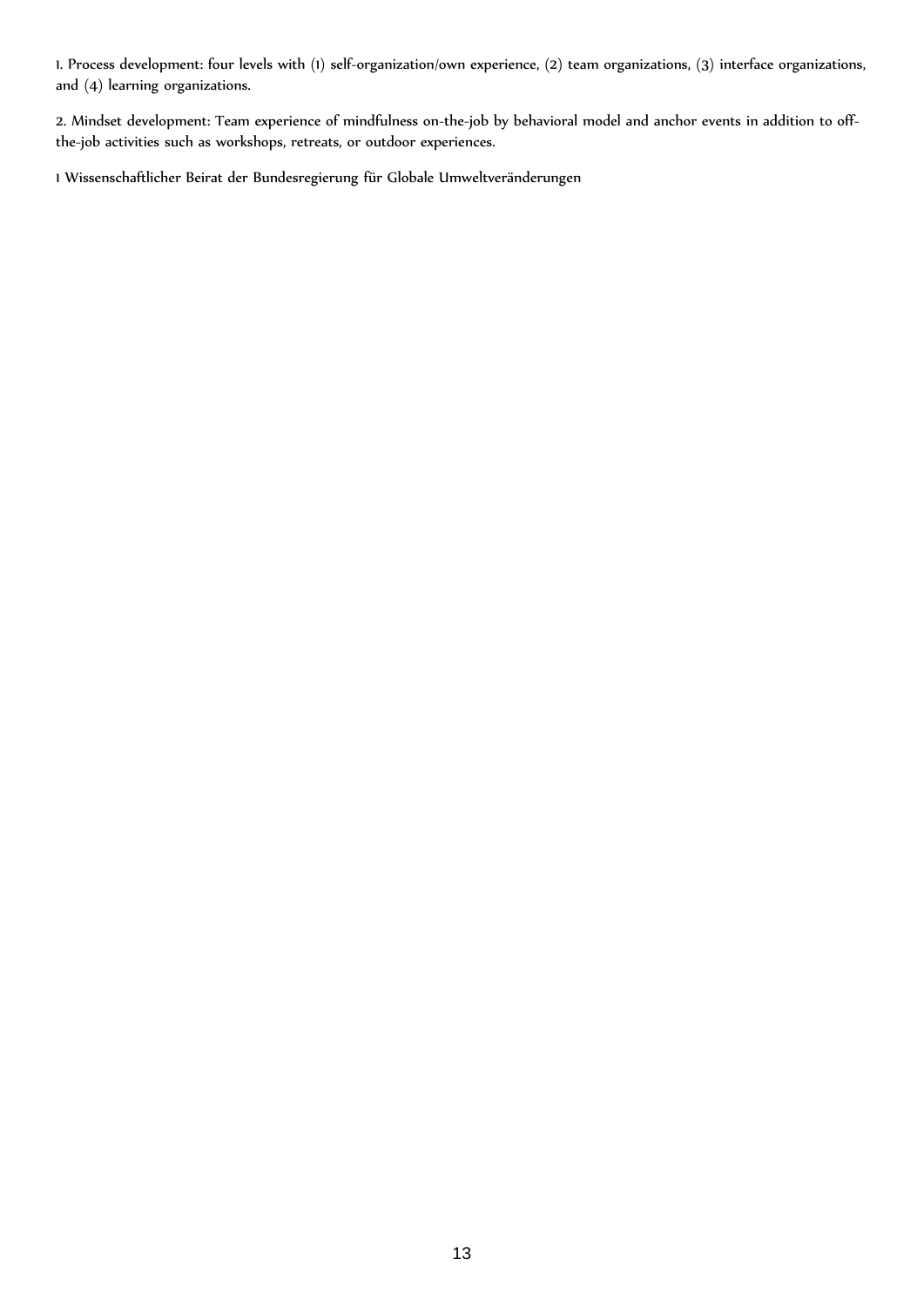1. Process development: four levels with (1) self-organization/own experience, (2) team organizations, (3) interface organizations, and (4) learning organizations.

2. Mindset development: Team experience of mindfulness on-the-job by behavioral model and anchor events in addition to off-the-job activities such as workshops, retreats, or outdoor experiences.

1 Wissenschaftlicher Beirat der Bundesregierung für Globale Umweltveränderungen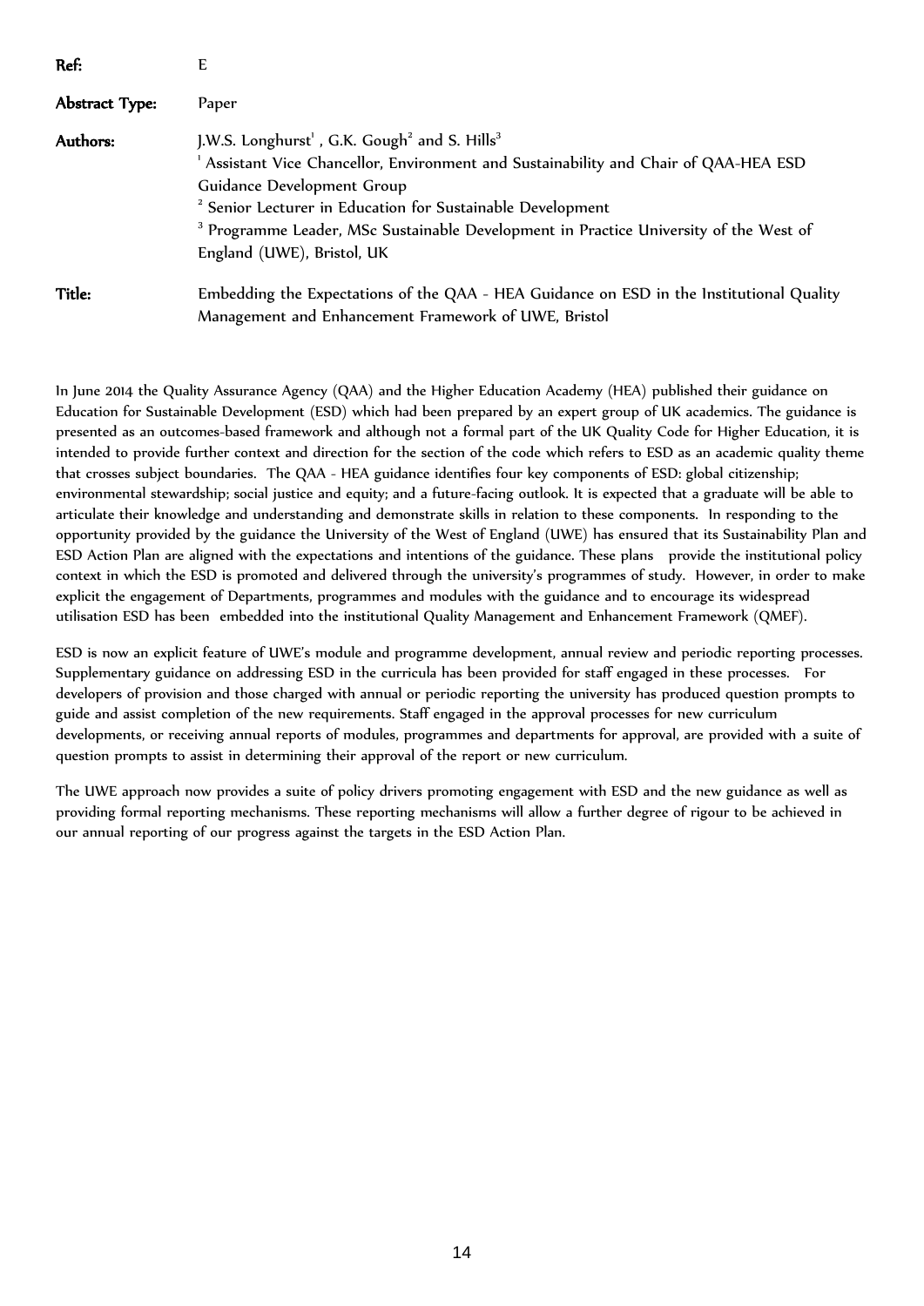| | |
|---|---|
| **Ref:** | E |
| **Abstract Type:** | Paper |
| **Authors:** | J.W.S. Longhurst[1] , G.K. Gough[2] and S. Hills[3]<br>[1] Assistant Vice Chancellor, Environment and Sustainability and Chair of QAA-HEA ESD Guidance Development Group<br>[2] Senior Lecturer in Education for Sustainable Development<br>[3] Programme Leader, MSc Sustainable Development in Practice University of the West of England (UWE), Bristol, UK |
| **Title:** | Embedding the Expectations of the QAA - HEA Guidance on ESD in the Institutional Quality Management and Enhancement Framework of UWE, Bristol |

In June 2014 the Quality Assurance Agency (QAA) and the Higher Education Academy (HEA) published their guidance on Education for Sustainable Development (ESD) which had been prepared by an expert group of UK academics. The guidance is presented as an outcomes-based framework and although not a formal part of the UK Quality Code for Higher Education, it is intended to provide further context and direction for the section of the code which refers to ESD as an academic quality theme that crosses subject boundaries. The QAA - HEA guidance identifies four key components of ESD: global citizenship; environmental stewardship; social justice and equity; and a future-facing outlook. It is expected that a graduate will be able to articulate their knowledge and understanding and demonstrate skills in relation to these components. In responding to the opportunity provided by the guidance the University of the West of England (UWE) has ensured that its Sustainability Plan and ESD Action Plan are aligned with the expectations and intentions of the guidance. These plans provide the institutional policy context in which the ESD is promoted and delivered through the university's programmes of study. However, in order to make explicit the engagement of Departments, programmes and modules with the guidance and to encourage its widespread utilisation ESD has been embedded into the institutional Quality Management and Enhancement Framework (QMEF).

ESD is now an explicit feature of UWE's module and programme development, annual review and periodic reporting processes. Supplementary guidance on addressing ESD in the curricula has been provided for staff engaged in these processes. For developers of provision and those charged with annual or periodic reporting the university has produced question prompts to guide and assist completion of the new requirements. Staff engaged in the approval processes for new curriculum developments, or receiving annual reports of modules, programmes and departments for approval, are provided with a suite of question prompts to assist in determining their approval of the report or new curriculum.

The UWE approach now provides a suite of policy drivers promoting engagement with ESD and the new guidance as well as providing formal reporting mechanisms. These reporting mechanisms will allow a further degree of rigour to be achieved in our annual reporting of our progress against the targets in the ESD Action Plan.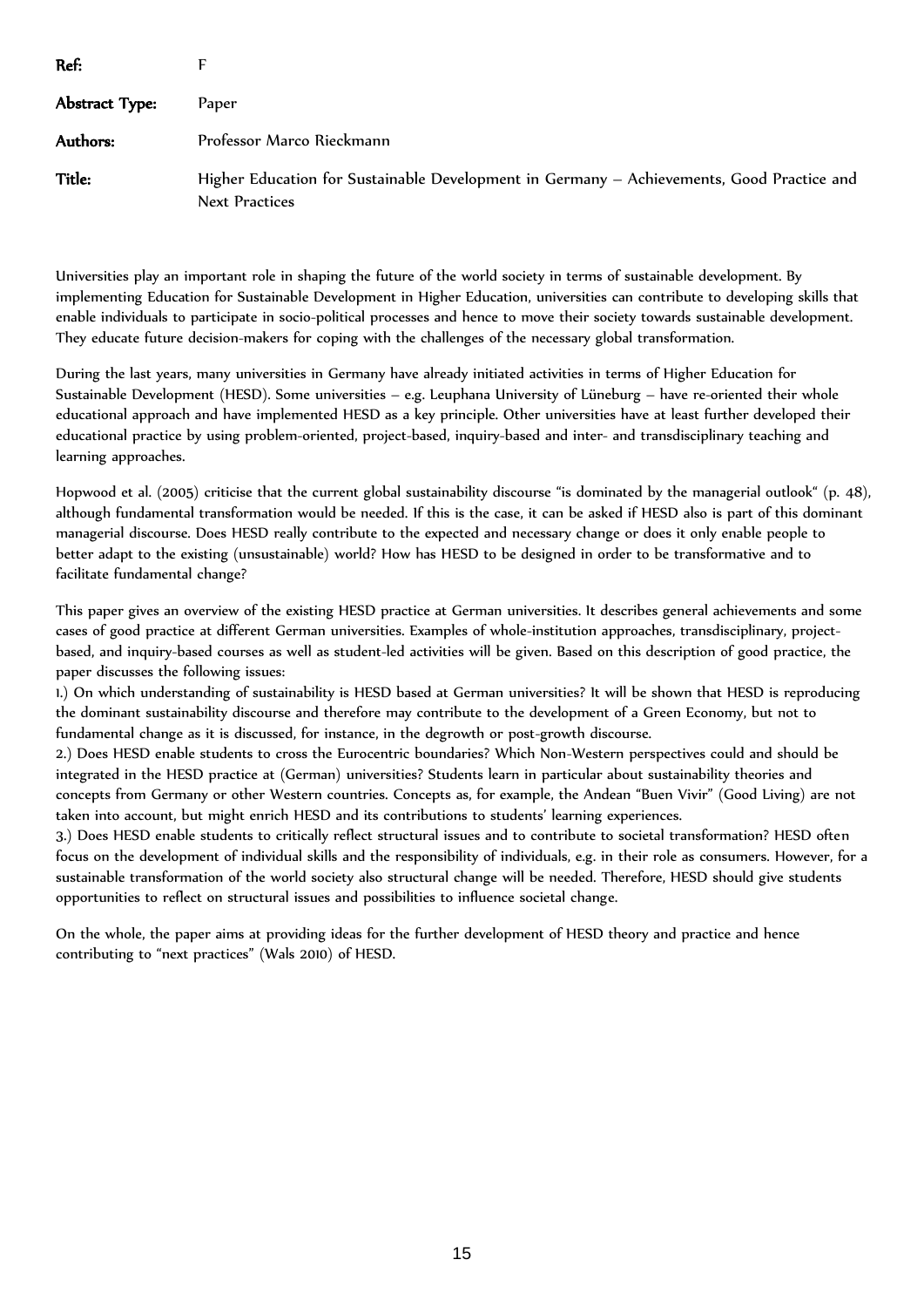**Ref:** F

**Abstract Type:** Paper

**Authors:** Professor Marco Rieckmann

**Title:** Higher Education for Sustainable Development in Germany – Achievements, Good Practice and Next Practices

Universities play an important role in shaping the future of the world society in terms of sustainable development. By implementing Education for Sustainable Development in Higher Education, universities can contribute to developing skills that enable individuals to participate in socio-political processes and hence to move their society towards sustainable development. They educate future decision-makers for coping with the challenges of the necessary global transformation.

During the last years, many universities in Germany have already initiated activities in terms of Higher Education for Sustainable Development (HESD). Some universities – e.g. Leuphana University of Lüneburg – have re-oriented their whole educational approach and have implemented HESD as a key principle. Other universities have at least further developed their educational practice by using problem-oriented, project-based, inquiry-based and inter- and transdisciplinary teaching and learning approaches.

Hopwood et al. (2005) criticise that the current global sustainability discourse "is dominated by the managerial outlook" (p. 48), although fundamental transformation would be needed. If this is the case, it can be asked if HESD also is part of this dominant managerial discourse. Does HESD really contribute to the expected and necessary change or does it only enable people to better adapt to the existing (unsustainable) world? How has HESD to be designed in order to be transformative and to facilitate fundamental change?

This paper gives an overview of the existing HESD practice at German universities. It describes general achievements and some cases of good practice at different German universities. Examples of whole-institution approaches, transdisciplinary, project-based, and inquiry-based courses as well as student-led activities will be given. Based on this description of good practice, the paper discusses the following issues:

1.) On which understanding of sustainability is HESD based at German universities? It will be shown that HESD is reproducing the dominant sustainability discourse and therefore may contribute to the development of a Green Economy, but not to fundamental change as it is discussed, for instance, in the degrowth or post-growth discourse.

2.) Does HESD enable students to cross the Eurocentric boundaries? Which Non-Western perspectives could and should be integrated in the HESD practice at (German) universities? Students learn in particular about sustainability theories and concepts from Germany or other Western countries. Concepts as, for example, the Andean "Buen Vivir" (Good Living) are not taken into account, but might enrich HESD and its contributions to students' learning experiences.

3.) Does HESD enable students to critically reflect structural issues and to contribute to societal transformation? HESD often focus on the development of individual skills and the responsibility of individuals, e.g. in their role as consumers. However, for a sustainable transformation of the world society also structural change will be needed. Therefore, HESD should give students opportunities to reflect on structural issues and possibilities to influence societal change.

On the whole, the paper aims at providing ideas for the further development of HESD theory and practice and hence contributing to "next practices" (Wals 2010) of HESD.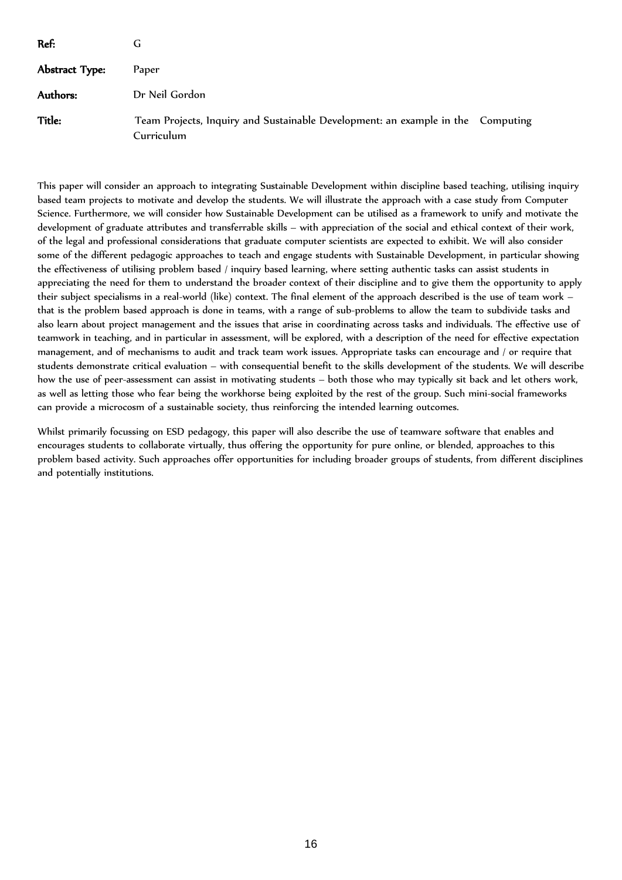**Ref:** G

**Abstract Type:** Paper

**Authors:** Dr Neil Gordon

**Title:** Team Projects, Inquiry and Sustainable Development: an example in the Computing Curriculum

This paper will consider an approach to integrating Sustainable Development within discipline based teaching, utilising inquiry based team projects to motivate and develop the students. We will illustrate the approach with a case study from Computer Science. Furthermore, we will consider how Sustainable Development can be utilised as a framework to unify and motivate the development of graduate attributes and transferrable skills – with appreciation of the social and ethical context of their work, of the legal and professional considerations that graduate computer scientists are expected to exhibit. We will also consider some of the different pedagogic approaches to teach and engage students with Sustainable Development, in particular showing the effectiveness of utilising problem based / inquiry based learning, where setting authentic tasks can assist students in appreciating the need for them to understand the broader context of their discipline and to give them the opportunity to apply their subject specialisms in a real-world (like) context. The final element of the approach described is the use of team work – that is the problem based approach is done in teams, with a range of sub-problems to allow the team to subdivide tasks and also learn about project management and the issues that arise in coordinating across tasks and individuals. The effective use of teamwork in teaching, and in particular in assessment, will be explored, with a description of the need for effective expectation management, and of mechanisms to audit and track team work issues. Appropriate tasks can encourage and / or require that students demonstrate critical evaluation – with consequential benefit to the skills development of the students. We will describe how the use of peer-assessment can assist in motivating students – both those who may typically sit back and let others work, as well as letting those who fear being the workhorse being exploited by the rest of the group. Such mini-social frameworks can provide a microcosm of a sustainable society, thus reinforcing the intended learning outcomes.

Whilst primarily focussing on ESD pedagogy, this paper will also describe the use of teamware software that enables and encourages students to collaborate virtually, thus offering the opportunity for pure online, or blended, approaches to this problem based activity. Such approaches offer opportunities for including broader groups of students, from different disciplines and potentially institutions.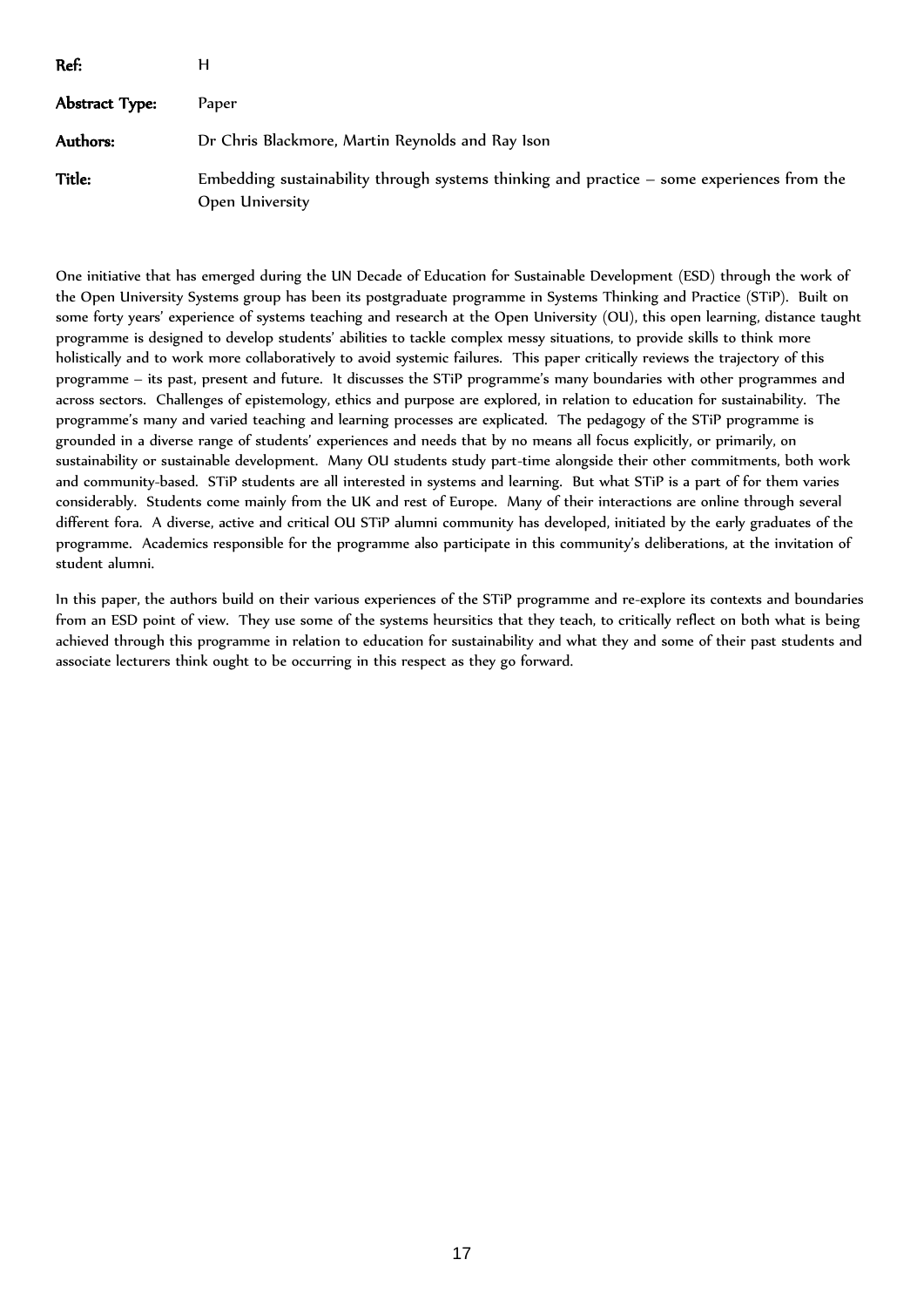| | |
|---|---|
| **Ref:** | H |
| **Abstract Type:** | Paper |
| **Authors:** | Dr Chris Blackmore, Martin Reynolds and Ray Ison |
| **Title:** | Embedding sustainability through systems thinking and practice – some experiences from the Open University |

One initiative that has emerged during the UN Decade of Education for Sustainable Development (ESD) through the work of the Open University Systems group has been its postgraduate programme in Systems Thinking and Practice (STiP). Built on some forty years' experience of systems teaching and research at the Open University (OU), this open learning, distance taught programme is designed to develop students' abilities to tackle complex messy situations, to provide skills to think more holistically and to work more collaboratively to avoid systemic failures. This paper critically reviews the trajectory of this programme – its past, present and future. It discusses the STiP programme's many boundaries with other programmes and across sectors. Challenges of epistemology, ethics and purpose are explored, in relation to education for sustainability. The programme's many and varied teaching and learning processes are explicated. The pedagogy of the STiP programme is grounded in a diverse range of students' experiences and needs that by no means all focus explicitly, or primarily, on sustainability or sustainable development. Many OU students study part-time alongside their other commitments, both work and community-based. STiP students are all interested in systems and learning. But what STiP is a part of for them varies considerably. Students come mainly from the UK and rest of Europe. Many of their interactions are online through several different fora. A diverse, active and critical OU STiP alumni community has developed, initiated by the early graduates of the programme. Academics responsible for the programme also participate in this community's deliberations, at the invitation of student alumni.

In this paper, the authors build on their various experiences of the STiP programme and re-explore its contexts and boundaries from an ESD point of view. They use some of the systems heursitics that they teach, to critically reflect on both what is being achieved through this programme in relation to education for sustainability and what they and some of their past students and associate lecturers think ought to be occurring in this respect as they go forward.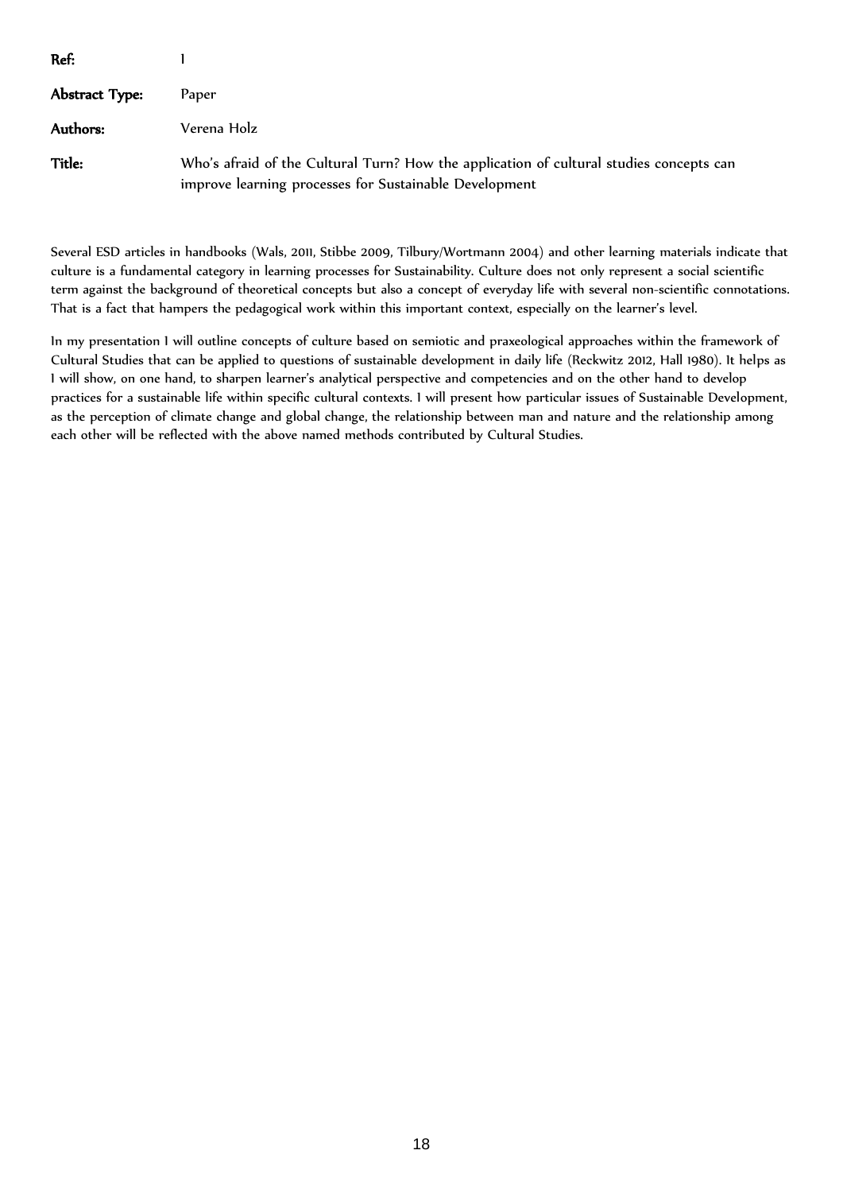**Ref:** 1

**Abstract Type:** Paper

**Authors:** Verena Holz

**Title:** Who's afraid of the Cultural Turn? How the application of cultural studies concepts can improve learning processes for Sustainable Development

Several ESD articles in handbooks (Wals, 2011, Stibbe 2009, Tilbury/Wortmann 2004) and other learning materials indicate that culture is a fundamental category in learning processes for Sustainability. Culture does not only represent a social scientific term against the background of theoretical concepts but also a concept of everyday life with several non-scientific connotations. That is a fact that hampers the pedagogical work within this important context, especially on the learner's level.

In my presentation I will outline concepts of culture based on semiotic and praxeological approaches within the framework of Cultural Studies that can be applied to questions of sustainable development in daily life (Reckwitz 2012, Hall 1980). It helps as I will show, on one hand, to sharpen learner's analytical perspective and competencies and on the other hand to develop practices for a sustainable life within specific cultural contexts. I will present how particular issues of Sustainable Development, as the perception of climate change and global change, the relationship between man and nature and the relationship among each other will be reflected with the above named methods contributed by Cultural Studies.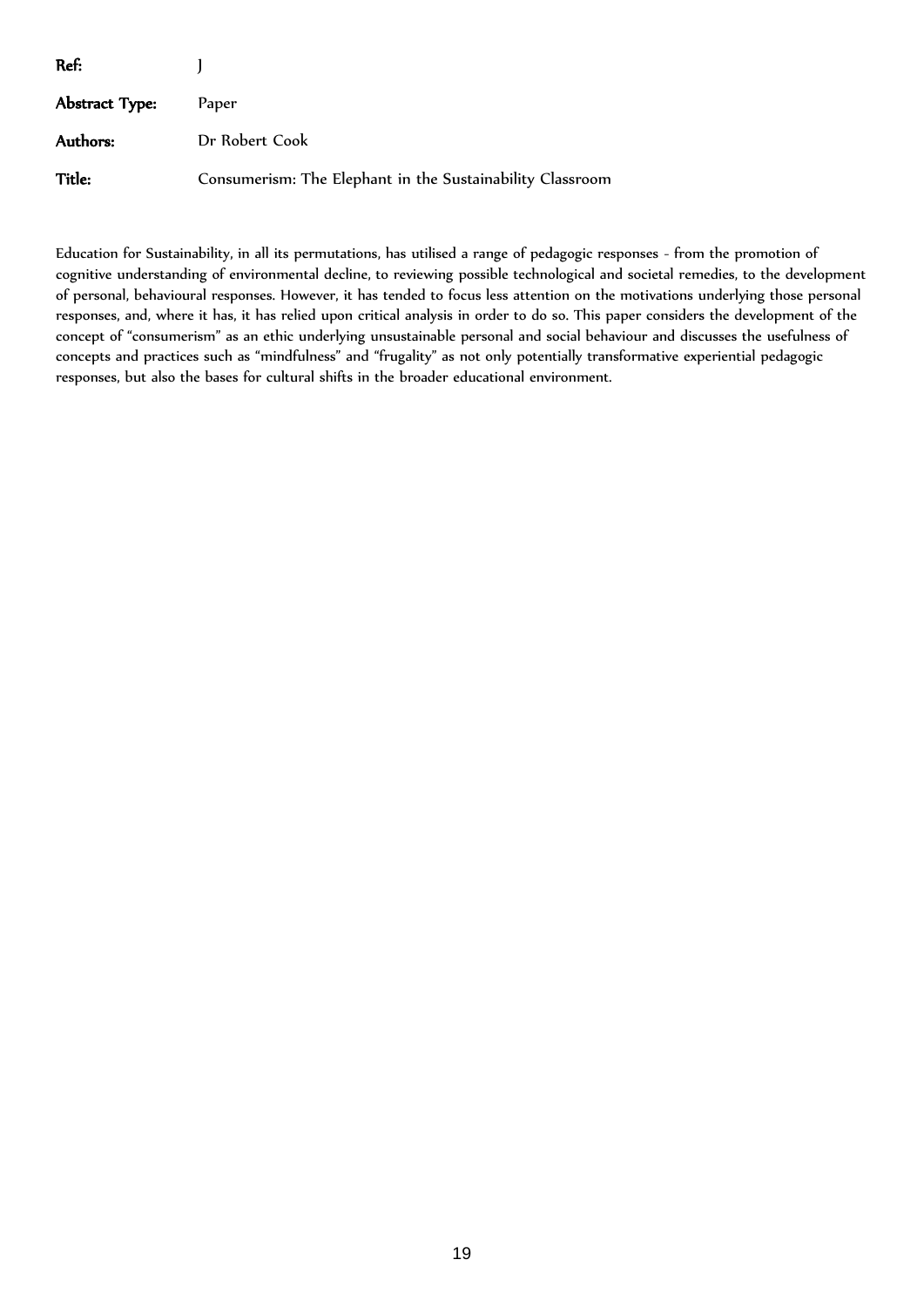**Ref:** J

**Abstract Type:** Paper

**Authors:** Dr Robert Cook

**Title:** Consumerism: The Elephant in the Sustainability Classroom

Education for Sustainability, in all its permutations, has utilised a range of pedagogic responses - from the promotion of cognitive understanding of environmental decline, to reviewing possible technological and societal remedies, to the development of personal, behavioural responses. However, it has tended to focus less attention on the motivations underlying those personal responses, and, where it has, it has relied upon critical analysis in order to do so. This paper considers the development of the concept of "consumerism" as an ethic underlying unsustainable personal and social behaviour and discusses the usefulness of concepts and practices such as "mindfulness" and "frugality" as not only potentially transformative experiential pedagogic responses, but also the bases for cultural shifts in the broader educational environment.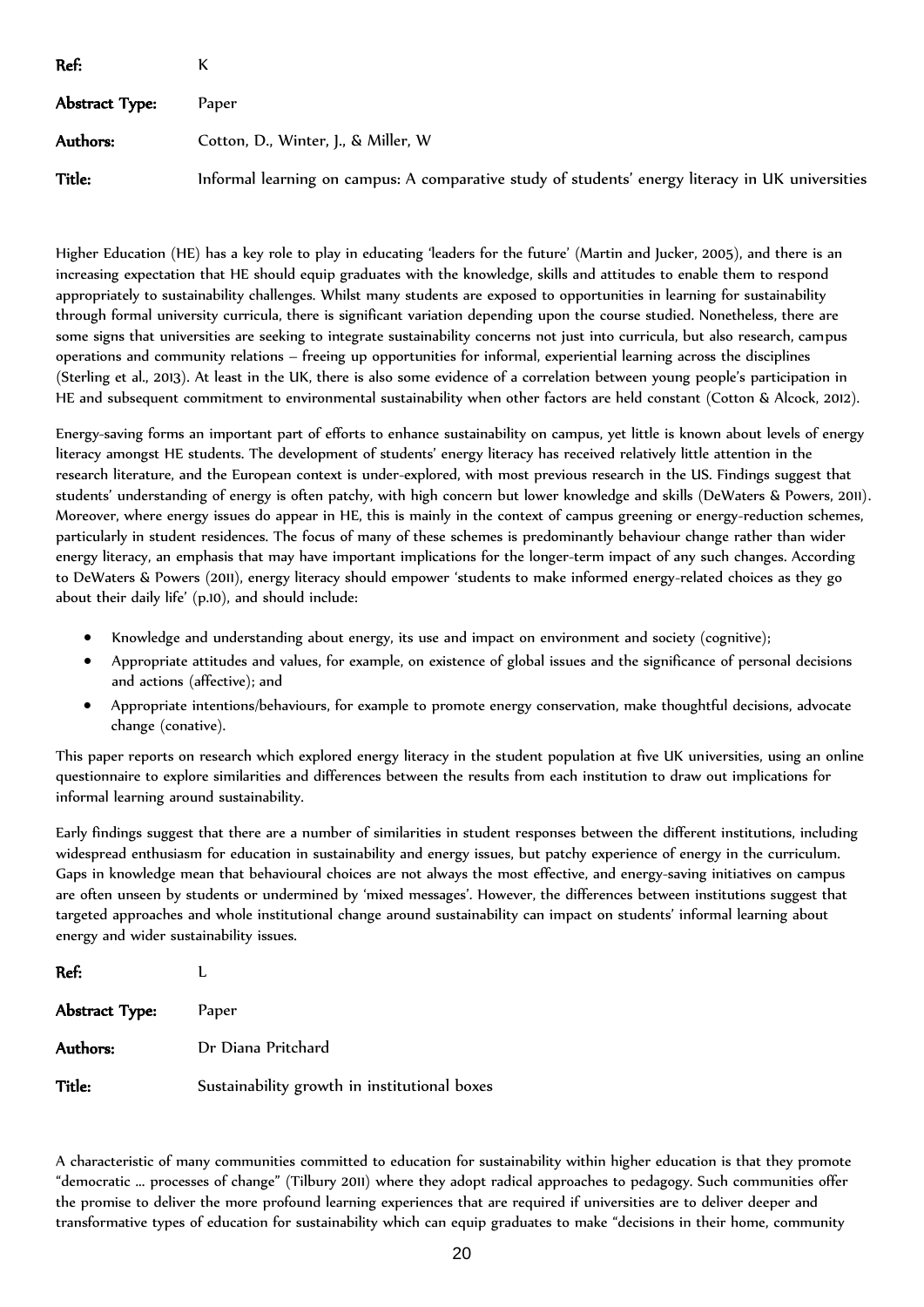**Ref:** K

**Abstract Type:** Paper

**Authors:** Cotton, D., Winter, J., & Miller, W

**Title:** Informal learning on campus: A comparative study of students' energy literacy in UK universities

Higher Education (HE) has a key role to play in educating 'leaders for the future' (Martin and Jucker, 2005), and there is an increasing expectation that HE should equip graduates with the knowledge, skills and attitudes to enable them to respond appropriately to sustainability challenges. Whilst many students are exposed to opportunities in learning for sustainability through formal university curricula, there is significant variation depending upon the course studied. Nonetheless, there are some signs that universities are seeking to integrate sustainability concerns not just into curricula, but also research, campus operations and community relations – freeing up opportunities for informal, experiential learning across the disciplines (Sterling et al., 2013). At least in the UK, there is also some evidence of a correlation between young people's participation in HE and subsequent commitment to environmental sustainability when other factors are held constant (Cotton & Alcock, 2012).

Energy-saving forms an important part of efforts to enhance sustainability on campus, yet little is known about levels of energy literacy amongst HE students. The development of students' energy literacy has received relatively little attention in the research literature, and the European context is under-explored, with most previous research in the US. Findings suggest that students' understanding of energy is often patchy, with high concern but lower knowledge and skills (DeWaters & Powers, 2011). Moreover, where energy issues do appear in HE, this is mainly in the context of campus greening or energy-reduction schemes, particularly in student residences. The focus of many of these schemes is predominantly behaviour change rather than wider energy literacy, an emphasis that may have important implications for the longer-term impact of any such changes. According to DeWaters & Powers (2011), energy literacy should empower 'students to make informed energy-related choices as they go about their daily life' (p.10), and should include:

- Knowledge and understanding about energy, its use and impact on environment and society (cognitive);
- Appropriate attitudes and values, for example, on existence of global issues and the significance of personal decisions and actions (affective); and
- Appropriate intentions/behaviours, for example to promote energy conservation, make thoughtful decisions, advocate change (conative).

This paper reports on research which explored energy literacy in the student population at five UK universities, using an online questionnaire to explore similarities and differences between the results from each institution to draw out implications for informal learning around sustainability.

Early findings suggest that there are a number of similarities in student responses between the different institutions, including widespread enthusiasm for education in sustainability and energy issues, but patchy experience of energy in the curriculum. Gaps in knowledge mean that behavioural choices are not always the most effective, and energy-saving initiatives on campus are often unseen by students or undermined by 'mixed messages'. However, the differences between institutions suggest that targeted approaches and whole institutional change around sustainability can impact on students' informal learning about energy and wider sustainability issues.

**Ref:** L

**Abstract Type:** Paper

**Authors:** Dr Diana Pritchard

**Title:** Sustainability growth in institutional boxes

A characteristic of many communities committed to education for sustainability within higher education is that they promote "democratic … processes of change" (Tilbury 2011) where they adopt radical approaches to pedagogy. Such communities offer the promise to deliver the more profound learning experiences that are required if universities are to deliver deeper and transformative types of education for sustainability which can equip graduates to make "decisions in their home, community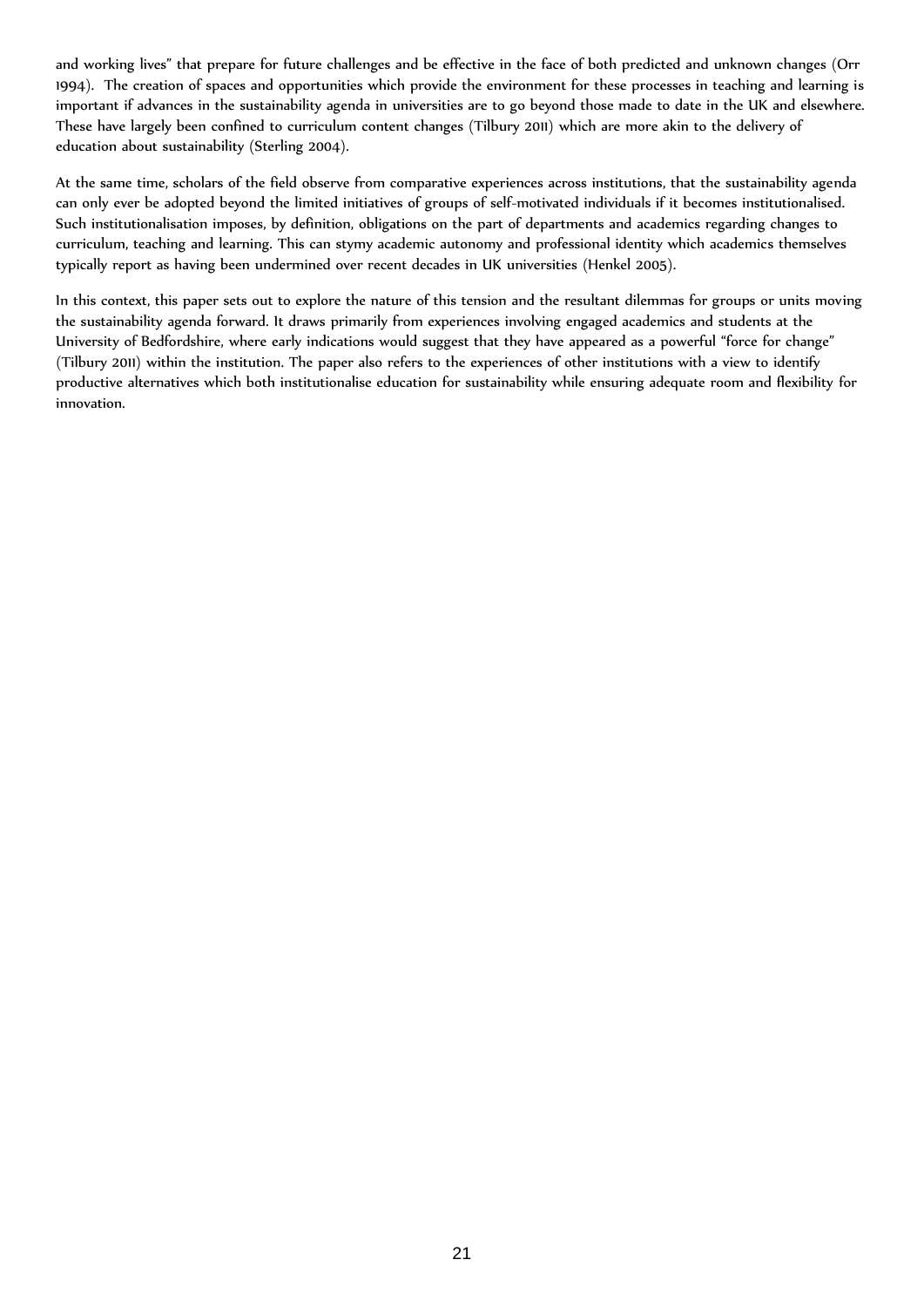and working lives" that prepare for future challenges and be effective in the face of both predicted and unknown changes (Orr 1994). The creation of spaces and opportunities which provide the environment for these processes in teaching and learning is important if advances in the sustainability agenda in universities are to go beyond those made to date in the UK and elsewhere. These have largely been confined to curriculum content changes (Tilbury 2011) which are more akin to the delivery of education about sustainability (Sterling 2004).

At the same time, scholars of the field observe from comparative experiences across institutions, that the sustainability agenda can only ever be adopted beyond the limited initiatives of groups of self-motivated individuals if it becomes institutionalised. Such institutionalisation imposes, by definition, obligations on the part of departments and academics regarding changes to curriculum, teaching and learning. This can stymy academic autonomy and professional identity which academics themselves typically report as having been undermined over recent decades in UK universities (Henkel 2005).

In this context, this paper sets out to explore the nature of this tension and the resultant dilemmas for groups or units moving the sustainability agenda forward. It draws primarily from experiences involving engaged academics and students at the University of Bedfordshire, where early indications would suggest that they have appeared as a powerful "force for change" (Tilbury 2011) within the institution. The paper also refers to the experiences of other institutions with a view to identify productive alternatives which both institutionalise education for sustainability while ensuring adequate room and flexibility for innovation.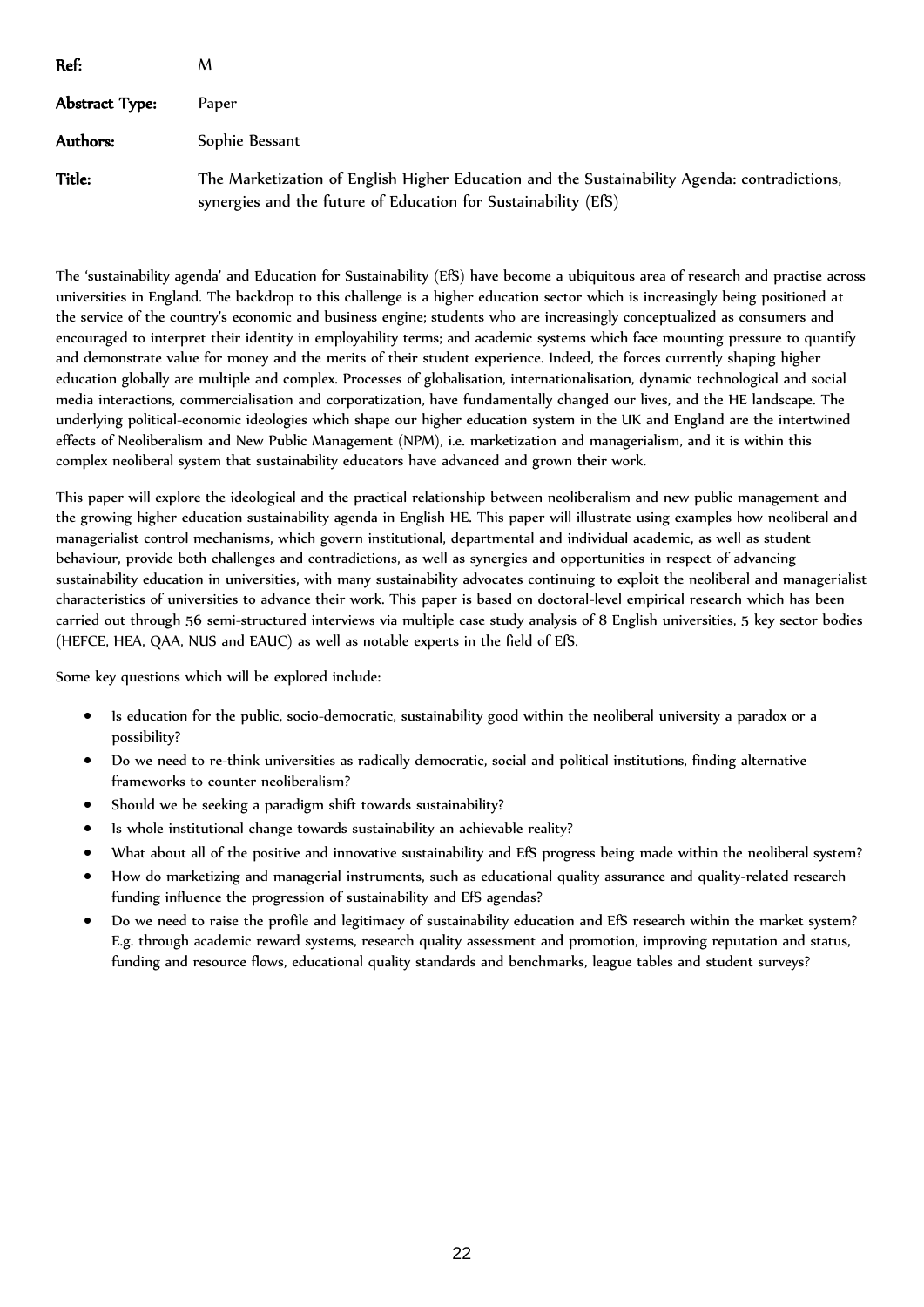**Ref:** M

**Abstract Type:** Paper

**Authors:** Sophie Bessant

**Title:** The Marketization of English Higher Education and the Sustainability Agenda: contradictions, synergies and the future of Education for Sustainability (EfS)

The 'sustainability agenda' and Education for Sustainability (EfS) have become a ubiquitous area of research and practise across universities in England. The backdrop to this challenge is a higher education sector which is increasingly being positioned at the service of the country's economic and business engine; students who are increasingly conceptualized as consumers and encouraged to interpret their identity in employability terms; and academic systems which face mounting pressure to quantify and demonstrate value for money and the merits of their student experience. Indeed, the forces currently shaping higher education globally are multiple and complex. Processes of globalisation, internationalisation, dynamic technological and social media interactions, commercialisation and corporatization, have fundamentally changed our lives, and the HE landscape. The underlying political-economic ideologies which shape our higher education system in the UK and England are the intertwined effects of Neoliberalism and New Public Management (NPM), i.e. marketization and managerialism, and it is within this complex neoliberal system that sustainability educators have advanced and grown their work.

This paper will explore the ideological and the practical relationship between neoliberalism and new public management and the growing higher education sustainability agenda in English HE. This paper will illustrate using examples how neoliberal and managerialist control mechanisms, which govern institutional, departmental and individual academic, as well as student behaviour, provide both challenges and contradictions, as well as synergies and opportunities in respect of advancing sustainability education in universities, with many sustainability advocates continuing to exploit the neoliberal and managerialist characteristics of universities to advance their work. This paper is based on doctoral-level empirical research which has been carried out through 56 semi-structured interviews via multiple case study analysis of 8 English universities, 5 key sector bodies (HEFCE, HEA, QAA, NUS and EAUC) as well as notable experts in the field of EfS.

Some key questions which will be explored include:

- Is education for the public, socio-democratic, sustainability good within the neoliberal university a paradox or a possibility?
- Do we need to re-think universities as radically democratic, social and political institutions, finding alternative frameworks to counter neoliberalism?
- Should we be seeking a paradigm shift towards sustainability?
- Is whole institutional change towards sustainability an achievable reality?
- What about all of the positive and innovative sustainability and EfS progress being made within the neoliberal system?
- How do marketizing and managerial instruments, such as educational quality assurance and quality-related research funding influence the progression of sustainability and EfS agendas?
- Do we need to raise the profile and legitimacy of sustainability education and EfS research within the market system? E.g. through academic reward systems, research quality assessment and promotion, improving reputation and status, funding and resource flows, educational quality standards and benchmarks, league tables and student surveys?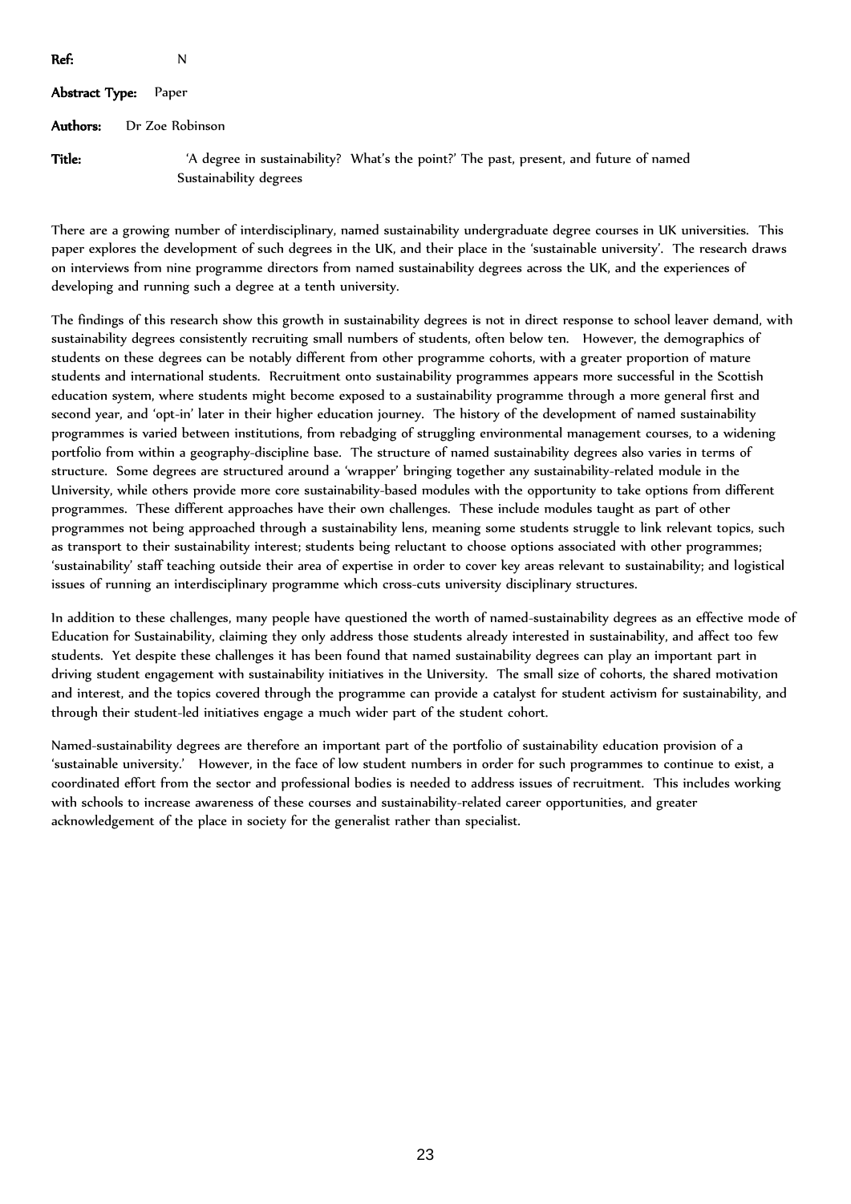**Ref:** N

**Abstract Type:** Paper

**Authors:** Dr Zoe Robinson

**Title:** 'A degree in sustainability? What's the point?' The past, present, and future of named Sustainability degrees

There are a growing number of interdisciplinary, named sustainability undergraduate degree courses in UK universities. This paper explores the development of such degrees in the UK, and their place in the 'sustainable university'. The research draws on interviews from nine programme directors from named sustainability degrees across the UK, and the experiences of developing and running such a degree at a tenth university.

The findings of this research show this growth in sustainability degrees is not in direct response to school leaver demand, with sustainability degrees consistently recruiting small numbers of students, often below ten. However, the demographics of students on these degrees can be notably different from other programme cohorts, with a greater proportion of mature students and international students. Recruitment onto sustainability programmes appears more successful in the Scottish education system, where students might become exposed to a sustainability programme through a more general first and second year, and 'opt-in' later in their higher education journey. The history of the development of named sustainability programmes is varied between institutions, from rebadging of struggling environmental management courses, to a widening portfolio from within a geography-discipline base. The structure of named sustainability degrees also varies in terms of structure. Some degrees are structured around a 'wrapper' bringing together any sustainability-related module in the University, while others provide more core sustainability-based modules with the opportunity to take options from different programmes. These different approaches have their own challenges. These include modules taught as part of other programmes not being approached through a sustainability lens, meaning some students struggle to link relevant topics, such as transport to their sustainability interest; students being reluctant to choose options associated with other programmes; 'sustainability' staff teaching outside their area of expertise in order to cover key areas relevant to sustainability; and logistical issues of running an interdisciplinary programme which cross-cuts university disciplinary structures.

In addition to these challenges, many people have questioned the worth of named-sustainability degrees as an effective mode of Education for Sustainability, claiming they only address those students already interested in sustainability, and affect too few students. Yet despite these challenges it has been found that named sustainability degrees can play an important part in driving student engagement with sustainability initiatives in the University. The small size of cohorts, the shared motivation and interest, and the topics covered through the programme can provide a catalyst for student activism for sustainability, and through their student-led initiatives engage a much wider part of the student cohort.

Named-sustainability degrees are therefore an important part of the portfolio of sustainability education provision of a 'sustainable university.' However, in the face of low student numbers in order for such programmes to continue to exist, a coordinated effort from the sector and professional bodies is needed to address issues of recruitment. This includes working with schools to increase awareness of these courses and sustainability-related career opportunities, and greater acknowledgement of the place in society for the generalist rather than specialist.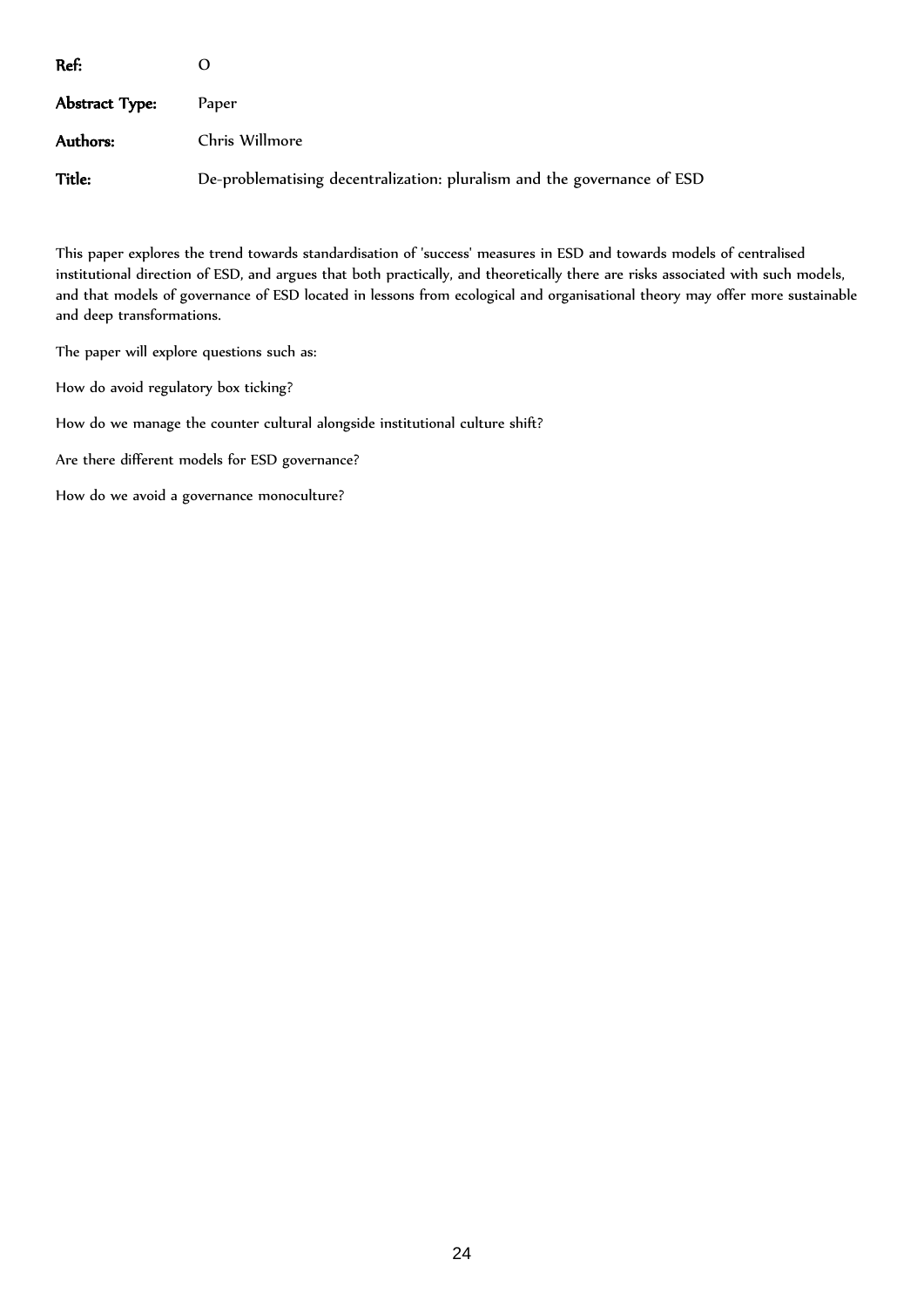**Ref:** O

**Abstract Type:** Paper

**Authors:** Chris Willmore

**Title:** De-problematising decentralization: pluralism and the governance of ESD

This paper explores the trend towards standardisation of 'success' measures in ESD and towards models of centralised institutional direction of ESD, and argues that both practically, and theoretically there are risks associated with such models, and that models of governance of ESD located in lessons from ecological and organisational theory may offer more sustainable and deep transformations.

The paper will explore questions such as:

How do avoid regulatory box ticking?

How do we manage the counter cultural alongside institutional culture shift?

Are there different models for ESD governance?

How do we avoid a governance monoculture?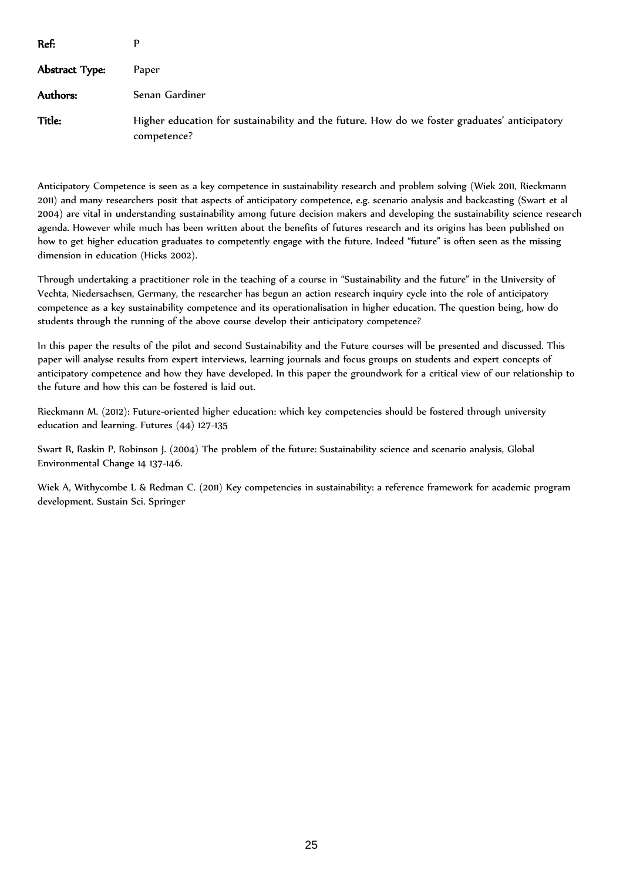**Ref:** P

**Abstract Type:** Paper

**Authors:** Senan Gardiner

**Title:** Higher education for sustainability and the future. How do we foster graduates' anticipatory competence?

Anticipatory Competence is seen as a key competence in sustainability research and problem solving (Wiek 2011, Rieckmann 2011) and many researchers posit that aspects of anticipatory competence, e.g. scenario analysis and backcasting (Swart et al 2004) are vital in understanding sustainability among future decision makers and developing the sustainability science research agenda. However while much has been written about the benefits of futures research and its origins has been published on how to get higher education graduates to competently engage with the future. Indeed "future" is often seen as the missing dimension in education (Hicks 2002).

Through undertaking a practitioner role in the teaching of a course in "Sustainability and the future" in the University of Vechta, Niedersachsen, Germany, the researcher has begun an action research inquiry cycle into the role of anticipatory competence as a key sustainability competence and its operationalisation in higher education. The question being, how do students through the running of the above course develop their anticipatory competence?

In this paper the results of the pilot and second Sustainability and the Future courses will be presented and discussed. This paper will analyse results from expert interviews, learning journals and focus groups on students and expert concepts of anticipatory competence and how they have developed. In this paper the groundwork for a critical view of our relationship to the future and how this can be fostered is laid out.

Rieckmann M. (2012): Future-oriented higher education: which key competencies should be fostered through university education and learning. Futures (44) 127-135

Swart R, Raskin P, Robinson J. (2004) The problem of the future: Sustainability science and scenario analysis, Global Environmental Change 14 137-146.

Wiek A, Withycombe L & Redman C. (2011) Key competencies in sustainability: a reference framework for academic program development. Sustain Sci. Springer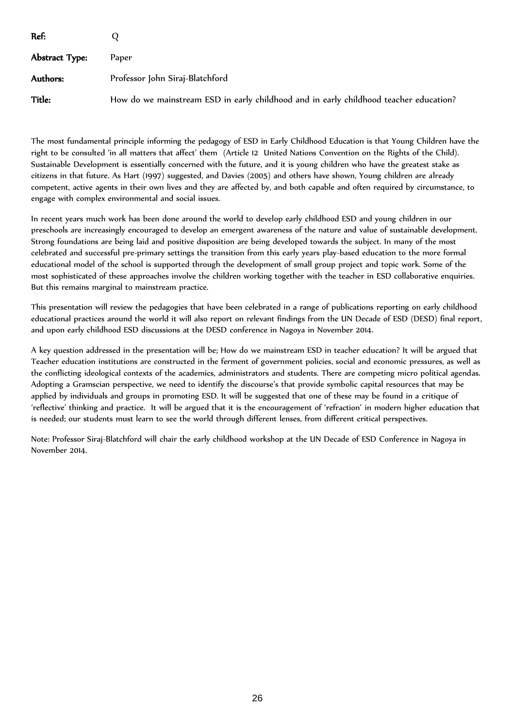**Ref:** Q

**Abstract Type:** Paper

**Authors:** Professor John Siraj-Blatchford

**Title:** How do we mainstream ESD in early childhood and in early childhood teacher education?

The most fundamental principle informing the pedagogy of ESD in Early Childhood Education is that Young Children have the right to be consulted 'in all matters that affect' them (Article 12 United Nations Convention on the Rights of the Child). Sustainable Development is essentially concerned with the future, and it is young children who have the greatest stake as citizens in that future. As Hart (1997) suggested, and Davies (2005) and others have shown, Young children are already competent, active agents in their own lives and they are affected by, and both capable and often required by circumstance, to engage with complex environmental and social issues.

In recent years much work has been done around the world to develop early childhood ESD and young children in our preschools are increasingly encouraged to develop an emergent awareness of the nature and value of sustainable development. Strong foundations are being laid and positive disposition are being developed towards the subject. In many of the most celebrated and successful pre-primary settings the transition from this early years play-based education to the more formal educational model of the school is supported through the development of small group project and topic work. Some of the most sophisticated of these approaches involve the children working together with the teacher in ESD collaborative enquiries. But this remains marginal to mainstream practice.

This presentation will review the pedagogies that have been celebrated in a range of publications reporting on early childhood educational practices around the world it will also report on relevant findings from the UN Decade of ESD (DESD) final report, and upon early childhood ESD discussions at the DESD conference in Nagoya in November 2014.

A key question addressed in the presentation will be; How do we mainstream ESD in teacher education? It will be argued that Teacher education institutions are constructed in the ferment of government policies, social and economic pressures, as well as the conflicting ideological contexts of the academics, administrators and students. There are competing micro political agendas. Adopting a Gramscian perspective, we need to identify the discourse's that provide symbolic capital resources that may be applied by individuals and groups in promoting ESD. It will be suggested that one of these may be found in a critique of 'reflective' thinking and practice. It will be argued that it is the encouragement of 'refraction' in modern higher education that is needed; our students must learn to see the world through different lenses, from different critical perspectives.

Note: Professor Siraj-Blatchford will chair the early childhood workshop at the UN Decade of ESD Conference in Nagoya in November 2014.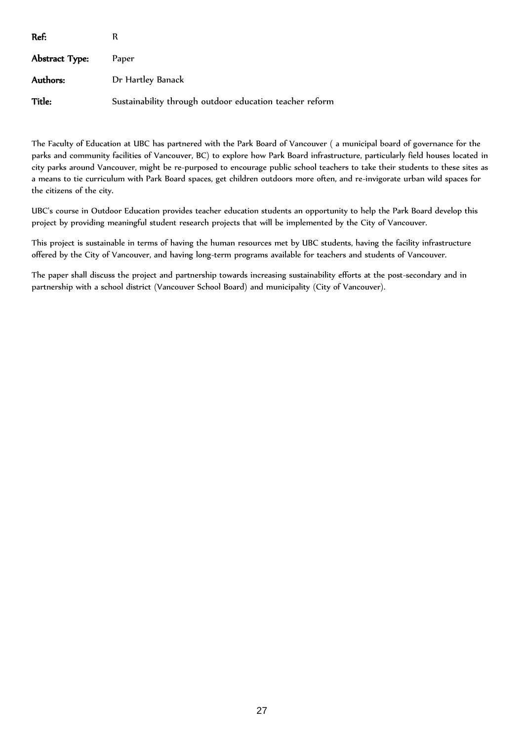**Ref:** R

**Abstract Type:** Paper

**Authors:** Dr Hartley Banack

**Title:** Sustainability through outdoor education teacher reform

The Faculty of Education at UBC has partnered with the Park Board of Vancouver ( a municipal board of governance for the parks and community facilities of Vancouver, BC) to explore how Park Board infrastructure, particularly field houses located in city parks around Vancouver, might be re-purposed to encourage public school teachers to take their students to these sites as a means to tie curriculum with Park Board spaces, get children outdoors more often, and re-invigorate urban wild spaces for the citizens of the city.

UBC's course in Outdoor Education provides teacher education students an opportunity to help the Park Board develop this project by providing meaningful student research projects that will be implemented by the City of Vancouver.

This project is sustainable in terms of having the human resources met by UBC students, having the facility infrastructure offered by the City of Vancouver, and having long-term programs available for teachers and students of Vancouver.

The paper shall discuss the project and partnership towards increasing sustainability efforts at the post-secondary and in partnership with a school district (Vancouver School Board) and municipality (City of Vancouver).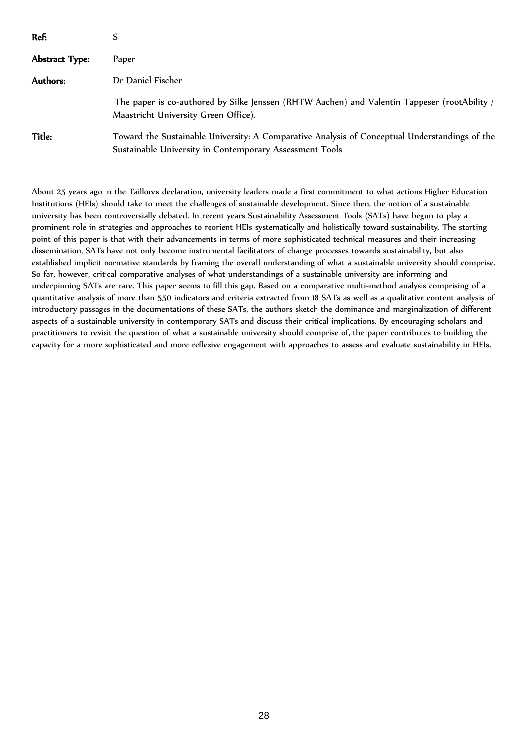**Ref:** S

**Abstract Type:** Paper

**Authors:** Dr Daniel Fischer

The paper is co-authored by Silke Jenssen (RHTW Aachen) and Valentin Tappeser (rootAbility / Maastricht University Green Office).

**Title:** Toward the Sustainable University: A Comparative Analysis of Conceptual Understandings of the Sustainable University in Contemporary Assessment Tools

About 25 years ago in the Taillores declaration, university leaders made a first commitment to what actions Higher Education Institutions (HEIs) should take to meet the challenges of sustainable development. Since then, the notion of a sustainable university has been controversially debated. In recent years Sustainability Assessment Tools (SATs) have begun to play a prominent role in strategies and approaches to reorient HEIs systematically and holistically toward sustainability. The starting point of this paper is that with their advancements in terms of more sophisticated technical measures and their increasing dissemination, SATs have not only become instrumental facilitators of change processes towards sustainability, but also established implicit normative standards by framing the overall understanding of what a sustainable university should comprise. So far, however, critical comparative analyses of what understandings of a sustainable university are informing and underpinning SATs are rare. This paper seems to fill this gap. Based on a comparative multi-method analysis comprising of a quantitative analysis of more than 550 indicators and criteria extracted from 18 SATs as well as a qualitative content analysis of introductory passages in the documentations of these SATs, the authors sketch the dominance and marginalization of different aspects of a sustainable university in contemporary SATs and discuss their critical implications. By encouraging scholars and practitioners to revisit the question of what a sustainable university should comprise of, the paper contributes to building the capacity for a more sophisticated and more reflexive engagement with approaches to assess and evaluate sustainability in HEIs.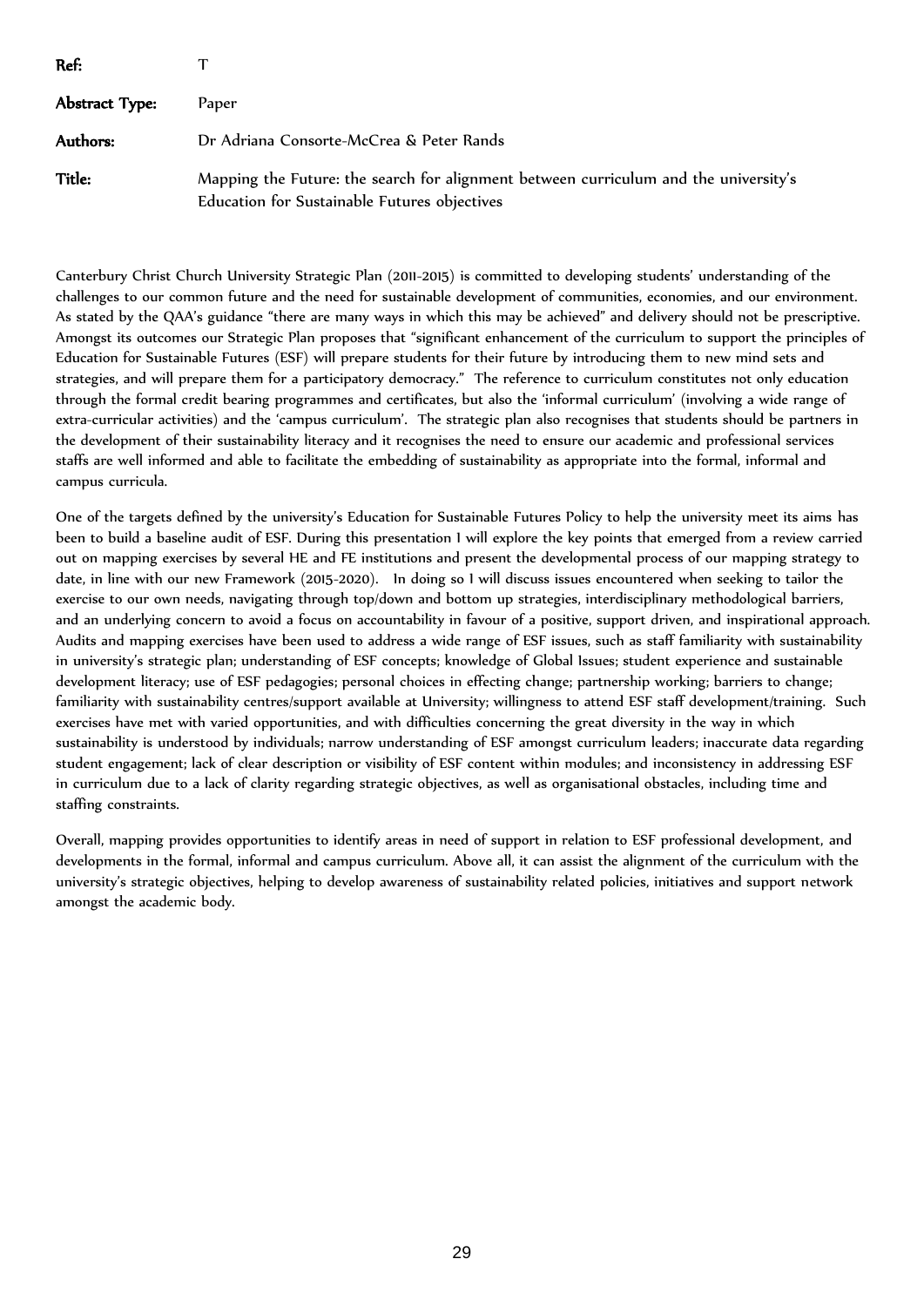| | |
|---|---|
| **Ref:** | T |
| **Abstract Type:** | Paper |
| **Authors:** | Dr Adriana Consorte-McCrea & Peter Rands |
| **Title:** | Mapping the Future: the search for alignment between curriculum and the university's Education for Sustainable Futures objectives |

Canterbury Christ Church University Strategic Plan (2011-2015) is committed to developing students' understanding of the challenges to our common future and the need for sustainable development of communities, economies, and our environment. As stated by the QAA's guidance "there are many ways in which this may be achieved" and delivery should not be prescriptive. Amongst its outcomes our Strategic Plan proposes that "significant enhancement of the curriculum to support the principles of Education for Sustainable Futures (ESF) will prepare students for their future by introducing them to new mind sets and strategies, and will prepare them for a participatory democracy." The reference to curriculum constitutes not only education through the formal credit bearing programmes and certificates, but also the 'informal curriculum' (involving a wide range of extra-curricular activities) and the 'campus curriculum'. The strategic plan also recognises that students should be partners in the development of their sustainability literacy and it recognises the need to ensure our academic and professional services staffs are well informed and able to facilitate the embedding of sustainability as appropriate into the formal, informal and campus curricula.

One of the targets defined by the university's Education for Sustainable Futures Policy to help the university meet its aims has been to build a baseline audit of ESF. During this presentation I will explore the key points that emerged from a review carried out on mapping exercises by several HE and FE institutions and present the developmental process of our mapping strategy to date, in line with our new Framework (2015-2020). In doing so I will discuss issues encountered when seeking to tailor the exercise to our own needs, navigating through top/down and bottom up strategies, interdisciplinary methodological barriers, and an underlying concern to avoid a focus on accountability in favour of a positive, support driven, and inspirational approach. Audits and mapping exercises have been used to address a wide range of ESF issues, such as staff familiarity with sustainability in university's strategic plan; understanding of ESF concepts; knowledge of Global Issues; student experience and sustainable development literacy; use of ESF pedagogies; personal choices in effecting change; partnership working; barriers to change; familiarity with sustainability centres/support available at University; willingness to attend ESF staff development/training. Such exercises have met with varied opportunities, and with difficulties concerning the great diversity in the way in which sustainability is understood by individuals; narrow understanding of ESF amongst curriculum leaders; inaccurate data regarding student engagement; lack of clear description or visibility of ESF content within modules; and inconsistency in addressing ESF in curriculum due to a lack of clarity regarding strategic objectives, as well as organisational obstacles, including time and staffing constraints.

Overall, mapping provides opportunities to identify areas in need of support in relation to ESF professional development, and developments in the formal, informal and campus curriculum. Above all, it can assist the alignment of the curriculum with the university's strategic objectives, helping to develop awareness of sustainability related policies, initiatives and support network amongst the academic body.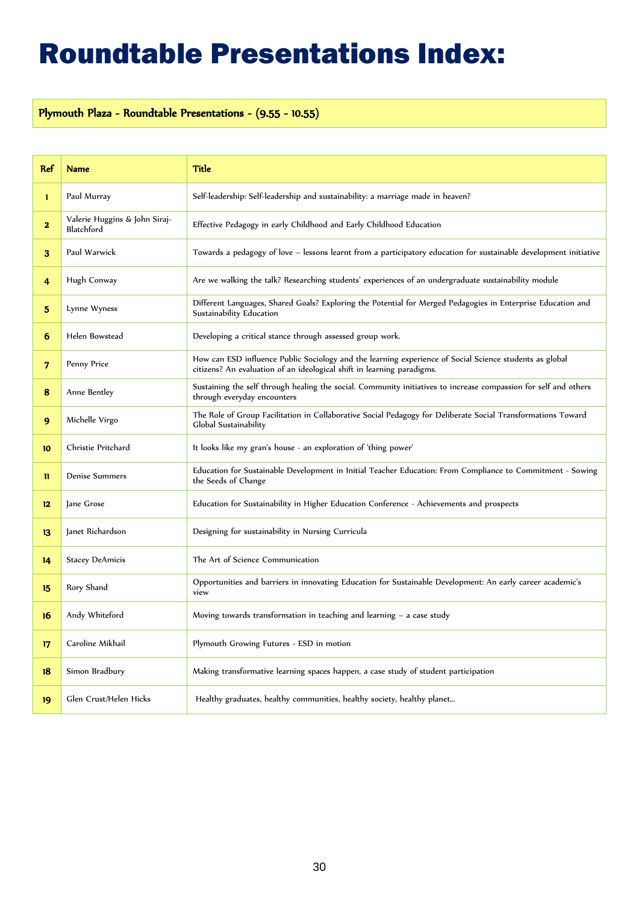# Roundtable Presentations Index:

**Plymouth Plaza - Roundtable Presentations - (9.55 - 10.55)**

| Ref | Name | Title |
|---|---|---|
| 1 | Paul Murray | Self-leadership: Self-leadership and sustainability: a marriage made in heaven? |
| 2 | Valerie Huggins & John Siraj-Blatchford | Effective Pedagogy in early Childhood and Early Childhood Education |
| 3 | Paul Warwick | Towards a pedagogy of love – lessons learnt from a participatory education for sustainable development initiative |
| 4 | Hugh Conway | Are we walking the talk? Researching students' experiences of an undergraduate sustainability module |
| 5 | Lynne Wyness | Different Languages, Shared Goals? Exploring the Potential for Merged Pedagogies in Enterprise Education and Sustainability Education |
| 6 | Helen Bowstead | Developing a critical stance through assessed group work. |
| 7 | Penny Price | How can ESD influence Public Sociology and the learning experience of Social Science students as global citizens? An evaluation of an ideological shift in learning paradigms. |
| 8 | Anne Bentley | Sustaining the self through healing the social. Community initiatives to increase compassion for self and others through everyday encounters |
| 9 | Michelle Virgo | The Role of Group Facilitation in Collaborative Social Pedagogy for Deliberate Social Transformations Toward Global Sustainability |
| 10 | Christie Pritchard | It looks like my gran's house - an exploration of 'thing power' |
| 11 | Denise Summers | Education for Sustainable Development in Initial Teacher Education: From Compliance to Commitment - Sowing the Seeds of Change |
| 12 | Jane Grose | Education for Sustainability in Higher Education Conference - Achievements and prospects |
| 13 | Janet Richardson | Designing for sustainability in Nursing Curricula |
| 14 | Stacey DeAmicis | The Art of Science Communication |
| 15 | Rory Shand | Opportunities and barriers in innovating Education for Sustainable Development: An early career academic's view |
| 16 | Andy Whiteford | Moving towards transformation in teaching and learning – a case study |
| 17 | Caroline Mikhail | Plymouth Growing Futures - ESD in motion |
| 18 | Simon Bradbury | Making transformative learning spaces happen, a case study of student participation |
| 19 | Glen Crust/Helen Hicks | Healthy graduates, healthy communities, healthy society, healthy planet… |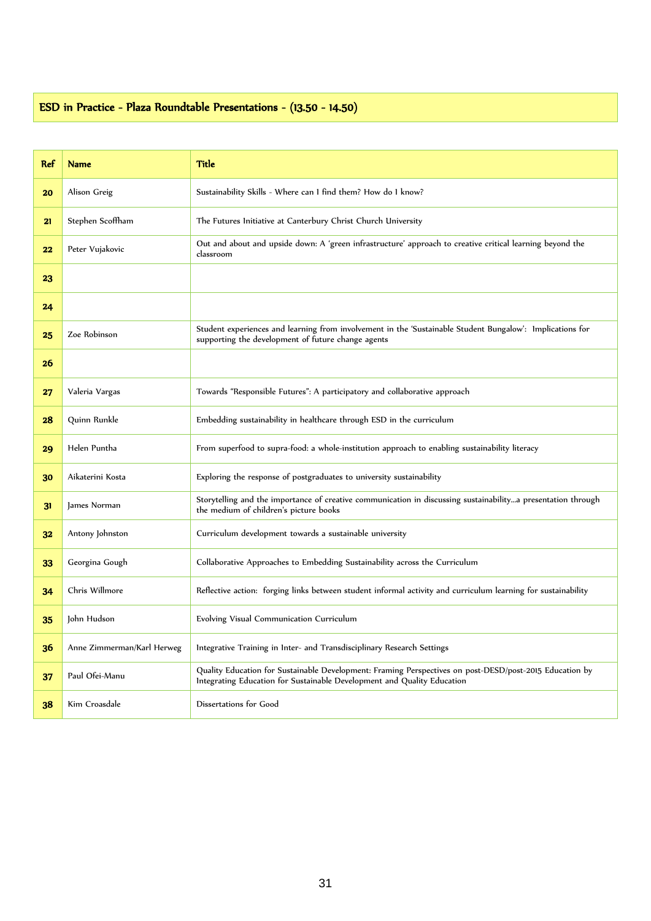## ESD in Practice - Plaza Roundtable Presentations - (13.50 - 14.50)

| Ref | Name | Title |
|---|---|---|
| 20 | Alison Greig | Sustainability Skills - Where can I find them? How do I know? |
| 21 | Stephen Scoffham | The Futures Initiative at Canterbury Christ Church University |
| 22 | Peter Vujakovic | Out and about and upside down: A 'green infrastructure' approach to creative critical learning beyond the classroom |
| 23 | | |
| 24 | | |
| 25 | Zoe Robinson | Student experiences and learning from involvement in the 'Sustainable Student Bungalow': Implications for supporting the development of future change agents |
| 26 | | |
| 27 | Valeria Vargas | Towards "Responsible Futures": A participatory and collaborative approach |
| 28 | Quinn Runkle | Embedding sustainability in healthcare through ESD in the curriculum |
| 29 | Helen Puntha | From superfood to supra-food: a whole-institution approach to enabling sustainability literacy |
| 30 | Aikaterini Kosta | Exploring the response of postgraduates to university sustainability |
| 31 | James Norman | Storytelling and the importance of creative communication in discussing sustainability…a presentation through the medium of children's picture books |
| 32 | Antony Johnston | Curriculum development towards a sustainable university |
| 33 | Georgina Gough | Collaborative Approaches to Embedding Sustainability across the Curriculum |
| 34 | Chris Willmore | Reflective action: forging links between student informal activity and curriculum learning for sustainability |
| 35 | John Hudson | Evolving Visual Communication Curriculum |
| 36 | Anne Zimmerman/Karl Herweg | Integrative Training in Inter- and Transdisciplinary Research Settings |
| 37 | Paul Ofei-Manu | Quality Education for Sustainable Development: Framing Perspectives on post-DESD/post-2015 Education by Integrating Education for Sustainable Development and Quality Education |
| 38 | Kim Croasdale | Dissertations for Good |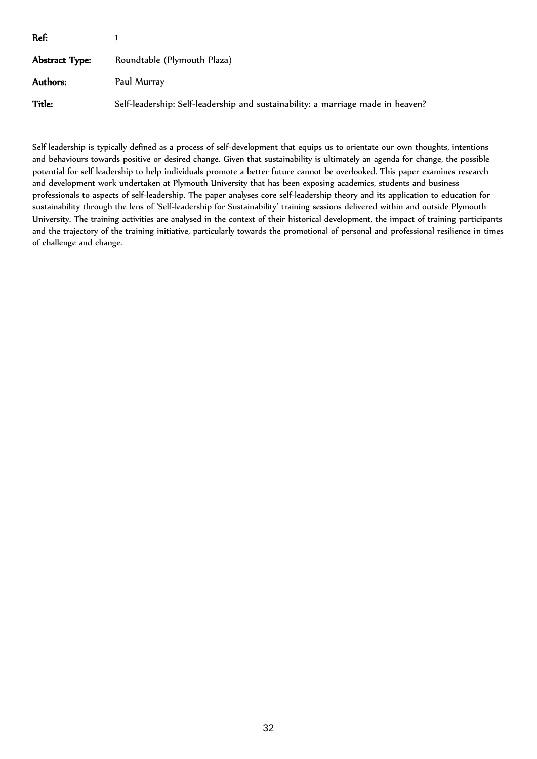**Ref:** 1

**Abstract Type:** Roundtable (Plymouth Plaza)

**Authors:** Paul Murray

**Title:** Self-leadership: Self-leadership and sustainability: a marriage made in heaven?

Self leadership is typically defined as a process of self-development that equips us to orientate our own thoughts, intentions and behaviours towards positive or desired change. Given that sustainability is ultimately an agenda for change, the possible potential for self leadership to help individuals promote a better future cannot be overlooked. This paper examines research and development work undertaken at Plymouth University that has been exposing academics, students and business professionals to aspects of self-leadership. The paper analyses core self-leadership theory and its application to education for sustainability through the lens of 'Self-leadership for Sustainability' training sessions delivered within and outside Plymouth University. The training activities are analysed in the context of their historical development, the impact of training participants and the trajectory of the training initiative, particularly towards the promotional of personal and professional resilience in times of challenge and change.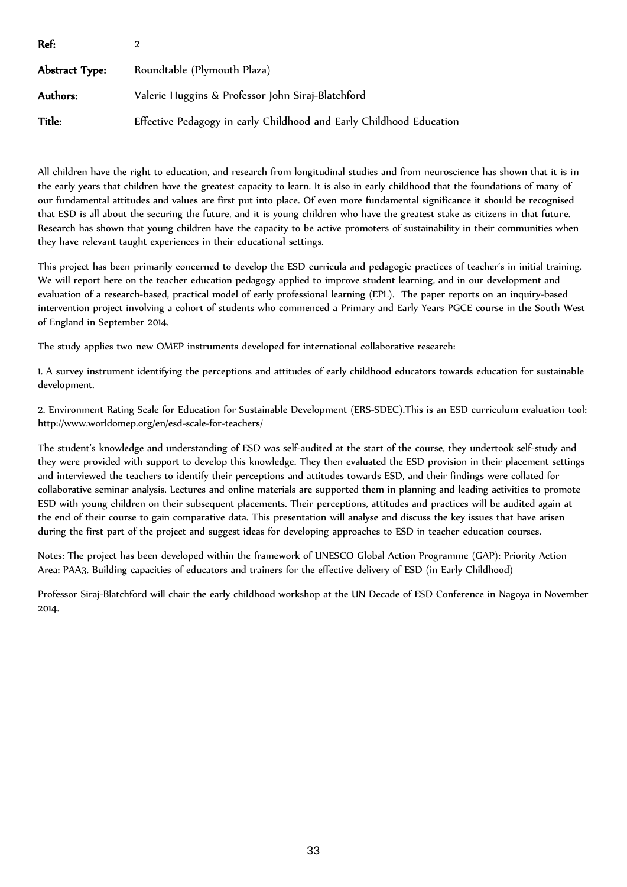**Ref:** 2

**Abstract Type:** Roundtable (Plymouth Plaza)

**Authors:** Valerie Huggins & Professor John Siraj-Blatchford

**Title:** Effective Pedagogy in early Childhood and Early Childhood Education

All children have the right to education, and research from longitudinal studies and from neuroscience has shown that it is in the early years that children have the greatest capacity to learn. It is also in early childhood that the foundations of many of our fundamental attitudes and values are first put into place. Of even more fundamental significance it should be recognised that ESD is all about the securing the future, and it is young children who have the greatest stake as citizens in that future. Research has shown that young children have the capacity to be active promoters of sustainability in their communities when they have relevant taught experiences in their educational settings.

This project has been primarily concerned to develop the ESD curricula and pedagogic practices of teacher's in initial training. We will report here on the teacher education pedagogy applied to improve student learning, and in our development and evaluation of a research-based, practical model of early professional learning (EPL). The paper reports on an inquiry-based intervention project involving a cohort of students who commenced a Primary and Early Years PGCE course in the South West of England in September 2014.

The study applies two new OMEP instruments developed for international collaborative research:

1. A survey instrument identifying the perceptions and attitudes of early childhood educators towards education for sustainable development.

2. Environment Rating Scale for Education for Sustainable Development (ERS-SDEC).This is an ESD curriculum evaluation tool: http://www.worldomep.org/en/esd-scale-for-teachers/

The student's knowledge and understanding of ESD was self-audited at the start of the course, they undertook self-study and they were provided with support to develop this knowledge. They then evaluated the ESD provision in their placement settings and interviewed the teachers to identify their perceptions and attitudes towards ESD, and their findings were collated for collaborative seminar analysis. Lectures and online materials are supported them in planning and leading activities to promote ESD with young children on their subsequent placements. Their perceptions, attitudes and practices will be audited again at the end of their course to gain comparative data. This presentation will analyse and discuss the key issues that have arisen during the first part of the project and suggest ideas for developing approaches to ESD in teacher education courses.

Notes: The project has been developed within the framework of UNESCO Global Action Programme (GAP): Priority Action Area: PAA3. Building capacities of educators and trainers for the effective delivery of ESD (in Early Childhood)

Professor Siraj-Blatchford will chair the early childhood workshop at the UN Decade of ESD Conference in Nagoya in November 2014.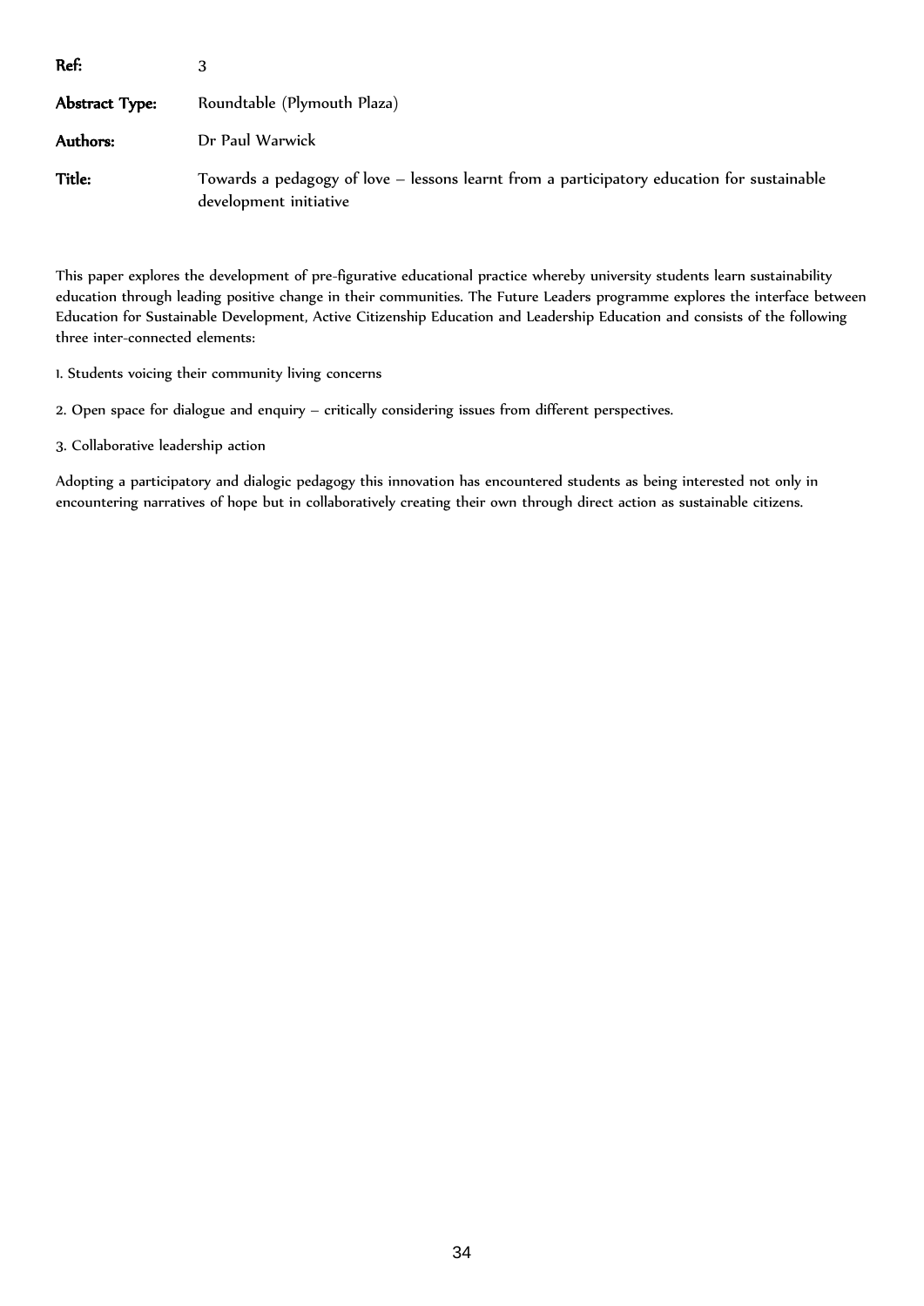| | |
|---|---|
| **Ref:** | 3 |
| **Abstract Type:** | Roundtable (Plymouth Plaza) |
| **Authors:** | Dr Paul Warwick |
| **Title:** | Towards a pedagogy of love – lessons learnt from a participatory education for sustainable development initiative |

This paper explores the development of pre-figurative educational practice whereby university students learn sustainability education through leading positive change in their communities. The Future Leaders programme explores the interface between Education for Sustainable Development, Active Citizenship Education and Leadership Education and consists of the following three inter-connected elements:

1. Students voicing their community living concerns

2. Open space for dialogue and enquiry – critically considering issues from different perspectives.

3. Collaborative leadership action

Adopting a participatory and dialogic pedagogy this innovation has encountered students as being interested not only in encountering narratives of hope but in collaboratively creating their own through direct action as sustainable citizens.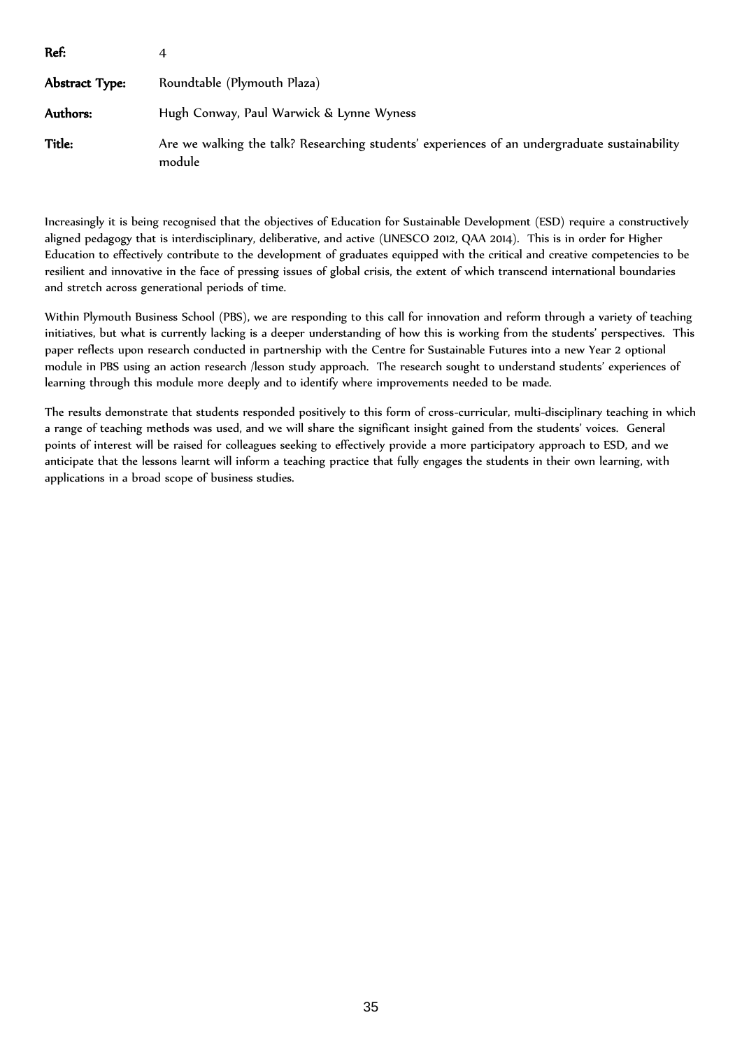| | |
|---|---|
| **Ref:** | 4 |
| **Abstract Type:** | Roundtable (Plymouth Plaza) |
| **Authors:** | Hugh Conway, Paul Warwick & Lynne Wyness |
| **Title:** | Are we walking the talk? Researching students' experiences of an undergraduate sustainability module |

Increasingly it is being recognised that the objectives of Education for Sustainable Development (ESD) require a constructively aligned pedagogy that is interdisciplinary, deliberative, and active (UNESCO 2012, QAA 2014). This is in order for Higher Education to effectively contribute to the development of graduates equipped with the critical and creative competencies to be resilient and innovative in the face of pressing issues of global crisis, the extent of which transcend international boundaries and stretch across generational periods of time.

Within Plymouth Business School (PBS), we are responding to this call for innovation and reform through a variety of teaching initiatives, but what is currently lacking is a deeper understanding of how this is working from the students' perspectives. This paper reflects upon research conducted in partnership with the Centre for Sustainable Futures into a new Year 2 optional module in PBS using an action research /lesson study approach. The research sought to understand students' experiences of learning through this module more deeply and to identify where improvements needed to be made.

The results demonstrate that students responded positively to this form of cross-curricular, multi-disciplinary teaching in which a range of teaching methods was used, and we will share the significant insight gained from the students' voices. General points of interest will be raised for colleagues seeking to effectively provide a more participatory approach to ESD, and we anticipate that the lessons learnt will inform a teaching practice that fully engages the students in their own learning, with applications in a broad scope of business studies.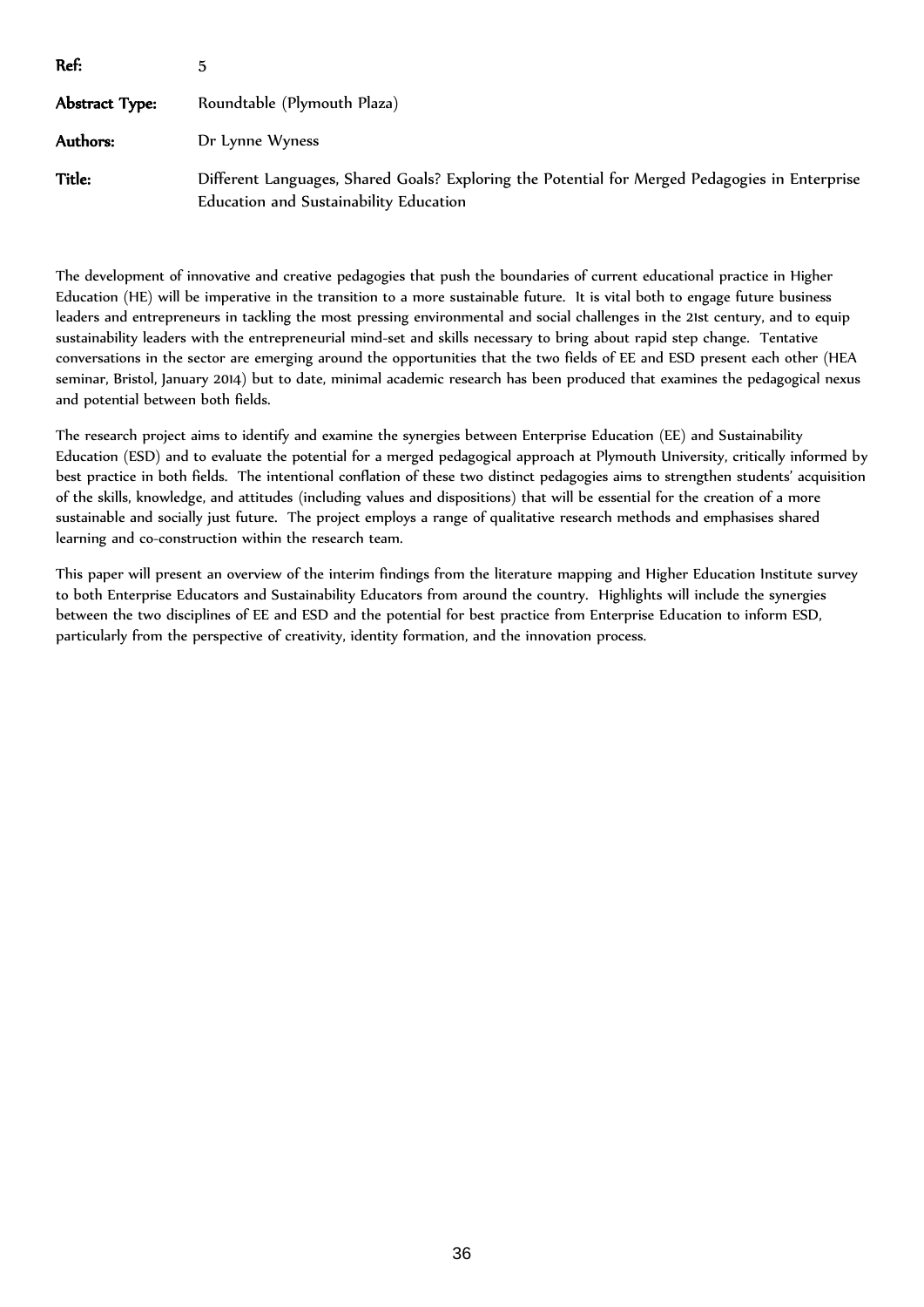| | |
|---|---|
| **Ref:** | 5 |
| **Abstract Type:** | Roundtable (Plymouth Plaza) |
| **Authors:** | Dr Lynne Wyness |
| **Title:** | Different Languages, Shared Goals? Exploring the Potential for Merged Pedagogies in Enterprise Education and Sustainability Education |

The development of innovative and creative pedagogies that push the boundaries of current educational practice in Higher Education (HE) will be imperative in the transition to a more sustainable future. It is vital both to engage future business leaders and entrepreneurs in tackling the most pressing environmental and social challenges in the 21st century, and to equip sustainability leaders with the entrepreneurial mind-set and skills necessary to bring about rapid step change. Tentative conversations in the sector are emerging around the opportunities that the two fields of EE and ESD present each other (HEA seminar, Bristol, January 2014) but to date, minimal academic research has been produced that examines the pedagogical nexus and potential between both fields.

The research project aims to identify and examine the synergies between Enterprise Education (EE) and Sustainability Education (ESD) and to evaluate the potential for a merged pedagogical approach at Plymouth University, critically informed by best practice in both fields. The intentional conflation of these two distinct pedagogies aims to strengthen students' acquisition of the skills, knowledge, and attitudes (including values and dispositions) that will be essential for the creation of a more sustainable and socially just future. The project employs a range of qualitative research methods and emphasises shared learning and co-construction within the research team.

This paper will present an overview of the interim findings from the literature mapping and Higher Education Institute survey to both Enterprise Educators and Sustainability Educators from around the country. Highlights will include the synergies between the two disciplines of EE and ESD and the potential for best practice from Enterprise Education to inform ESD, particularly from the perspective of creativity, identity formation, and the innovation process.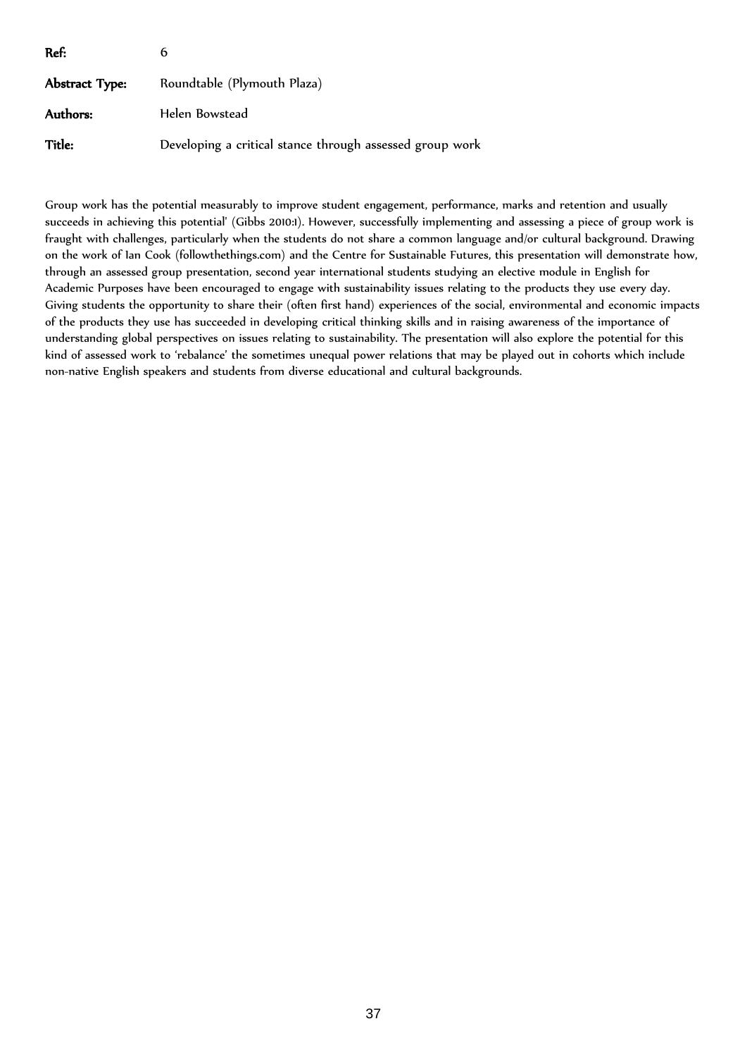**Ref:** 6

**Abstract Type:** Roundtable (Plymouth Plaza)

**Authors:** Helen Bowstead

**Title:** Developing a critical stance through assessed group work

Group work has the potential measurably to improve student engagement, performance, marks and retention and usually succeeds in achieving this potential' (Gibbs 2010:1). However, successfully implementing and assessing a piece of group work is fraught with challenges, particularly when the students do not share a common language and/or cultural background. Drawing on the work of Ian Cook (followthethings.com) and the Centre for Sustainable Futures, this presentation will demonstrate how, through an assessed group presentation, second year international students studying an elective module in English for Academic Purposes have been encouraged to engage with sustainability issues relating to the products they use every day. Giving students the opportunity to share their (often first hand) experiences of the social, environmental and economic impacts of the products they use has succeeded in developing critical thinking skills and in raising awareness of the importance of understanding global perspectives on issues relating to sustainability. The presentation will also explore the potential for this kind of assessed work to 'rebalance' the sometimes unequal power relations that may be played out in cohorts which include non-native English speakers and students from diverse educational and cultural backgrounds.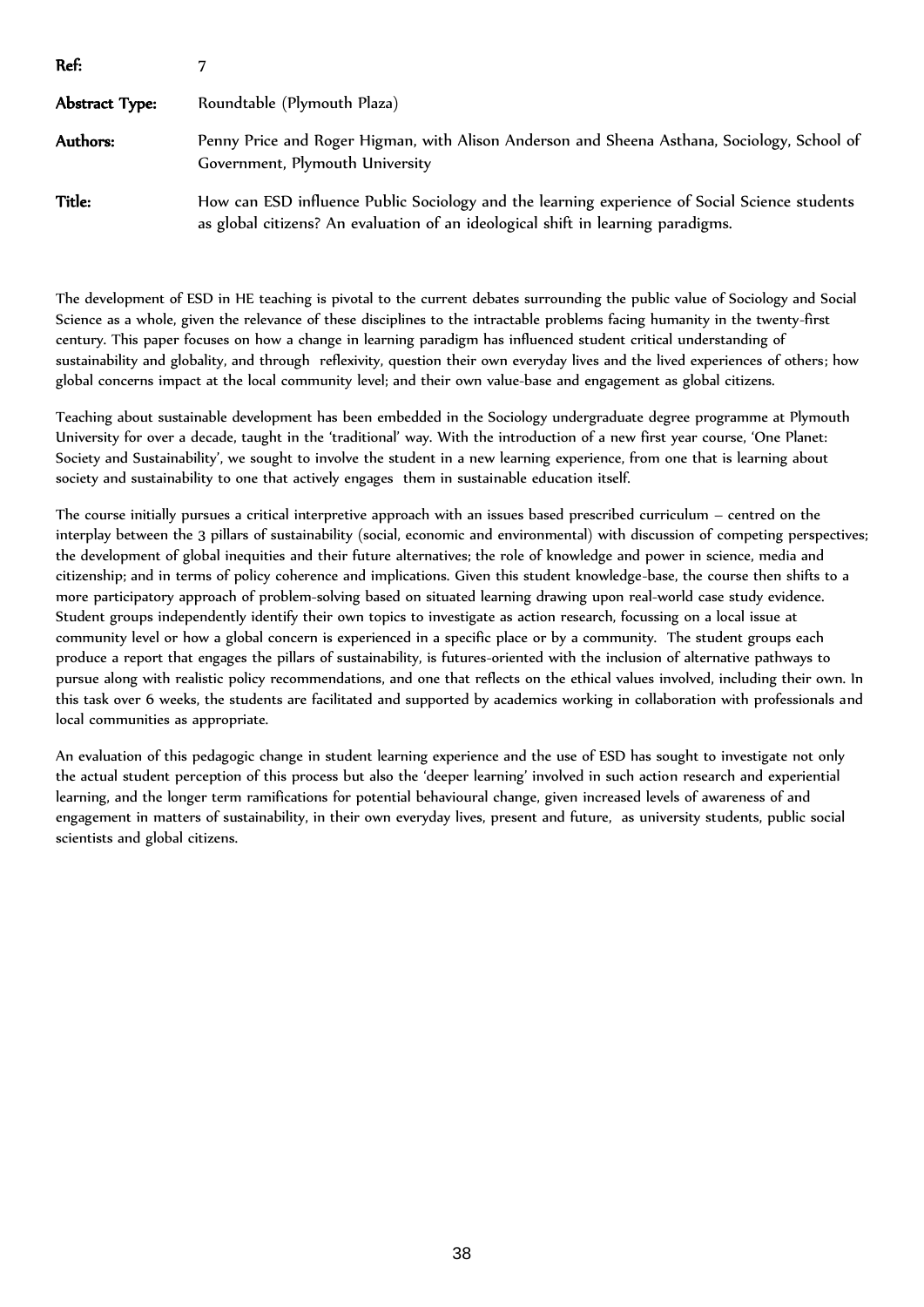| | |
|---|---|
| **Ref:** | 7 |
| **Abstract Type:** | Roundtable (Plymouth Plaza) |
| **Authors:** | Penny Price and Roger Higman, with Alison Anderson and Sheena Asthana, Sociology, School of Government, Plymouth University |
| **Title:** | How can ESD influence Public Sociology and the learning experience of Social Science students as global citizens? An evaluation of an ideological shift in learning paradigms. |

The development of ESD in HE teaching is pivotal to the current debates surrounding the public value of Sociology and Social Science as a whole, given the relevance of these disciplines to the intractable problems facing humanity in the twenty-first century. This paper focuses on how a change in learning paradigm has influenced student critical understanding of sustainability and globality, and through reflexivity, question their own everyday lives and the lived experiences of others; how global concerns impact at the local community level; and their own value-base and engagement as global citizens.

Teaching about sustainable development has been embedded in the Sociology undergraduate degree programme at Plymouth University for over a decade, taught in the 'traditional' way. With the introduction of a new first year course, 'One Planet: Society and Sustainability', we sought to involve the student in a new learning experience, from one that is learning about society and sustainability to one that actively engages them in sustainable education itself.

The course initially pursues a critical interpretive approach with an issues based prescribed curriculum – centred on the interplay between the 3 pillars of sustainability (social, economic and environmental) with discussion of competing perspectives; the development of global inequities and their future alternatives; the role of knowledge and power in science, media and citizenship; and in terms of policy coherence and implications. Given this student knowledge-base, the course then shifts to a more participatory approach of problem-solving based on situated learning drawing upon real-world case study evidence. Student groups independently identify their own topics to investigate as action research, focussing on a local issue at community level or how a global concern is experienced in a specific place or by a community. The student groups each produce a report that engages the pillars of sustainability, is futures-oriented with the inclusion of alternative pathways to pursue along with realistic policy recommendations, and one that reflects on the ethical values involved, including their own. In this task over 6 weeks, the students are facilitated and supported by academics working in collaboration with professionals and local communities as appropriate.

An evaluation of this pedagogic change in student learning experience and the use of ESD has sought to investigate not only the actual student perception of this process but also the 'deeper learning' involved in such action research and experiential learning, and the longer term ramifications for potential behavioural change, given increased levels of awareness of and engagement in matters of sustainability, in their own everyday lives, present and future, as university students, public social scientists and global citizens.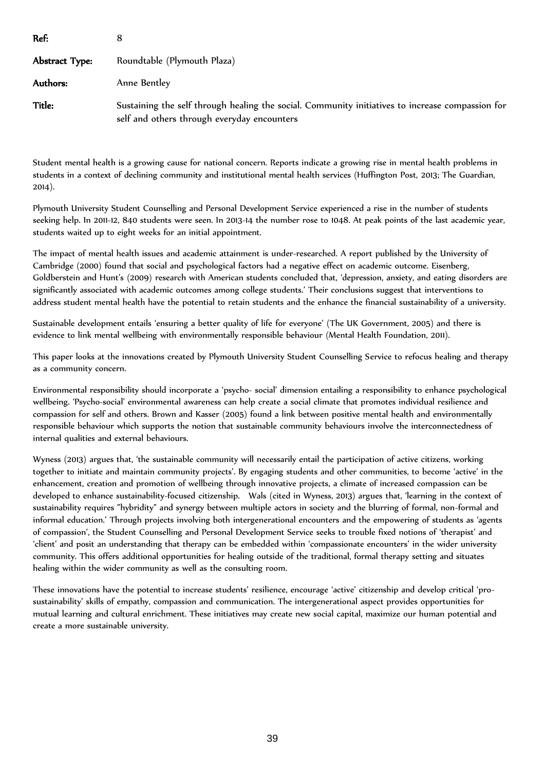**Ref:** 8

**Abstract Type:** Roundtable (Plymouth Plaza)

**Authors:** Anne Bentley

**Title:** Sustaining the self through healing the social. Community initiatives to increase compassion for self and others through everyday encounters

Student mental health is a growing cause for national concern. Reports indicate a growing rise in mental health problems in students in a context of declining community and institutional mental health services (Huffington Post, 2013; The Guardian, 2014).

Plymouth University Student Counselling and Personal Development Service experienced a rise in the number of students seeking help. In 2011-12, 840 students were seen. In 2013-14 the number rose to 1048. At peak points of the last academic year, students waited up to eight weeks for an initial appointment.

The impact of mental health issues and academic attainment is under-researched. A report published by the University of Cambridge (2000) found that social and psychological factors had a negative effect on academic outcome. Eisenberg, Goldberstein and Hunt's (2009) research with American students concluded that, 'depression, anxiety, and eating disorders are significantly associated with academic outcomes among college students.' Their conclusions suggest that interventions to address student mental health have the potential to retain students and the enhance the financial sustainability of a university.

Sustainable development entails 'ensuring a better quality of life for everyone' (The UK Government, 2005) and there is evidence to link mental wellbeing with environmentally responsible behaviour (Mental Health Foundation, 2011).

This paper looks at the innovations created by Plymouth University Student Counselling Service to refocus healing and therapy as a community concern.

Environmental responsibility should incorporate a 'psycho- social' dimension entailing a responsibility to enhance psychological wellbeing. 'Psycho-social' environmental awareness can help create a social climate that promotes individual resilience and compassion for self and others. Brown and Kasser (2005) found a link between positive mental health and environmentally responsible behaviour which supports the notion that sustainable community behaviours involve the interconnectedness of internal qualities and external behaviours.

Wyness (2013) argues that, 'the sustainable community will necessarily entail the participation of active citizens, working together to initiate and maintain community projects'. By engaging students and other communities, to become 'active' in the enhancement, creation and promotion of wellbeing through innovative projects, a climate of increased compassion can be developed to enhance sustainability-focused citizenship. Wals (cited in Wyness, 2013) argues that, 'learning in the context of sustainability requires "hybridity" and synergy between multiple actors in society and the blurring of formal, non-formal and informal education.' Through projects involving both intergenerational encounters and the empowering of students as 'agents of compassion', the Student Counselling and Personal Development Service seeks to trouble fixed notions of 'therapist' and 'client' and posit an understanding that therapy can be embedded within 'compassionate encounters' in the wider university community. This offers additional opportunities for healing outside of the traditional, formal therapy setting and situates healing within the wider community as well as the consulting room.

These innovations have the potential to increase students' resilience, encourage 'active' citizenship and develop critical 'pro-sustainability' skills of empathy, compassion and communication. The intergenerational aspect provides opportunities for mutual learning and cultural enrichment. These initiatives may create new social capital, maximize our human potential and create a more sustainable university.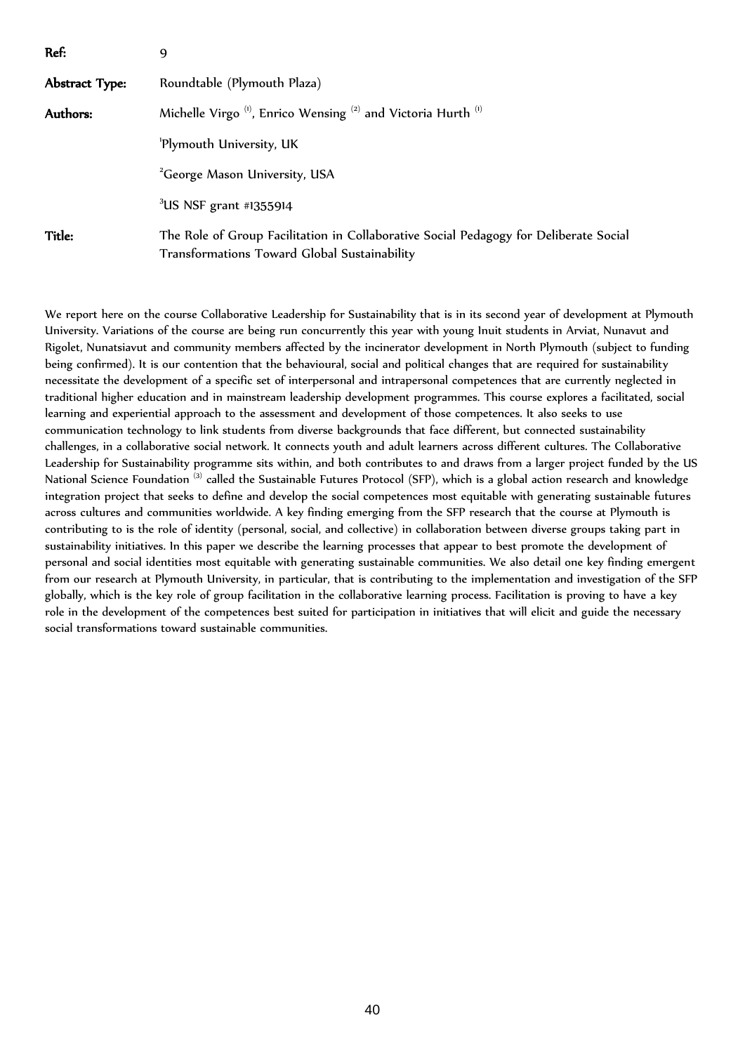| | |
|---|---|
| **Ref:** | 9 |
| **Abstract Type:** | Roundtable (Plymouth Plaza) |
| **Authors:** | Michelle Virgo [1], Enrico Wensing [2] and Victoria Hurth [1] |
| | [1]Plymouth University, UK |
| | [2]George Mason University, USA |
| | [3]US NSF grant #1355914 |
| **Title:** | The Role of Group Facilitation in Collaborative Social Pedagogy for Deliberate Social Transformations Toward Global Sustainability |

We report here on the course Collaborative Leadership for Sustainability that is in its second year of development at Plymouth University. Variations of the course are being run concurrently this year with young Inuit students in Arviat, Nunavut and Rigolet, Nunatsiavut and community members affected by the incinerator development in North Plymouth (subject to funding being confirmed). It is our contention that the behavioural, social and political changes that are required for sustainability necessitate the development of a specific set of interpersonal and intrapersonal competences that are currently neglected in traditional higher education and in mainstream leadership development programmes. This course explores a facilitated, social learning and experiential approach to the assessment and development of those competences. It also seeks to use communication technology to link students from diverse backgrounds that face different, but connected sustainability challenges, in a collaborative social network. It connects youth and adult learners across different cultures. The Collaborative Leadership for Sustainability programme sits within, and both contributes to and draws from a larger project funded by the US National Science Foundation [3] called the Sustainable Futures Protocol (SFP), which is a global action research and knowledge integration project that seeks to define and develop the social competences most equitable with generating sustainable futures across cultures and communities worldwide. A key finding emerging from the SFP research that the course at Plymouth is contributing to is the role of identity (personal, social, and collective) in collaboration between diverse groups taking part in sustainability initiatives. In this paper we describe the learning processes that appear to best promote the development of personal and social identities most equitable with generating sustainable communities. We also detail one key finding emergent from our research at Plymouth University, in particular, that is contributing to the implementation and investigation of the SFP globally, which is the key role of group facilitation in the collaborative learning process. Facilitation is proving to have a key role in the development of the competences best suited for participation in initiatives that will elicit and guide the necessary social transformations toward sustainable communities.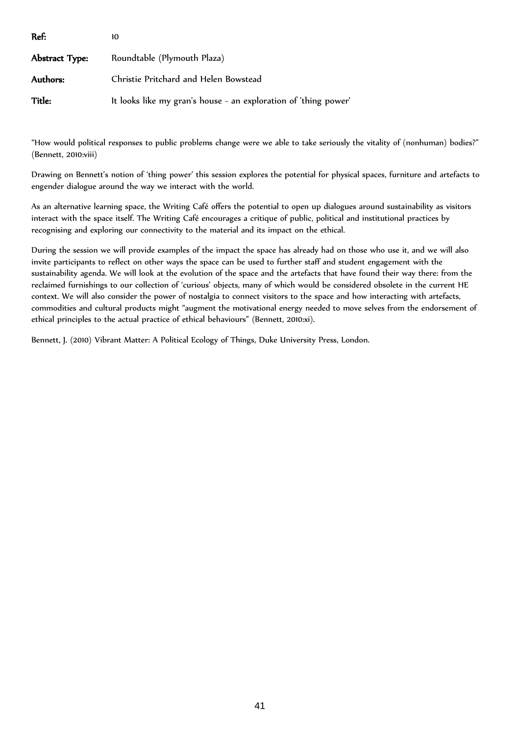| | |
|---|---|
| **Ref:** | 10 |
| **Abstract Type:** | Roundtable (Plymouth Plaza) |
| **Authors:** | Christie Pritchard and Helen Bowstead |
| **Title:** | It looks like my gran's house - an exploration of 'thing power' |

"How would political responses to public problems change were we able to take seriously the vitality of (nonhuman) bodies?" (Bennett, 2010:viii)

Drawing on Bennett's notion of 'thing power' this session explores the potential for physical spaces, furniture and artefacts to engender dialogue around the way we interact with the world.

As an alternative learning space, the Writing Café offers the potential to open up dialogues around sustainability as visitors interact with the space itself. The Writing Café encourages a critique of public, political and institutional practices by recognising and exploring our connectivity to the material and its impact on the ethical.

During the session we will provide examples of the impact the space has already had on those who use it, and we will also invite participants to reflect on other ways the space can be used to further staff and student engagement with the sustainability agenda. We will look at the evolution of the space and the artefacts that have found their way there: from the reclaimed furnishings to our collection of 'curious' objects, many of which would be considered obsolete in the current HE context. We will also consider the power of nostalgia to connect visitors to the space and how interacting with artefacts, commodities and cultural products might "augment the motivational energy needed to move selves from the endorsement of ethical principles to the actual practice of ethical behaviours" (Bennett, 2010:xi).

Bennett, J. (2010) Vibrant Matter: A Political Ecology of Things, Duke University Press, London.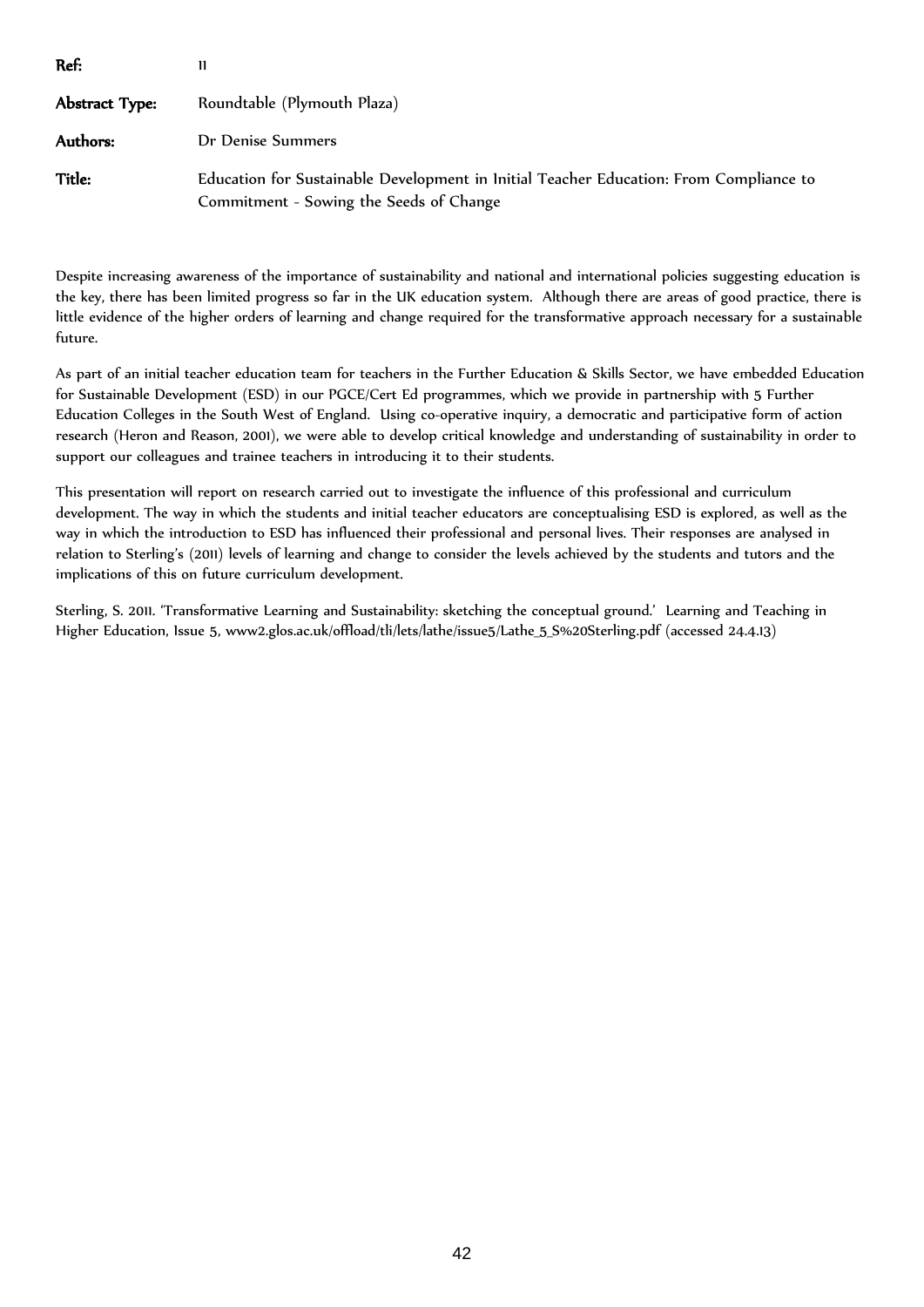| **Ref:** | 11 |
|---|---|
| **Abstract Type:** | Roundtable (Plymouth Plaza) |
| **Authors:** | Dr Denise Summers |
| **Title:** | Education for Sustainable Development in Initial Teacher Education: From Compliance to Commitment - Sowing the Seeds of Change |

Despite increasing awareness of the importance of sustainability and national and international policies suggesting education is the key, there has been limited progress so far in the UK education system. Although there are areas of good practice, there is little evidence of the higher orders of learning and change required for the transformative approach necessary for a sustainable future.

As part of an initial teacher education team for teachers in the Further Education & Skills Sector, we have embedded Education for Sustainable Development (ESD) in our PGCE/Cert Ed programmes, which we provide in partnership with 5 Further Education Colleges in the South West of England. Using co-operative inquiry, a democratic and participative form of action research (Heron and Reason, 2001), we were able to develop critical knowledge and understanding of sustainability in order to support our colleagues and trainee teachers in introducing it to their students.

This presentation will report on research carried out to investigate the influence of this professional and curriculum development. The way in which the students and initial teacher educators are conceptualising ESD is explored, as well as the way in which the introduction to ESD has influenced their professional and personal lives. Their responses are analysed in relation to Sterling's (2011) levels of learning and change to consider the levels achieved by the students and tutors and the implications of this on future curriculum development.

Sterling, S. 2011. 'Transformative Learning and Sustainability: sketching the conceptual ground.' Learning and Teaching in Higher Education, Issue 5, www2.glos.ac.uk/offload/tli/lets/lathe/issue5/Lathe_5_S%20Sterling.pdf (accessed 24.4.13)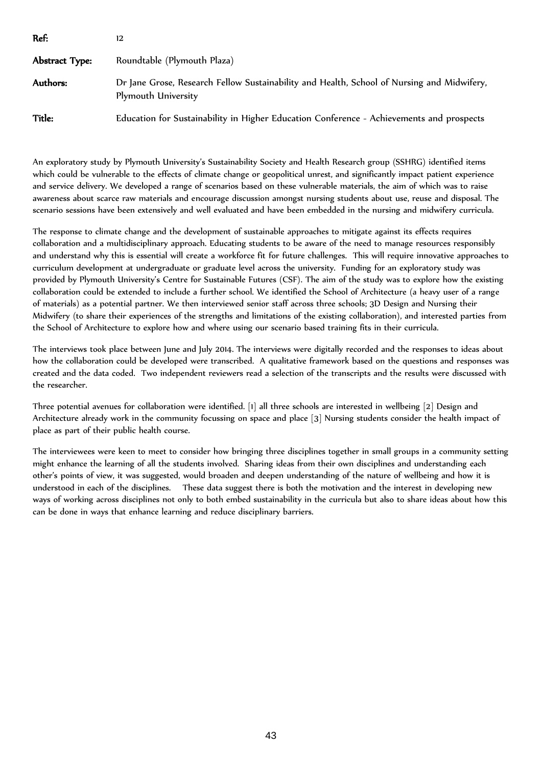| | |
|---|---|
| **Ref:** | 12 |
| **Abstract Type:** | Roundtable (Plymouth Plaza) |
| **Authors:** | Dr Jane Grose, Research Fellow Sustainability and Health, School of Nursing and Midwifery, Plymouth University |
| **Title:** | Education for Sustainability in Higher Education Conference - Achievements and prospects |

An exploratory study by Plymouth University's Sustainability Society and Health Research group (SSHRG) identified items which could be vulnerable to the effects of climate change or geopolitical unrest, and significantly impact patient experience and service delivery. We developed a range of scenarios based on these vulnerable materials, the aim of which was to raise awareness about scarce raw materials and encourage discussion amongst nursing students about use, reuse and disposal. The scenario sessions have been extensively and well evaluated and have been embedded in the nursing and midwifery curricula.

The response to climate change and the development of sustainable approaches to mitigate against its effects requires collaboration and a multidisciplinary approach. Educating students to be aware of the need to manage resources responsibly and understand why this is essential will create a workforce fit for future challenges. This will require innovative approaches to curriculum development at undergraduate or graduate level across the university. Funding for an exploratory study was provided by Plymouth University's Centre for Sustainable Futures (CSF). The aim of the study was to explore how the existing collaboration could be extended to include a further school. We identified the School of Architecture (a heavy user of a range of materials) as a potential partner. We then interviewed senior staff across three schools; 3D Design and Nursing their Midwifery (to share their experiences of the strengths and limitations of the existing collaboration), and interested parties from the School of Architecture to explore how and where using our scenario based training fits in their curricula.

The interviews took place between June and July 2014. The interviews were digitally recorded and the responses to ideas about how the collaboration could be developed were transcribed. A qualitative framework based on the questions and responses was created and the data coded. Two independent reviewers read a selection of the transcripts and the results were discussed with the researcher.

Three potential avenues for collaboration were identified. [1] all three schools are interested in wellbeing [2] Design and Architecture already work in the community focussing on space and place [3] Nursing students consider the health impact of place as part of their public health course.

The interviewees were keen to meet to consider how bringing three disciplines together in small groups in a community setting might enhance the learning of all the students involved. Sharing ideas from their own disciplines and understanding each other's points of view, it was suggested, would broaden and deepen understanding of the nature of wellbeing and how it is understood in each of the disciplines. These data suggest there is both the motivation and the interest in developing new ways of working across disciplines not only to both embed sustainability in the curricula but also to share ideas about how this can be done in ways that enhance learning and reduce disciplinary barriers.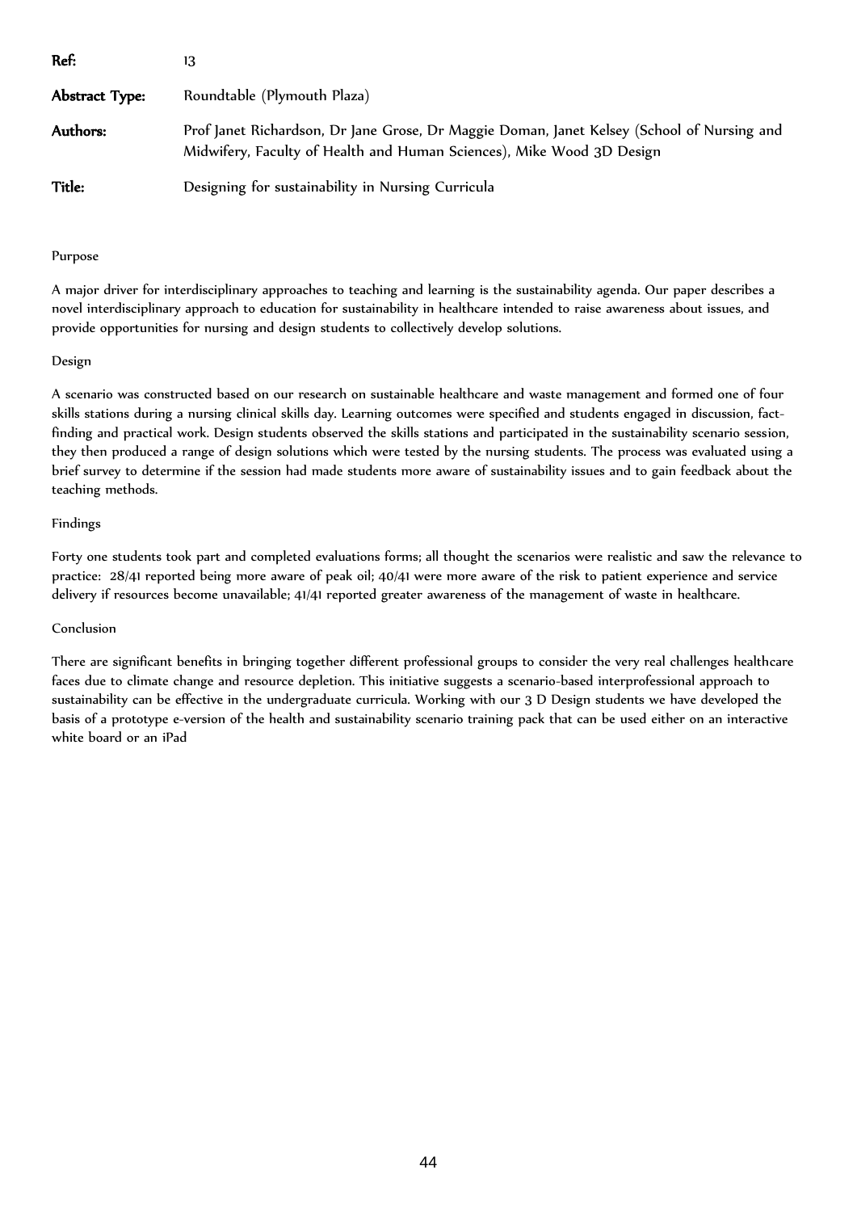**Ref:** 13

**Abstract Type:** Roundtable (Plymouth Plaza)

**Authors:** Prof Janet Richardson, Dr Jane Grose, Dr Maggie Doman, Janet Kelsey (School of Nursing and Midwifery, Faculty of Health and Human Sciences), Mike Wood 3D Design

**Title:** Designing for sustainability in Nursing Curricula

Purpose

A major driver for interdisciplinary approaches to teaching and learning is the sustainability agenda. Our paper describes a novel interdisciplinary approach to education for sustainability in healthcare intended to raise awareness about issues, and provide opportunities for nursing and design students to collectively develop solutions.

Design

A scenario was constructed based on our research on sustainable healthcare and waste management and formed one of four skills stations during a nursing clinical skills day. Learning outcomes were specified and students engaged in discussion, fact-finding and practical work. Design students observed the skills stations and participated in the sustainability scenario session, they then produced a range of design solutions which were tested by the nursing students. The process was evaluated using a brief survey to determine if the session had made students more aware of sustainability issues and to gain feedback about the teaching methods.

Findings

Forty one students took part and completed evaluations forms; all thought the scenarios were realistic and saw the relevance to practice: 28/41 reported being more aware of peak oil; 40/41 were more aware of the risk to patient experience and service delivery if resources become unavailable; 41/41 reported greater awareness of the management of waste in healthcare.

Conclusion

There are significant benefits in bringing together different professional groups to consider the very real challenges healthcare faces due to climate change and resource depletion. This initiative suggests a scenario-based interprofessional approach to sustainability can be effective in the undergraduate curricula. Working with our 3 D Design students we have developed the basis of a prototype e-version of the health and sustainability scenario training pack that can be used either on an interactive white board or an iPad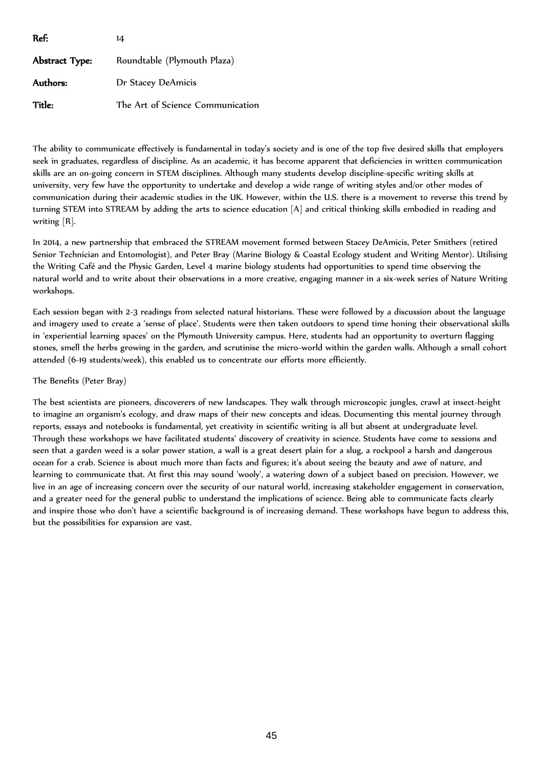**Ref:** 14

**Abstract Type:** Roundtable (Plymouth Plaza)

**Authors:** Dr Stacey DeAmicis

**Title:** The Art of Science Communication

The ability to communicate effectively is fundamental in today's society and is one of the top five desired skills that employers seek in graduates, regardless of discipline. As an academic, it has become apparent that deficiencies in written communication skills are an on-going concern in STEM disciplines. Although many students develop discipline-specific writing skills at university, very few have the opportunity to undertake and develop a wide range of writing styles and/or other modes of communication during their academic studies in the UK. However, within the U.S. there is a movement to reverse this trend by turning STEM into STREAM by adding the arts to science education [A] and critical thinking skills embodied in reading and writing [R].

In 2014, a new partnership that embraced the STREAM movement formed between Stacey DeAmicis, Peter Smithers (retired Senior Technician and Entomologist), and Peter Bray (Marine Biology & Coastal Ecology student and Writing Mentor). Utilising the Writing Café and the Physic Garden, Level 4 marine biology students had opportunities to spend time observing the natural world and to write about their observations in a more creative, engaging manner in a six-week series of Nature Writing workshops.

Each session began with 2-3 readings from selected natural historians. These were followed by a discussion about the language and imagery used to create a 'sense of place'. Students were then taken outdoors to spend time honing their observational skills in 'experiential learning spaces' on the Plymouth University campus. Here, students had an opportunity to overturn flagging stones, smell the herbs growing in the garden, and scrutinise the micro-world within the garden walls. Although a small cohort attended (6-19 students/week), this enabled us to concentrate our efforts more efficiently.

The Benefits (Peter Bray)

The best scientists are pioneers, discoverers of new landscapes. They walk through microscopic jungles, crawl at insect-height to imagine an organism's ecology, and draw maps of their new concepts and ideas. Documenting this mental journey through reports, essays and notebooks is fundamental, yet creativity in scientific writing is all but absent at undergraduate level. Through these workshops we have facilitated students' discovery of creativity in science. Students have come to sessions and seen that a garden weed is a solar power station, a wall is a great desert plain for a slug, a rockpool a harsh and dangerous ocean for a crab. Science is about much more than facts and figures; it's about seeing the beauty and awe of nature, and learning to communicate that. At first this may sound 'wooly', a watering down of a subject based on precision. However, we live in an age of increasing concern over the security of our natural world, increasing stakeholder engagement in conservation, and a greater need for the general public to understand the implications of science. Being able to communicate facts clearly and inspire those who don't have a scientific background is of increasing demand. These workshops have begun to address this, but the possibilities for expansion are vast.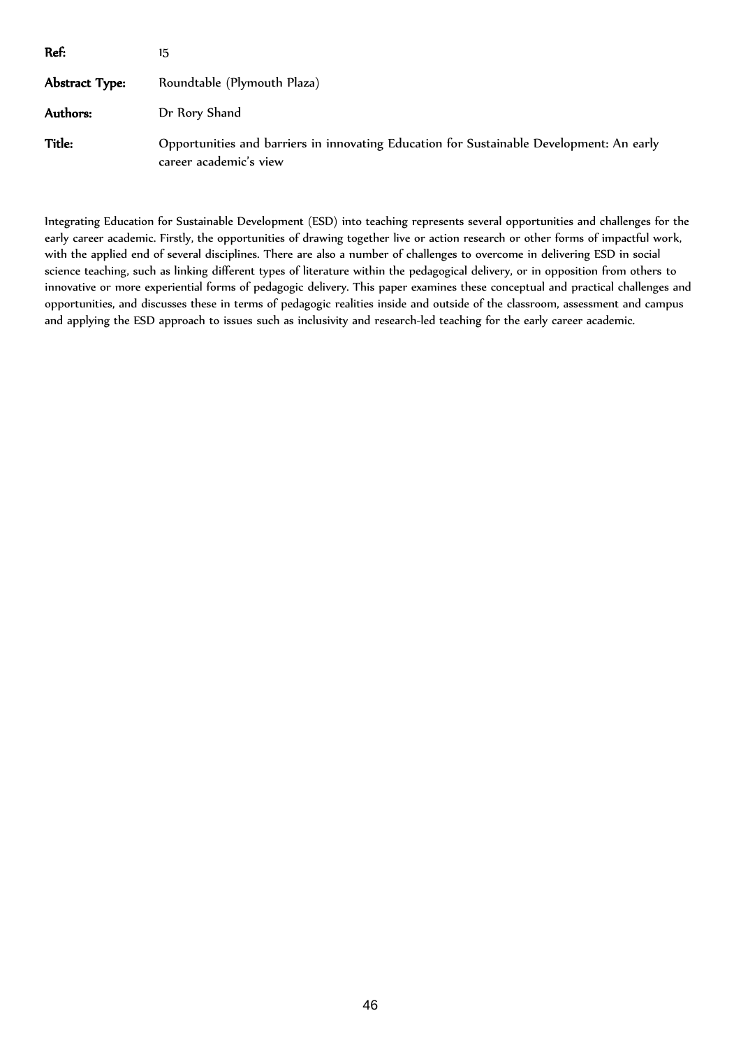| | |
|---|---|
| **Ref:** | 15 |
| **Abstract Type:** | Roundtable (Plymouth Plaza) |
| **Authors:** | Dr Rory Shand |
| **Title:** | Opportunities and barriers in innovating Education for Sustainable Development: An early career academic's view |

Integrating Education for Sustainable Development (ESD) into teaching represents several opportunities and challenges for the early career academic. Firstly, the opportunities of drawing together live or action research or other forms of impactful work, with the applied end of several disciplines. There are also a number of challenges to overcome in delivering ESD in social science teaching, such as linking different types of literature within the pedagogical delivery, or in opposition from others to innovative or more experiential forms of pedagogic delivery. This paper examines these conceptual and practical challenges and opportunities, and discusses these in terms of pedagogic realities inside and outside of the classroom, assessment and campus and applying the ESD approach to issues such as inclusivity and research-led teaching for the early career academic.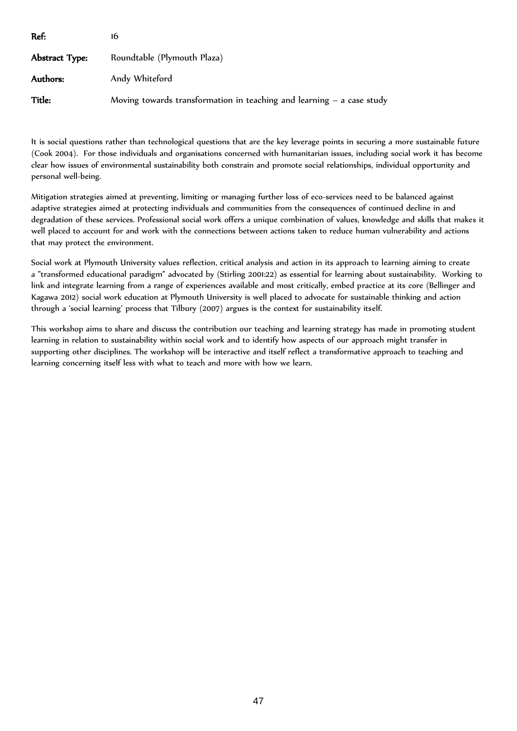**Ref:** 16

**Abstract Type:** Roundtable (Plymouth Plaza)

**Authors:** Andy Whiteford

**Title:** Moving towards transformation in teaching and learning – a case study

It is social questions rather than technological questions that are the key leverage points in securing a more sustainable future (Cook 2004). For those individuals and organisations concerned with humanitarian issues, including social work it has become clear how issues of environmental sustainability both constrain and promote social relationships, individual opportunity and personal well-being.

Mitigation strategies aimed at preventing, limiting or managing further loss of eco-services need to be balanced against adaptive strategies aimed at protecting individuals and communities from the consequences of continued decline in and degradation of these services. Professional social work offers a unique combination of values, knowledge and skills that makes it well placed to account for and work with the connections between actions taken to reduce human vulnerability and actions that may protect the environment.

Social work at Plymouth University values reflection, critical analysis and action in its approach to learning aiming to create a "transformed educational paradigm" advocated by (Stirling 2001:22) as essential for learning about sustainability. Working to link and integrate learning from a range of experiences available and most critically, embed practice at its core (Bellinger and Kagawa 2012) social work education at Plymouth University is well placed to advocate for sustainable thinking and action through a 'social learning' process that Tilbury (2007) argues is the context for sustainability itself.

This workshop aims to share and discuss the contribution our teaching and learning strategy has made in promoting student learning in relation to sustainability within social work and to identify how aspects of our approach might transfer in supporting other disciplines. The workshop will be interactive and itself reflect a transformative approach to teaching and learning concerning itself less with what to teach and more with how we learn.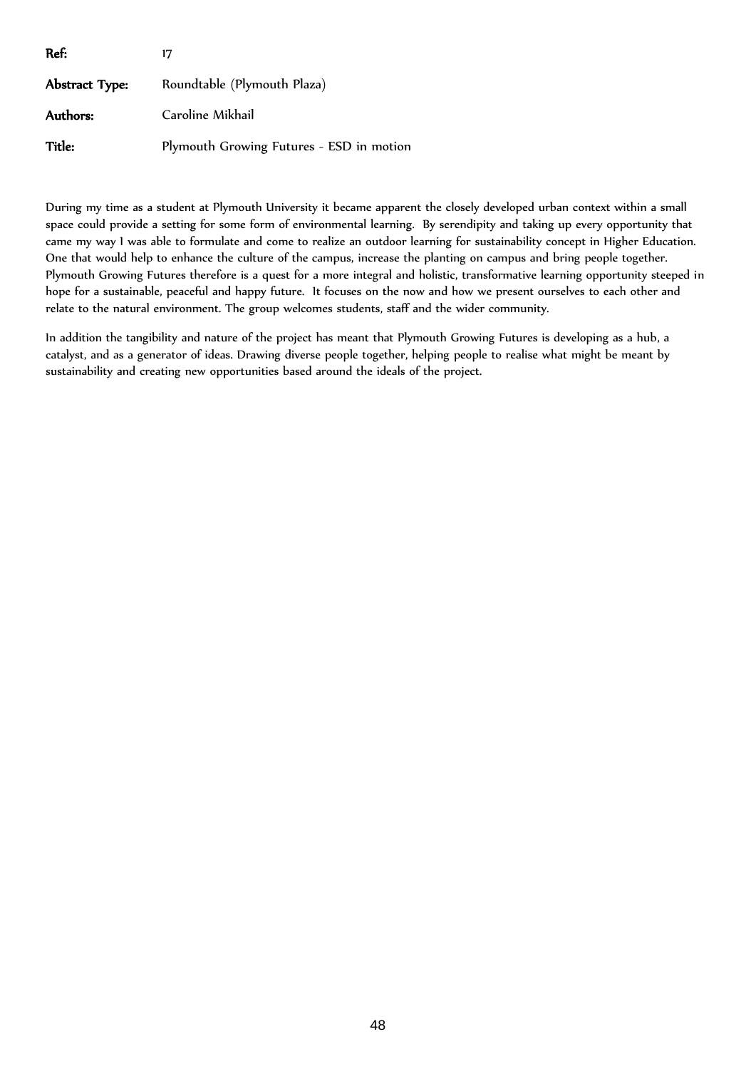**Ref:** 17

**Abstract Type:** Roundtable (Plymouth Plaza)

**Authors:** Caroline Mikhail

**Title:** Plymouth Growing Futures - ESD in motion

During my time as a student at Plymouth University it became apparent the closely developed urban context within a small space could provide a setting for some form of environmental learning. By serendipity and taking up every opportunity that came my way I was able to formulate and come to realize an outdoor learning for sustainability concept in Higher Education. One that would help to enhance the culture of the campus, increase the planting on campus and bring people together. Plymouth Growing Futures therefore is a quest for a more integral and holistic, transformative learning opportunity steeped in hope for a sustainable, peaceful and happy future. It focuses on the now and how we present ourselves to each other and relate to the natural environment. The group welcomes students, staff and the wider community.

In addition the tangibility and nature of the project has meant that Plymouth Growing Futures is developing as a hub, a catalyst, and as a generator of ideas. Drawing diverse people together, helping people to realise what might be meant by sustainability and creating new opportunities based around the ideals of the project.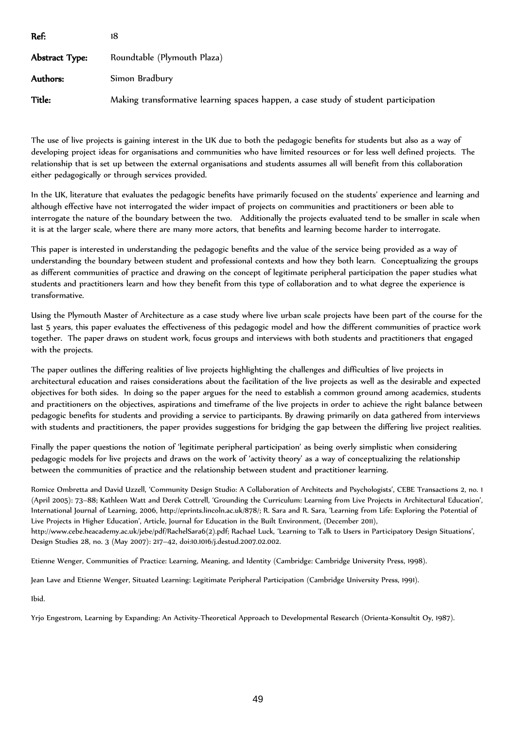**Ref:** 18

**Abstract Type:** Roundtable (Plymouth Plaza)

**Authors:** Simon Bradbury

**Title:** Making transformative learning spaces happen, a case study of student participation

The use of live projects is gaining interest in the UK due to both the pedagogic benefits for students but also as a way of developing project ideas for organisations and communities who have limited resources or for less well defined projects. The relationship that is set up between the external organisations and students assumes all will benefit from this collaboration either pedagogically or through services provided.

In the UK, literature that evaluates the pedagogic benefits have primarily focused on the students' experience and learning and although effective have not interrogated the wider impact of projects on communities and practitioners or been able to interrogate the nature of the boundary between the two. Additionally the projects evaluated tend to be smaller in scale when it is at the larger scale, where there are many more actors, that benefits and learning become harder to interrogate.

This paper is interested in understanding the pedagogic benefits and the value of the service being provided as a way of understanding the boundary between student and professional contexts and how they both learn. Conceptualizing the groups as different communities of practice and drawing on the concept of legitimate peripheral participation the paper studies what students and practitioners learn and how they benefit from this type of collaboration and to what degree the experience is transformative.

Using the Plymouth Master of Architecture as a case study where live urban scale projects have been part of the course for the last 5 years, this paper evaluates the effectiveness of this pedagogic model and how the different communities of practice work together. The paper draws on student work, focus groups and interviews with both students and practitioners that engaged with the projects.

The paper outlines the differing realities of live projects highlighting the challenges and difficulties of live projects in architectural education and raises considerations about the facilitation of the live projects as well as the desirable and expected objectives for both sides. In doing so the paper argues for the need to establish a common ground among academics, students and practitioners on the objectives, aspirations and timeframe of the live projects in order to achieve the right balance between pedagogic benefits for students and providing a service to participants. By drawing primarily on data gathered from interviews with students and practitioners, the paper provides suggestions for bridging the gap between the differing live project realities.

Finally the paper questions the notion of 'legitimate peripheral participation' as being overly simplistic when considering pedagogic models for live projects and draws on the work of 'activity theory' as a way of conceptualizing the relationship between the communities of practice and the relationship between student and practitioner learning.

Romice Ombretta and David Uzzell, 'Community Design Studio: A Collaboration of Architects and Psychologists', CEBE Transactions 2, no. 1 (April 2005): 73–88; Kathleen Watt and Derek Cottrell, 'Grounding the Curriculum: Learning from Live Projects in Architectural Education', International Journal of Learning, 2006, http://eprints.lincoln.ac.uk/878/; R. Sara and R. Sara, 'Learning from Life: Exploring the Potential of Live Projects in Higher Education', Article, Journal for Education in the Built Environment, (December 2011), http://www.cebe.heacademy.ac.uk/jebe/pdf/RachelSara6(2).pdf; Rachael Luck, 'Learning to Talk to Users in Participatory Design Situations', Design Studies 28, no. 3 (May 2007): 217–42, doi:10.1016/j.destud.2007.02.002.

Etienne Wenger, Communities of Practice: Learning, Meaning, and Identity (Cambridge: Cambridge University Press, 1998).

Jean Lave and Etienne Wenger, Situated Learning: Legitimate Peripheral Participation (Cambridge University Press, 1991).

Ibid.

Yrjo Engestrom, Learning by Expanding: An Activity-Theoretical Approach to Developmental Research (Orienta-Konsultit Oy, 1987).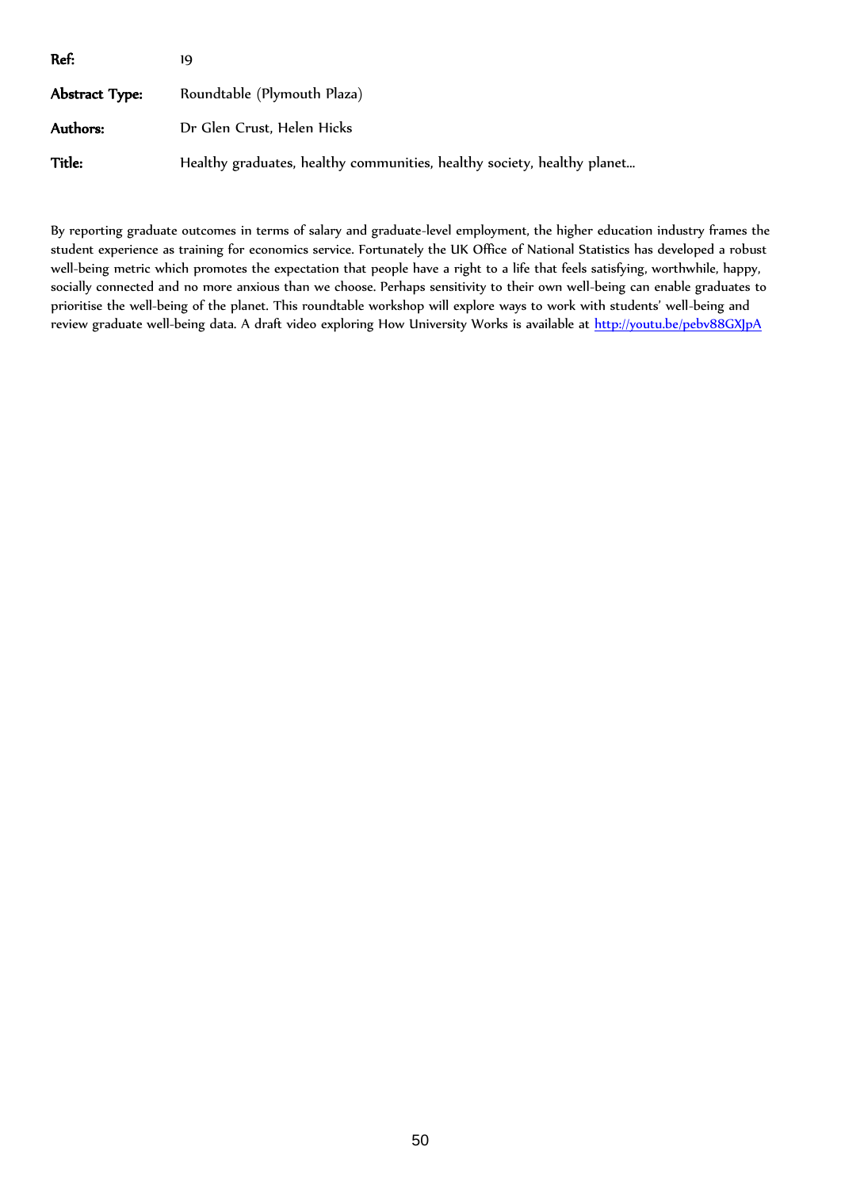| | |
|---|---|
| **Ref:** | 19 |
| **Abstract Type:** | Roundtable (Plymouth Plaza) |
| **Authors:** | Dr Glen Crust, Helen Hicks |
| **Title:** | Healthy graduates, healthy communities, healthy society, healthy planet… |

By reporting graduate outcomes in terms of salary and graduate-level employment, the higher education industry frames the student experience as training for economics service. Fortunately the UK Office of National Statistics has developed a robust well-being metric which promotes the expectation that people have a right to a life that feels satisfying, worthwhile, happy, socially connected and no more anxious than we choose. Perhaps sensitivity to their own well-being can enable graduates to prioritise the well-being of the planet. This roundtable workshop will explore ways to work with students' well-being and review graduate well-being data. A draft video exploring How University Works is available at [http://youtu.be/pebv88GXJpA](http://youtu.be/pebv88GXJpA)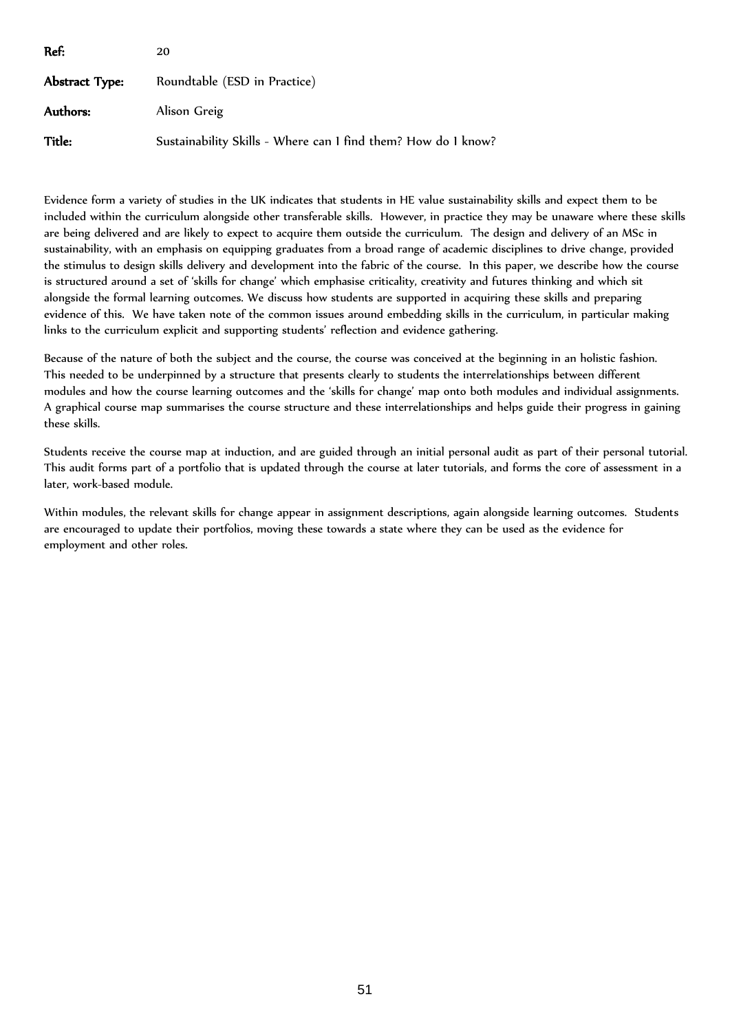**Ref:** 20

**Abstract Type:** Roundtable (ESD in Practice)

**Authors:** Alison Greig

**Title:** Sustainability Skills - Where can I find them? How do I know?

Evidence form a variety of studies in the UK indicates that students in HE value sustainability skills and expect them to be included within the curriculum alongside other transferable skills. However, in practice they may be unaware where these skills are being delivered and are likely to expect to acquire them outside the curriculum. The design and delivery of an MSc in sustainability, with an emphasis on equipping graduates from a broad range of academic disciplines to drive change, provided the stimulus to design skills delivery and development into the fabric of the course. In this paper, we describe how the course is structured around a set of 'skills for change' which emphasise criticality, creativity and futures thinking and which sit alongside the formal learning outcomes. We discuss how students are supported in acquiring these skills and preparing evidence of this. We have taken note of the common issues around embedding skills in the curriculum, in particular making links to the curriculum explicit and supporting students' reflection and evidence gathering.

Because of the nature of both the subject and the course, the course was conceived at the beginning in an holistic fashion. This needed to be underpinned by a structure that presents clearly to students the interrelationships between different modules and how the course learning outcomes and the 'skills for change' map onto both modules and individual assignments. A graphical course map summarises the course structure and these interrelationships and helps guide their progress in gaining these skills.

Students receive the course map at induction, and are guided through an initial personal audit as part of their personal tutorial. This audit forms part of a portfolio that is updated through the course at later tutorials, and forms the core of assessment in a later, work-based module.

Within modules, the relevant skills for change appear in assignment descriptions, again alongside learning outcomes. Students are encouraged to update their portfolios, moving these towards a state where they can be used as the evidence for employment and other roles.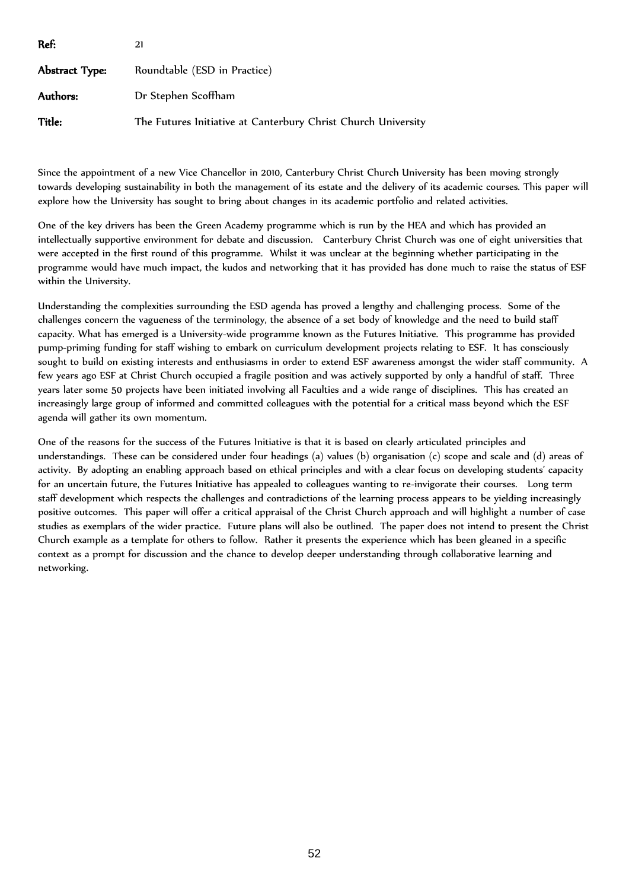**Ref:** 21

**Abstract Type:** Roundtable (ESD in Practice)

**Authors:** Dr Stephen Scoffham

**Title:** The Futures Initiative at Canterbury Christ Church University

Since the appointment of a new Vice Chancellor in 2010, Canterbury Christ Church University has been moving strongly towards developing sustainability in both the management of its estate and the delivery of its academic courses. This paper will explore how the University has sought to bring about changes in its academic portfolio and related activities.

One of the key drivers has been the Green Academy programme which is run by the HEA and which has provided an intellectually supportive environment for debate and discussion. Canterbury Christ Church was one of eight universities that were accepted in the first round of this programme. Whilst it was unclear at the beginning whether participating in the programme would have much impact, the kudos and networking that it has provided has done much to raise the status of ESF within the University.

Understanding the complexities surrounding the ESD agenda has proved a lengthy and challenging process. Some of the challenges concern the vagueness of the terminology, the absence of a set body of knowledge and the need to build staff capacity. What has emerged is a University-wide programme known as the Futures Initiative. This programme has provided pump-priming funding for staff wishing to embark on curriculum development projects relating to ESF. It has consciously sought to build on existing interests and enthusiasms in order to extend ESF awareness amongst the wider staff community. A few years ago ESF at Christ Church occupied a fragile position and was actively supported by only a handful of staff. Three years later some 50 projects have been initiated involving all Faculties and a wide range of disciplines. This has created an increasingly large group of informed and committed colleagues with the potential for a critical mass beyond which the ESF agenda will gather its own momentum.

One of the reasons for the success of the Futures Initiative is that it is based on clearly articulated principles and understandings. These can be considered under four headings (a) values (b) organisation (c) scope and scale and (d) areas of activity. By adopting an enabling approach based on ethical principles and with a clear focus on developing students' capacity for an uncertain future, the Futures Initiative has appealed to colleagues wanting to re-invigorate their courses. Long term staff development which respects the challenges and contradictions of the learning process appears to be yielding increasingly positive outcomes. This paper will offer a critical appraisal of the Christ Church approach and will highlight a number of case studies as exemplars of the wider practice. Future plans will also be outlined. The paper does not intend to present the Christ Church example as a template for others to follow. Rather it presents the experience which has been gleaned in a specific context as a prompt for discussion and the chance to develop deeper understanding through collaborative learning and networking.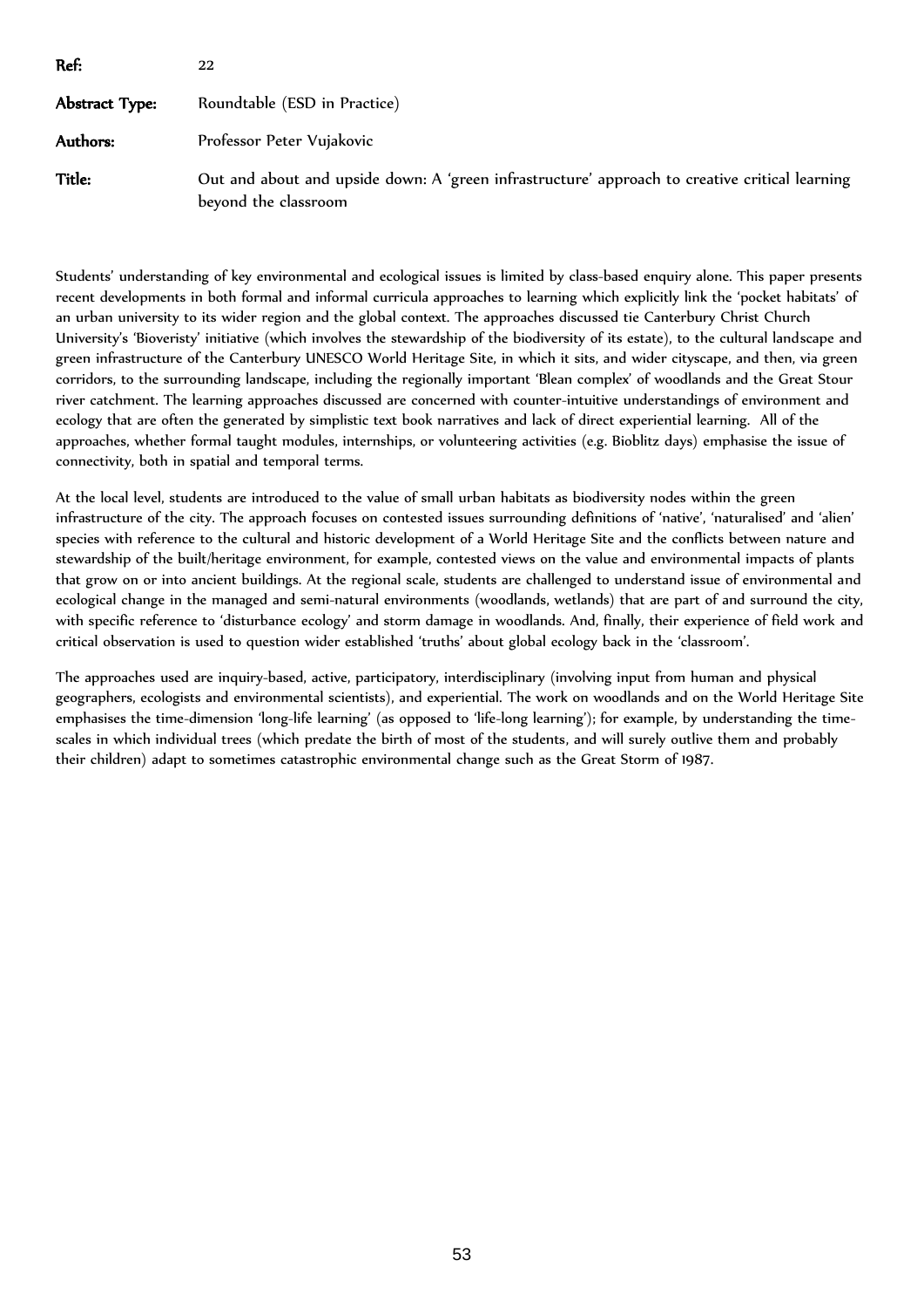**Ref:** 22

**Abstract Type:** Roundtable (ESD in Practice)

**Authors:** Professor Peter Vujakovic

**Title:** Out and about and upside down: A 'green infrastructure' approach to creative critical learning beyond the classroom

Students' understanding of key environmental and ecological issues is limited by class-based enquiry alone. This paper presents recent developments in both formal and informal curricula approaches to learning which explicitly link the 'pocket habitats' of an urban university to its wider region and the global context. The approaches discussed tie Canterbury Christ Church University's 'Bioveristy' initiative (which involves the stewardship of the biodiversity of its estate), to the cultural landscape and green infrastructure of the Canterbury UNESCO World Heritage Site, in which it sits, and wider cityscape, and then, via green corridors, to the surrounding landscape, including the regionally important 'Blean complex' of woodlands and the Great Stour river catchment. The learning approaches discussed are concerned with counter-intuitive understandings of environment and ecology that are often the generated by simplistic text book narratives and lack of direct experiential learning. All of the approaches, whether formal taught modules, internships, or volunteering activities (e.g. Bioblitz days) emphasise the issue of connectivity, both in spatial and temporal terms.

At the local level, students are introduced to the value of small urban habitats as biodiversity nodes within the green infrastructure of the city. The approach focuses on contested issues surrounding definitions of 'native', 'naturalised' and 'alien' species with reference to the cultural and historic development of a World Heritage Site and the conflicts between nature and stewardship of the built/heritage environment, for example, contested views on the value and environmental impacts of plants that grow on or into ancient buildings. At the regional scale, students are challenged to understand issue of environmental and ecological change in the managed and semi-natural environments (woodlands, wetlands) that are part of and surround the city, with specific reference to 'disturbance ecology' and storm damage in woodlands. And, finally, their experience of field work and critical observation is used to question wider established 'truths' about global ecology back in the 'classroom'.

The approaches used are inquiry-based, active, participatory, interdisciplinary (involving input from human and physical geographers, ecologists and environmental scientists), and experiential. The work on woodlands and on the World Heritage Site emphasises the time-dimension 'long-life learning' (as opposed to 'life-long learning'); for example, by understanding the time-scales in which individual trees (which predate the birth of most of the students, and will surely outlive them and probably their children) adapt to sometimes catastrophic environmental change such as the Great Storm of 1987.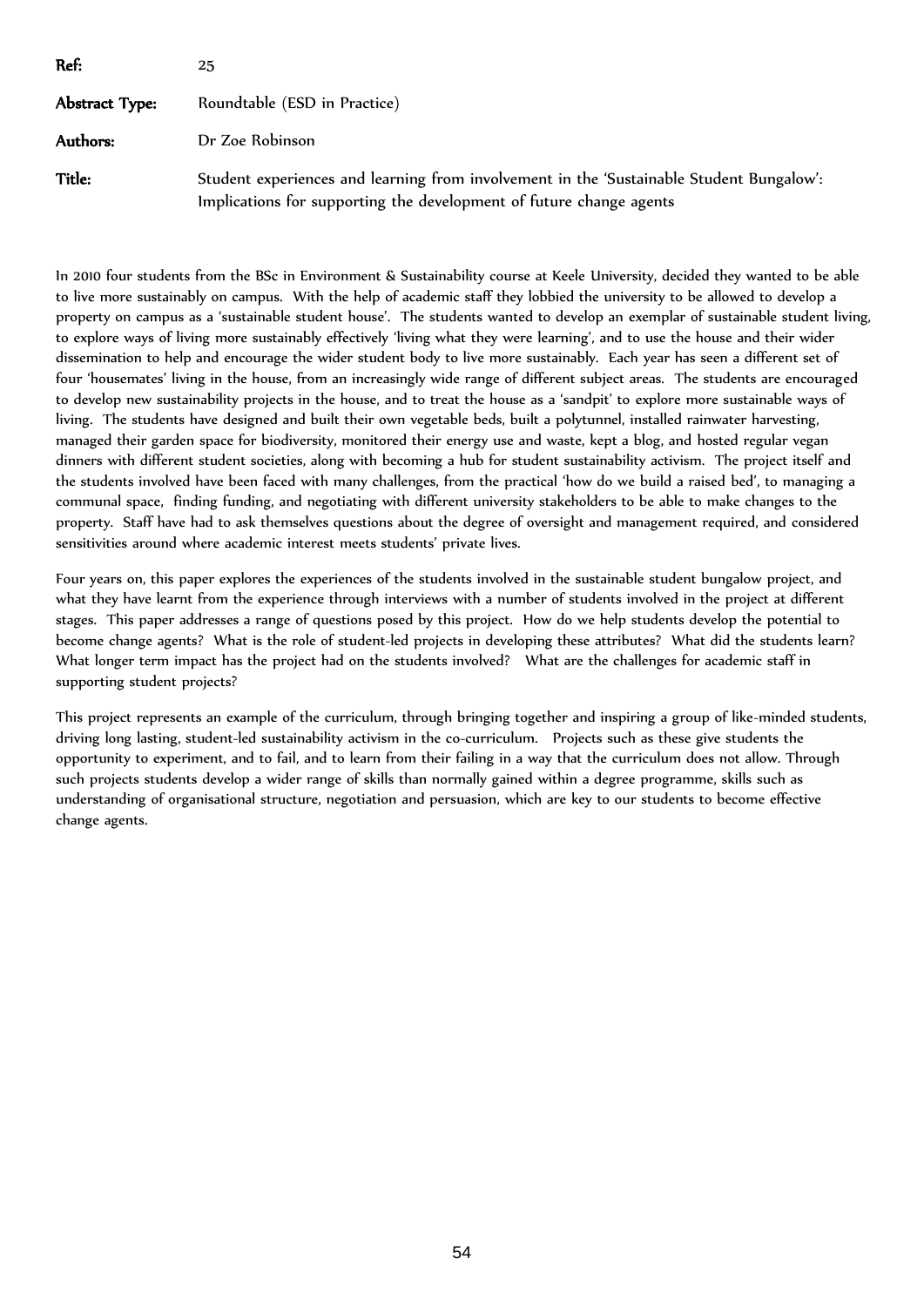**Ref:** 25

**Abstract Type:** Roundtable (ESD in Practice)

**Authors:** Dr Zoe Robinson

**Title:** Student experiences and learning from involvement in the 'Sustainable Student Bungalow': Implications for supporting the development of future change agents

In 2010 four students from the BSc in Environment & Sustainability course at Keele University, decided they wanted to be able to live more sustainably on campus. With the help of academic staff they lobbied the university to be allowed to develop a property on campus as a 'sustainable student house'. The students wanted to develop an exemplar of sustainable student living, to explore ways of living more sustainably effectively 'living what they were learning', and to use the house and their wider dissemination to help and encourage the wider student body to live more sustainably. Each year has seen a different set of four 'housemates' living in the house, from an increasingly wide range of different subject areas. The students are encouraged to develop new sustainability projects in the house, and to treat the house as a 'sandpit' to explore more sustainable ways of living. The students have designed and built their own vegetable beds, built a polytunnel, installed rainwater harvesting, managed their garden space for biodiversity, monitored their energy use and waste, kept a blog, and hosted regular vegan dinners with different student societies, along with becoming a hub for student sustainability activism. The project itself and the students involved have been faced with many challenges, from the practical 'how do we build a raised bed', to managing a communal space, finding funding, and negotiating with different university stakeholders to be able to make changes to the property. Staff have had to ask themselves questions about the degree of oversight and management required, and considered sensitivities around where academic interest meets students' private lives.

Four years on, this paper explores the experiences of the students involved in the sustainable student bungalow project, and what they have learnt from the experience through interviews with a number of students involved in the project at different stages. This paper addresses a range of questions posed by this project. How do we help students develop the potential to become change agents? What is the role of student-led projects in developing these attributes? What did the students learn? What longer term impact has the project had on the students involved? What are the challenges for academic staff in supporting student projects?

This project represents an example of the curriculum, through bringing together and inspiring a group of like-minded students, driving long lasting, student-led sustainability activism in the co-curriculum. Projects such as these give students the opportunity to experiment, and to fail, and to learn from their failing in a way that the curriculum does not allow. Through such projects students develop a wider range of skills than normally gained within a degree programme, skills such as understanding of organisational structure, negotiation and persuasion, which are key to our students to become effective change agents.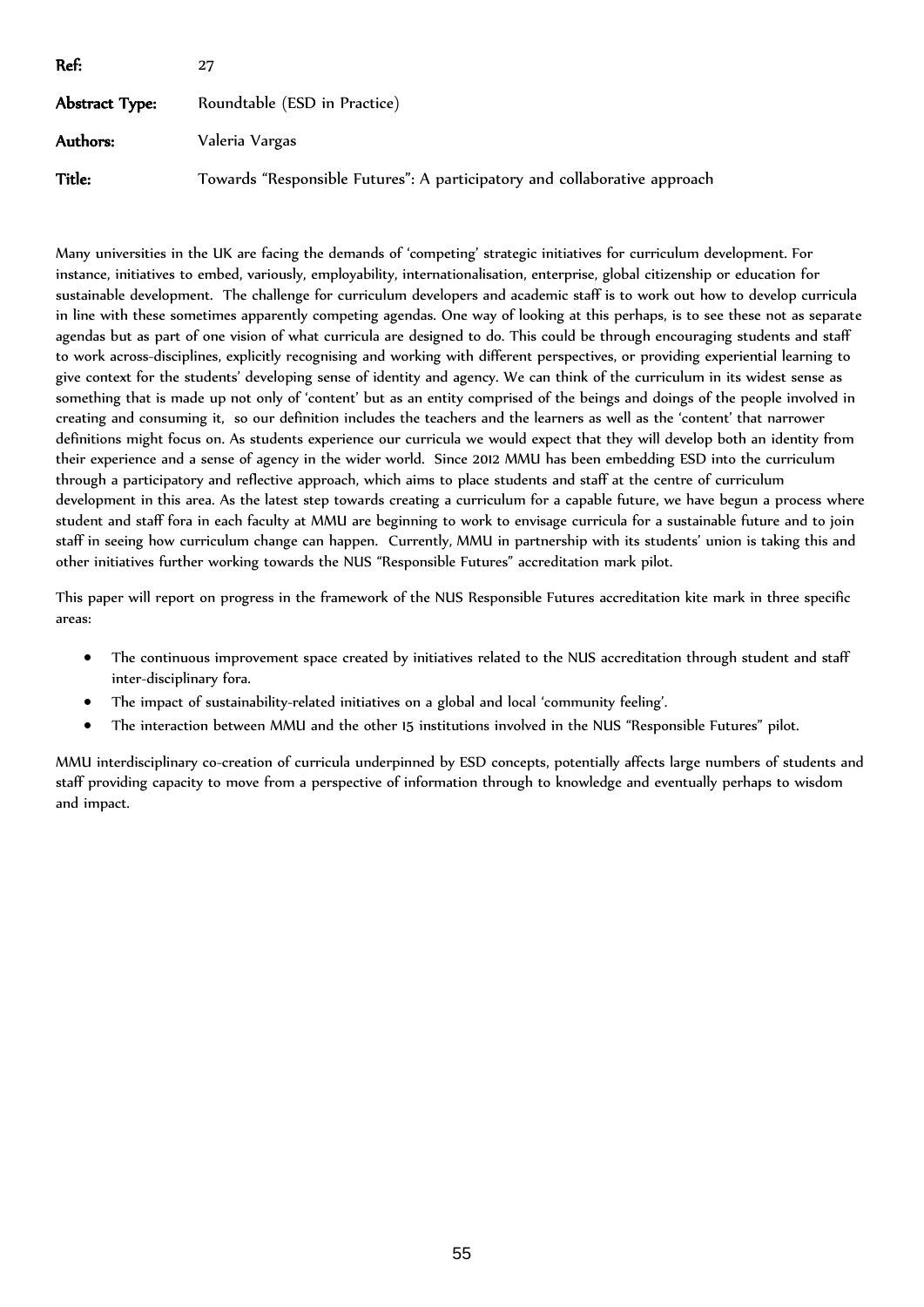**Ref:** 27

**Abstract Type:** Roundtable (ESD in Practice)

**Authors:** Valeria Vargas

**Title:** Towards "Responsible Futures": A participatory and collaborative approach

Many universities in the UK are facing the demands of 'competing' strategic initiatives for curriculum development. For instance, initiatives to embed, variously, employability, internationalisation, enterprise, global citizenship or education for sustainable development. The challenge for curriculum developers and academic staff is to work out how to develop curricula in line with these sometimes apparently competing agendas. One way of looking at this perhaps, is to see these not as separate agendas but as part of one vision of what curricula are designed to do. This could be through encouraging students and staff to work across-disciplines, explicitly recognising and working with different perspectives, or providing experiential learning to give context for the students' developing sense of identity and agency. We can think of the curriculum in its widest sense as something that is made up not only of 'content' but as an entity comprised of the beings and doings of the people involved in creating and consuming it, so our definition includes the teachers and the learners as well as the 'content' that narrower definitions might focus on. As students experience our curricula we would expect that they will develop both an identity from their experience and a sense of agency in the wider world. Since 2012 MMU has been embedding ESD into the curriculum through a participatory and reflective approach, which aims to place students and staff at the centre of curriculum development in this area. As the latest step towards creating a curriculum for a capable future, we have begun a process where student and staff fora in each faculty at MMU are beginning to work to envisage curricula for a sustainable future and to join staff in seeing how curriculum change can happen. Currently, MMU in partnership with its students' union is taking this and other initiatives further working towards the NUS "Responsible Futures" accreditation mark pilot.

This paper will report on progress in the framework of the NUS Responsible Futures accreditation kite mark in three specific areas:

- The continuous improvement space created by initiatives related to the NUS accreditation through student and staff inter-disciplinary fora.
- The impact of sustainability-related initiatives on a global and local 'community feeling'.
- The interaction between MMU and the other 15 institutions involved in the NUS "Responsible Futures" pilot.

MMU interdisciplinary co-creation of curricula underpinned by ESD concepts, potentially affects large numbers of students and staff providing capacity to move from a perspective of information through to knowledge and eventually perhaps to wisdom and impact.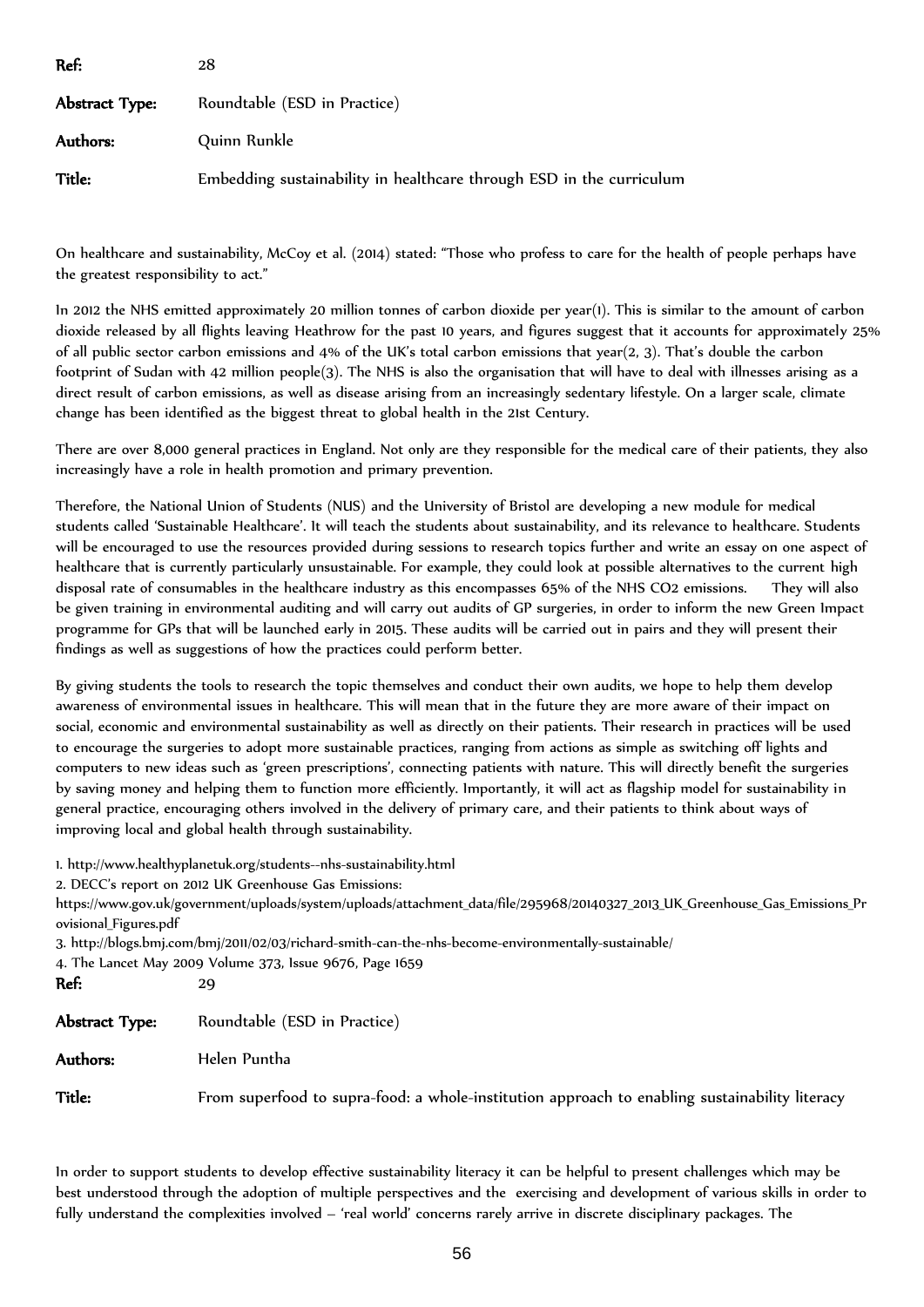**Ref:** 28

**Abstract Type:** Roundtable (ESD in Practice)

**Authors:** Quinn Runkle

**Title:** Embedding sustainability in healthcare through ESD in the curriculum

On healthcare and sustainability, McCoy et al. (2014) stated: "Those who profess to care for the health of people perhaps have the greatest responsibility to act."

In 2012 the NHS emitted approximately 20 million tonnes of carbon dioxide per year(1). This is similar to the amount of carbon dioxide released by all flights leaving Heathrow for the past 10 years, and figures suggest that it accounts for approximately 25% of all public sector carbon emissions and 4% of the UK's total carbon emissions that year(2, 3). That's double the carbon footprint of Sudan with 42 million people(3). The NHS is also the organisation that will have to deal with illnesses arising as a direct result of carbon emissions, as well as disease arising from an increasingly sedentary lifestyle. On a larger scale, climate change has been identified as the biggest threat to global health in the 21st Century.

There are over 8,000 general practices in England. Not only are they responsible for the medical care of their patients, they also increasingly have a role in health promotion and primary prevention.

Therefore, the National Union of Students (NUS) and the University of Bristol are developing a new module for medical students called 'Sustainable Healthcare'. It will teach the students about sustainability, and its relevance to healthcare. Students will be encouraged to use the resources provided during sessions to research topics further and write an essay on one aspect of healthcare that is currently particularly unsustainable. For example, they could look at possible alternatives to the current high disposal rate of consumables in the healthcare industry as this encompasses 65% of the NHS $CO_2$ emissions. They will also be given training in environmental auditing and will carry out audits of GP surgeries, in order to inform the new Green Impact programme for GPs that will be launched early in 2015. These audits will be carried out in pairs and they will present their findings as well as suggestions of how the practices could perform better.

By giving students the tools to research the topic themselves and conduct their own audits, we hope to help them develop awareness of environmental issues in healthcare. This will mean that in the future they are more aware of their impact on social, economic and environmental sustainability as well as directly on their patients. Their research in practices will be used to encourage the surgeries to adopt more sustainable practices, ranging from actions as simple as switching off lights and computers to new ideas such as 'green prescriptions', connecting patients with nature. This will directly benefit the surgeries by saving money and helping them to function more efficiently. Importantly, it will act as flagship model for sustainability in general practice, encouraging others involved in the delivery of primary care, and their patients to think about ways of improving local and global health through sustainability.

1. http://www.healthyplanetuk.org/students--nhs-sustainability.html
2. DECC's report on 2012 UK Greenhouse Gas Emissions: https://www.gov.uk/government/uploads/system/uploads/attachment_data/file/295968/20140327_2013_UK_Greenhouse_Gas_Emissions_Provisional_Figures.pdf
3. http://blogs.bmj.com/bmj/2011/02/03/richard-smith-can-the-nhs-become-environmentally-sustainable/
4. The Lancet May 2009 Volume 373, Issue 9676, Page 1659

**Ref:** 29

**Abstract Type:** Roundtable (ESD in Practice)

**Authors:** Helen Puntha

**Title:** From superfood to supra-food: a whole-institution approach to enabling sustainability literacy

In order to support students to develop effective sustainability literacy it can be helpful to present challenges which may be best understood through the adoption of multiple perspectives and the exercising and development of various skills in order to fully understand the complexities involved – 'real world' concerns rarely arrive in discrete disciplinary packages. The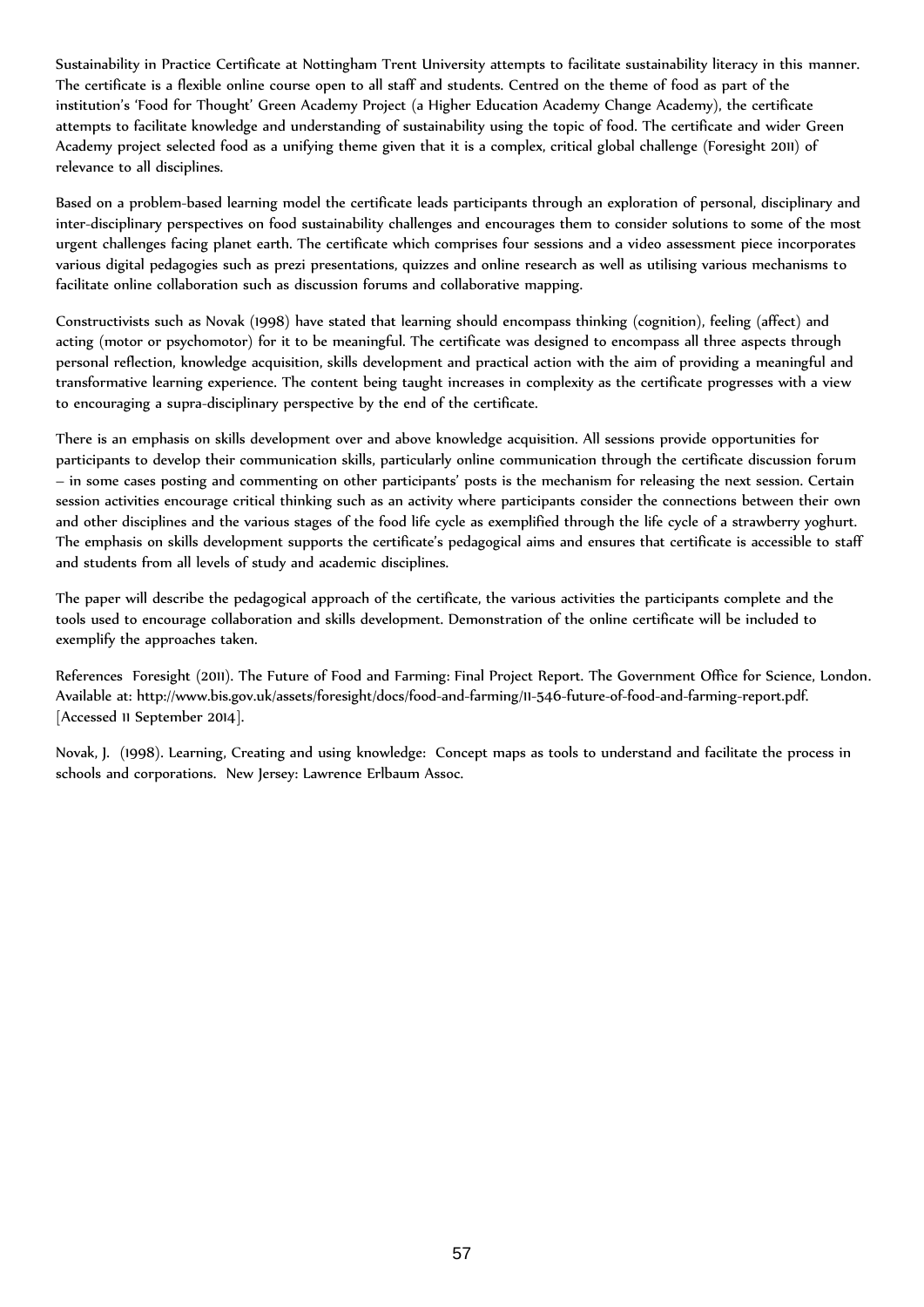Sustainability in Practice Certificate at Nottingham Trent University attempts to facilitate sustainability literacy in this manner. The certificate is a flexible online course open to all staff and students. Centred on the theme of food as part of the institution's 'Food for Thought' Green Academy Project (a Higher Education Academy Change Academy), the certificate attempts to facilitate knowledge and understanding of sustainability using the topic of food. The certificate and wider Green Academy project selected food as a unifying theme given that it is a complex, critical global challenge (Foresight 2011) of relevance to all disciplines.

Based on a problem-based learning model the certificate leads participants through an exploration of personal, disciplinary and inter-disciplinary perspectives on food sustainability challenges and encourages them to consider solutions to some of the most urgent challenges facing planet earth. The certificate which comprises four sessions and a video assessment piece incorporates various digital pedagogies such as prezi presentations, quizzes and online research as well as utilising various mechanisms to facilitate online collaboration such as discussion forums and collaborative mapping.

Constructivists such as Novak (1998) have stated that learning should encompass thinking (cognition), feeling (affect) and acting (motor or psychomotor) for it to be meaningful. The certificate was designed to encompass all three aspects through personal reflection, knowledge acquisition, skills development and practical action with the aim of providing a meaningful and transformative learning experience. The content being taught increases in complexity as the certificate progresses with a view to encouraging a supra-disciplinary perspective by the end of the certificate.

There is an emphasis on skills development over and above knowledge acquisition. All sessions provide opportunities for participants to develop their communication skills, particularly online communication through the certificate discussion forum – in some cases posting and commenting on other participants' posts is the mechanism for releasing the next session. Certain session activities encourage critical thinking such as an activity where participants consider the connections between their own and other disciplines and the various stages of the food life cycle as exemplified through the life cycle of a strawberry yoghurt. The emphasis on skills development supports the certificate's pedagogical aims and ensures that certificate is accessible to staff and students from all levels of study and academic disciplines.

The paper will describe the pedagogical approach of the certificate, the various activities the participants complete and the tools used to encourage collaboration and skills development. Demonstration of the online certificate will be included to exemplify the approaches taken.

References Foresight (2011). The Future of Food and Farming: Final Project Report. The Government Office for Science, London. Available at: http://www.bis.gov.uk/assets/foresight/docs/food-and-farming/11-546-future-of-food-and-farming-report.pdf. [Accessed 11 September 2014].

Novak, J. (1998). Learning, Creating and using knowledge: Concept maps as tools to understand and facilitate the process in schools and corporations. New Jersey: Lawrence Erlbaum Assoc.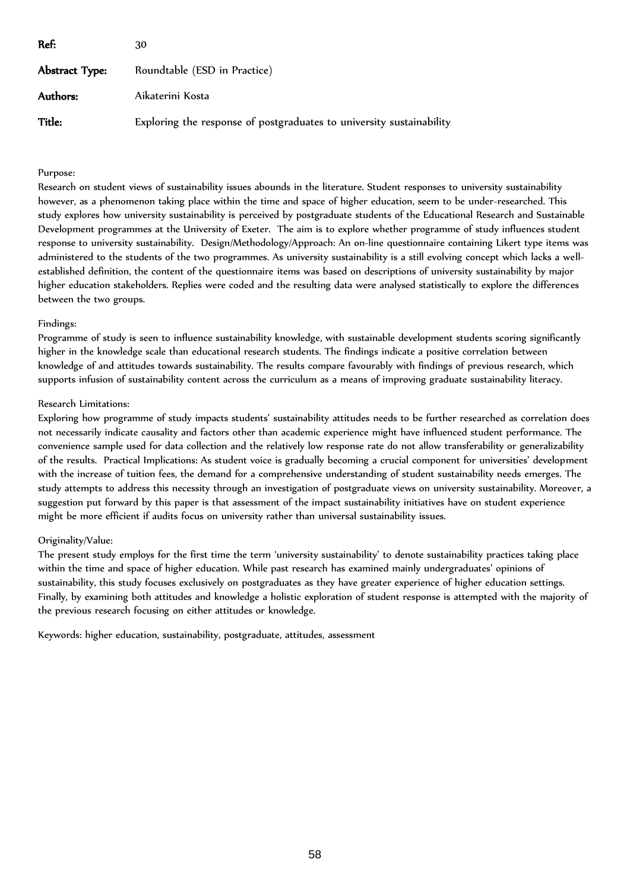**Ref:** 30

**Abstract Type:** Roundtable (ESD in Practice)

**Authors:** Aikaterini Kosta

**Title:** Exploring the response of postgraduates to university sustainability

Purpose:

Research on student views of sustainability issues abounds in the literature. Student responses to university sustainability however, as a phenomenon taking place within the time and space of higher education, seem to be under-researched. This study explores how university sustainability is perceived by postgraduate students of the Educational Research and Sustainable Development programmes at the University of Exeter. The aim is to explore whether programme of study influences student response to university sustainability. Design/Methodology/Approach: An on-line questionnaire containing Likert type items was administered to the students of the two programmes. As university sustainability is a still evolving concept which lacks a well-established definition, the content of the questionnaire items was based on descriptions of university sustainability by major higher education stakeholders. Replies were coded and the resulting data were analysed statistically to explore the differences between the two groups.

Findings:

Programme of study is seen to influence sustainability knowledge, with sustainable development students scoring significantly higher in the knowledge scale than educational research students. The findings indicate a positive correlation between knowledge of and attitudes towards sustainability. The results compare favourably with findings of previous research, which supports infusion of sustainability content across the curriculum as a means of improving graduate sustainability literacy.

Research Limitations:

Exploring how programme of study impacts students' sustainability attitudes needs to be further researched as correlation does not necessarily indicate causality and factors other than academic experience might have influenced student performance. The convenience sample used for data collection and the relatively low response rate do not allow transferability or generalizability of the results. Practical Implications: As student voice is gradually becoming a crucial component for universities' development with the increase of tuition fees, the demand for a comprehensive understanding of student sustainability needs emerges. The study attempts to address this necessity through an investigation of postgraduate views on university sustainability. Moreover, a suggestion put forward by this paper is that assessment of the impact sustainability initiatives have on student experience might be more efficient if audits focus on university rather than universal sustainability issues.

Originality/Value:

The present study employs for the first time the term 'university sustainability' to denote sustainability practices taking place within the time and space of higher education. While past research has examined mainly undergraduates' opinions of sustainability, this study focuses exclusively on postgraduates as they have greater experience of higher education settings. Finally, by examining both attitudes and knowledge a holistic exploration of student response is attempted with the majority of the previous research focusing on either attitudes or knowledge.

Keywords: higher education, sustainability, postgraduate, attitudes, assessment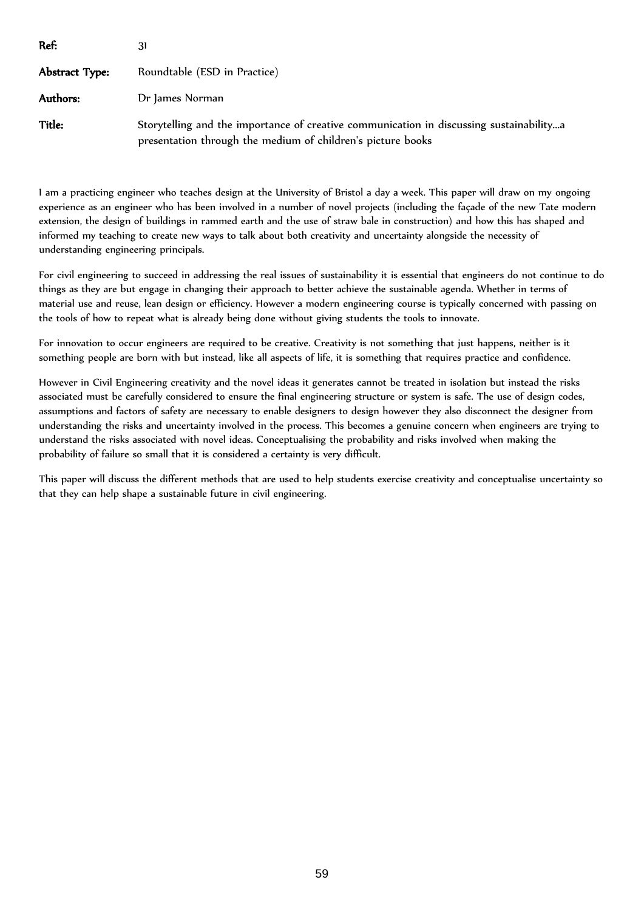**Ref:** 31

**Abstract Type:** Roundtable (ESD in Practice)

**Authors:** Dr James Norman

**Title:** Storytelling and the importance of creative communication in discussing sustainability…a presentation through the medium of children's picture books

I am a practicing engineer who teaches design at the University of Bristol a day a week. This paper will draw on my ongoing experience as an engineer who has been involved in a number of novel projects (including the façade of the new Tate modern extension, the design of buildings in rammed earth and the use of straw bale in construction) and how this has shaped and informed my teaching to create new ways to talk about both creativity and uncertainty alongside the necessity of understanding engineering principals.

For civil engineering to succeed in addressing the real issues of sustainability it is essential that engineers do not continue to do things as they are but engage in changing their approach to better achieve the sustainable agenda. Whether in terms of material use and reuse, lean design or efficiency. However a modern engineering course is typically concerned with passing on the tools of how to repeat what is already being done without giving students the tools to innovate.

For innovation to occur engineers are required to be creative. Creativity is not something that just happens, neither is it something people are born with but instead, like all aspects of life, it is something that requires practice and confidence.

However in Civil Engineering creativity and the novel ideas it generates cannot be treated in isolation but instead the risks associated must be carefully considered to ensure the final engineering structure or system is safe. The use of design codes, assumptions and factors of safety are necessary to enable designers to design however they also disconnect the designer from understanding the risks and uncertainty involved in the process. This becomes a genuine concern when engineers are trying to understand the risks associated with novel ideas. Conceptualising the probability and risks involved when making the probability of failure so small that it is considered a certainty is very difficult.

This paper will discuss the different methods that are used to help students exercise creativity and conceptualise uncertainty so that they can help shape a sustainable future in civil engineering.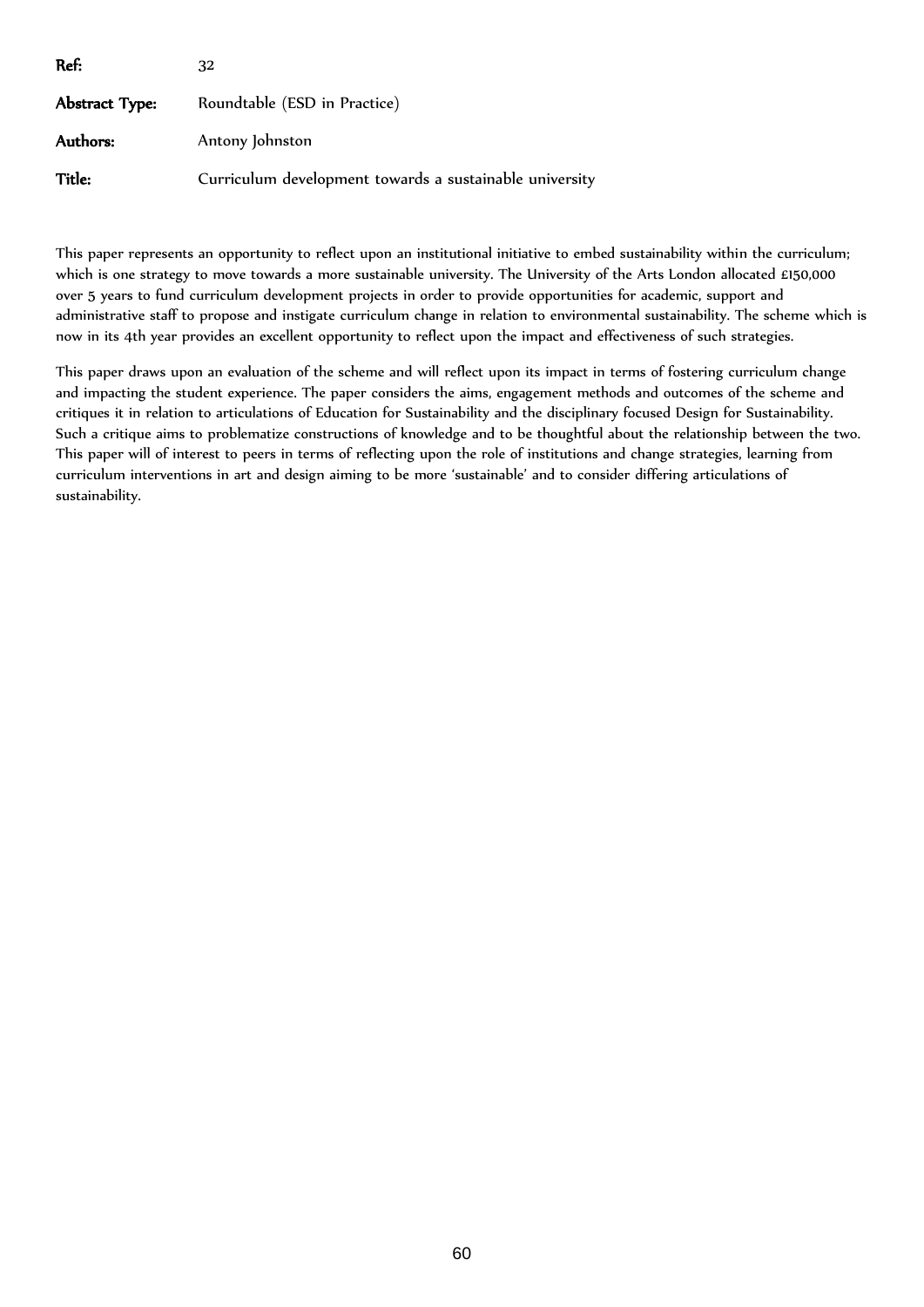| | |
|---|---|
| **Ref:** | 32 |
| **Abstract Type:** | Roundtable (ESD in Practice) |
| **Authors:** | Antony Johnston |
| **Title:** | Curriculum development towards a sustainable university |

This paper represents an opportunity to reflect upon an institutional initiative to embed sustainability within the curriculum; which is one strategy to move towards a more sustainable university. The University of the Arts London allocated £150,000 over 5 years to fund curriculum development projects in order to provide opportunities for academic, support and administrative staff to propose and instigate curriculum change in relation to environmental sustainability. The scheme which is now in its 4th year provides an excellent opportunity to reflect upon the impact and effectiveness of such strategies.

This paper draws upon an evaluation of the scheme and will reflect upon its impact in terms of fostering curriculum change and impacting the student experience. The paper considers the aims, engagement methods and outcomes of the scheme and critiques it in relation to articulations of Education for Sustainability and the disciplinary focused Design for Sustainability. Such a critique aims to problematize constructions of knowledge and to be thoughtful about the relationship between the two. This paper will of interest to peers in terms of reflecting upon the role of institutions and change strategies, learning from curriculum interventions in art and design aiming to be more 'sustainable' and to consider differing articulations of sustainability.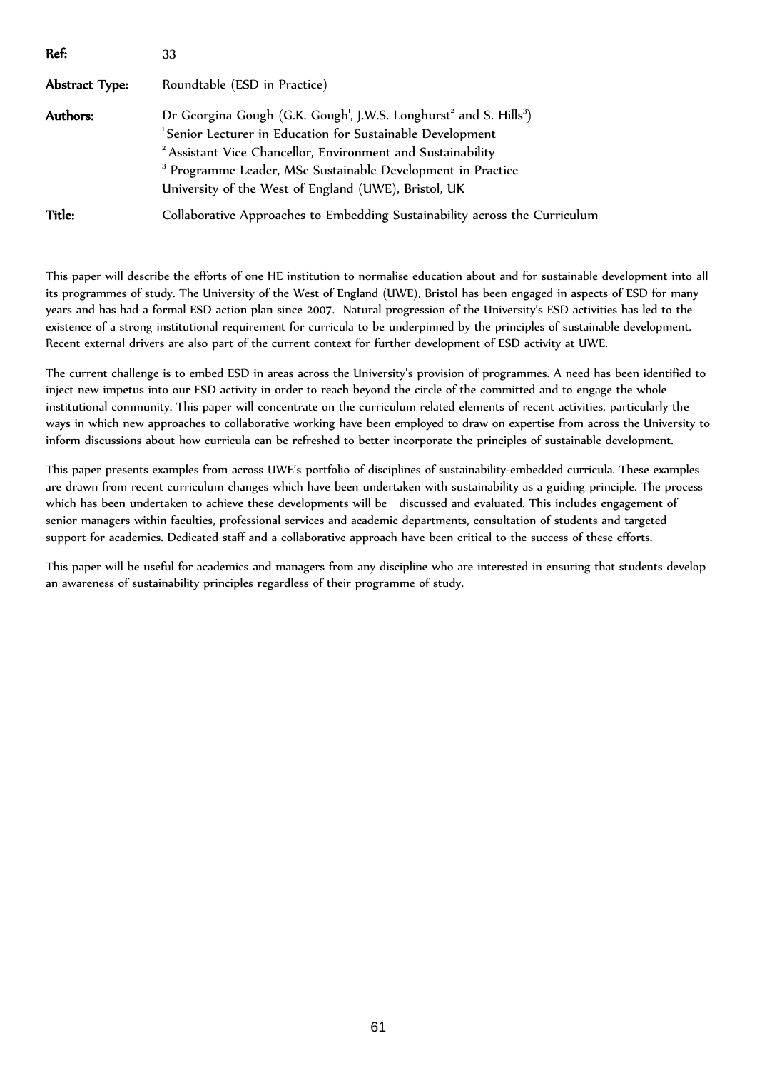**Ref:** 33

**Abstract Type:** Roundtable (ESD in Practice)

**Authors:** Dr Georgina Gough (G.K. Gough[1], J.W.S. Longhurst[2] and S. Hills[3])
[1] Senior Lecturer in Education for Sustainable Development
[2] Assistant Vice Chancellor, Environment and Sustainability
[3] Programme Leader, MSc Sustainable Development in Practice
University of the West of England (UWE), Bristol, UK

**Title:** Collaborative Approaches to Embedding Sustainability across the Curriculum

This paper will describe the efforts of one HE institution to normalise education about and for sustainable development into all its programmes of study. The University of the West of England (UWE), Bristol has been engaged in aspects of ESD for many years and has had a formal ESD action plan since 2007. Natural progression of the University's ESD activities has led to the existence of a strong institutional requirement for curricula to be underpinned by the principles of sustainable development. Recent external drivers are also part of the current context for further development of ESD activity at UWE.

The current challenge is to embed ESD in areas across the University's provision of programmes. A need has been identified to inject new impetus into our ESD activity in order to reach beyond the circle of the committed and to engage the whole institutional community. This paper will concentrate on the curriculum related elements of recent activities, particularly the ways in which new approaches to collaborative working have been employed to draw on expertise from across the University to inform discussions about how curricula can be refreshed to better incorporate the principles of sustainable development.

This paper presents examples from across UWE's portfolio of disciplines of sustainability-embedded curricula. These examples are drawn from recent curriculum changes which have been undertaken with sustainability as a guiding principle. The process which has been undertaken to achieve these developments will be discussed and evaluated. This includes engagement of senior managers within faculties, professional services and academic departments, consultation of students and targeted support for academics. Dedicated staff and a collaborative approach have been critical to the success of these efforts.

This paper will be useful for academics and managers from any discipline who are interested in ensuring that students develop an awareness of sustainability principles regardless of their programme of study.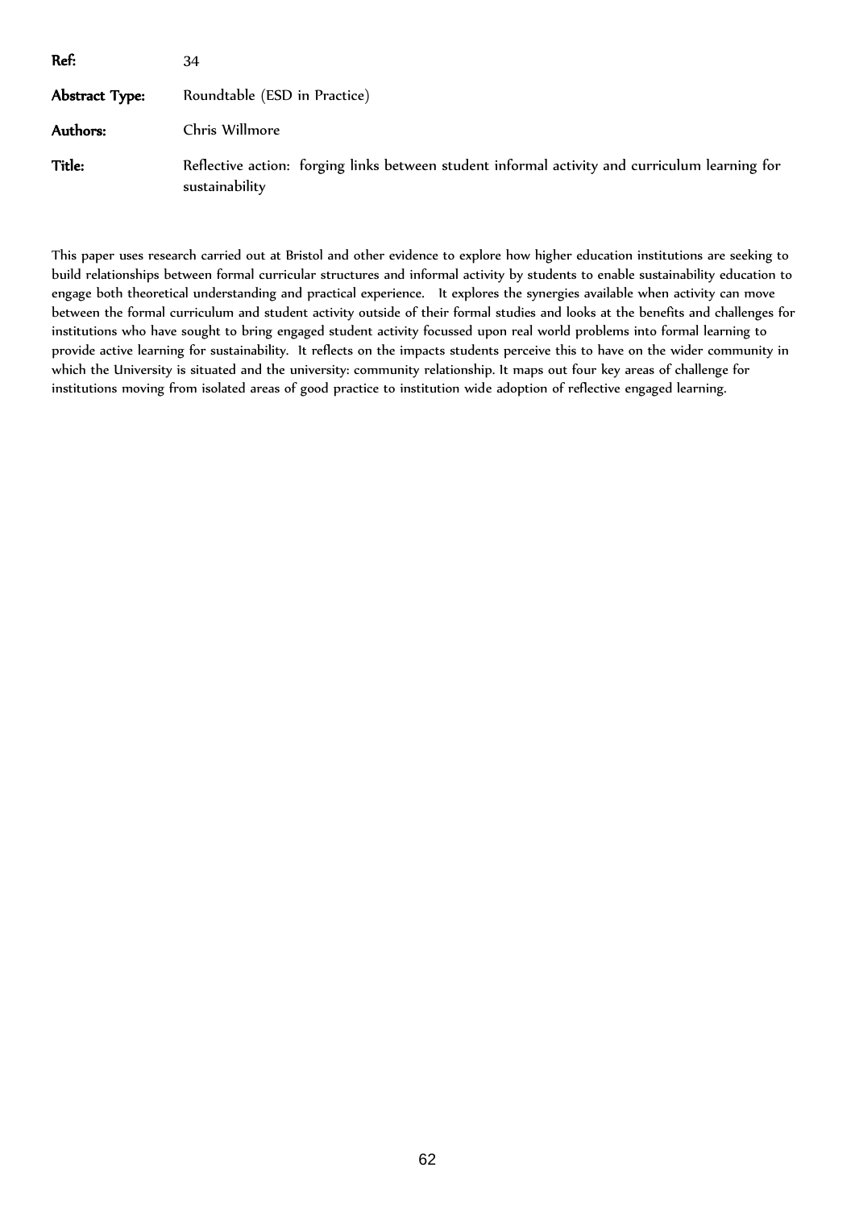**Ref:** 34

**Abstract Type:** Roundtable (ESD in Practice)

**Authors:** Chris Willmore

**Title:** Reflective action: forging links between student informal activity and curriculum learning for sustainability

This paper uses research carried out at Bristol and other evidence to explore how higher education institutions are seeking to build relationships between formal curricular structures and informal activity by students to enable sustainability education to engage both theoretical understanding and practical experience. It explores the synergies available when activity can move between the formal curriculum and student activity outside of their formal studies and looks at the benefits and challenges for institutions who have sought to bring engaged student activity focussed upon real world problems into formal learning to provide active learning for sustainability. It reflects on the impacts students perceive this to have on the wider community in which the University is situated and the university: community relationship. It maps out four key areas of challenge for institutions moving from isolated areas of good practice to institution wide adoption of reflective engaged learning.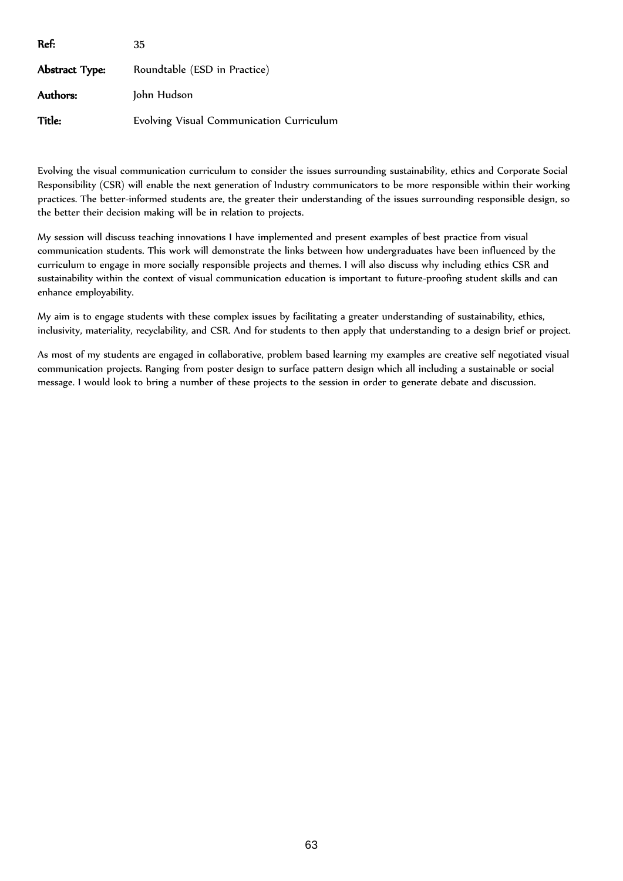**Ref:** 35

**Abstract Type:** Roundtable (ESD in Practice)

**Authors:** John Hudson

**Title:** Evolving Visual Communication Curriculum

Evolving the visual communication curriculum to consider the issues surrounding sustainability, ethics and Corporate Social Responsibility (CSR) will enable the next generation of Industry communicators to be more responsible within their working practices. The better-informed students are, the greater their understanding of the issues surrounding responsible design, so the better their decision making will be in relation to projects.

My session will discuss teaching innovations I have implemented and present examples of best practice from visual communication students. This work will demonstrate the links between how undergraduates have been influenced by the curriculum to engage in more socially responsible projects and themes. I will also discuss why including ethics CSR and sustainability within the context of visual communication education is important to future-proofing student skills and can enhance employability.

My aim is to engage students with these complex issues by facilitating a greater understanding of sustainability, ethics, inclusivity, materiality, recyclability, and CSR. And for students to then apply that understanding to a design brief or project.

As most of my students are engaged in collaborative, problem based learning my examples are creative self negotiated visual communication projects. Ranging from poster design to surface pattern design which all including a sustainable or social message. I would look to bring a number of these projects to the session in order to generate debate and discussion.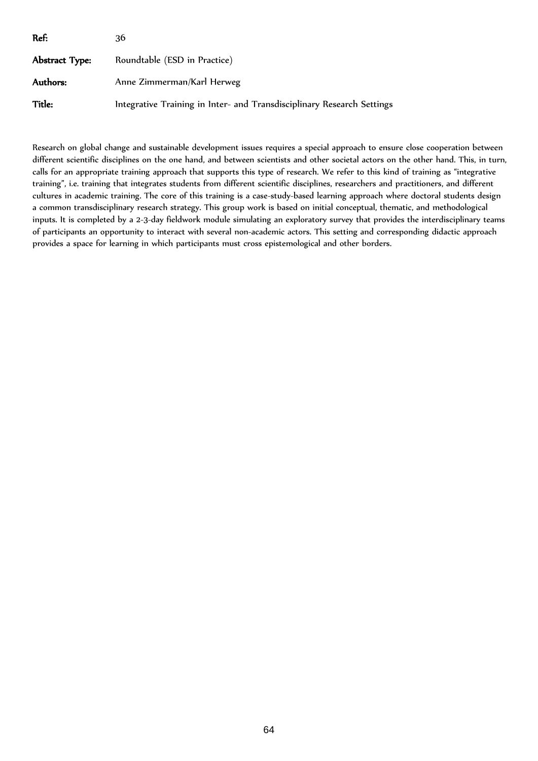**Ref:** 36

**Abstract Type:** Roundtable (ESD in Practice)

**Authors:** Anne Zimmerman/Karl Herweg

**Title:** Integrative Training in Inter- and Transdisciplinary Research Settings

Research on global change and sustainable development issues requires a special approach to ensure close cooperation between different scientific disciplines on the one hand, and between scientists and other societal actors on the other hand. This, in turn, calls for an appropriate training approach that supports this type of research. We refer to this kind of training as "integrative training", i.e. training that integrates students from different scientific disciplines, researchers and practitioners, and different cultures in academic training. The core of this training is a case-study-based learning approach where doctoral students design a common transdisciplinary research strategy. This group work is based on initial conceptual, thematic, and methodological inputs. It is completed by a 2-3-day fieldwork module simulating an exploratory survey that provides the interdisciplinary teams of participants an opportunity to interact with several non-academic actors. This setting and corresponding didactic approach provides a space for learning in which participants must cross epistemological and other borders.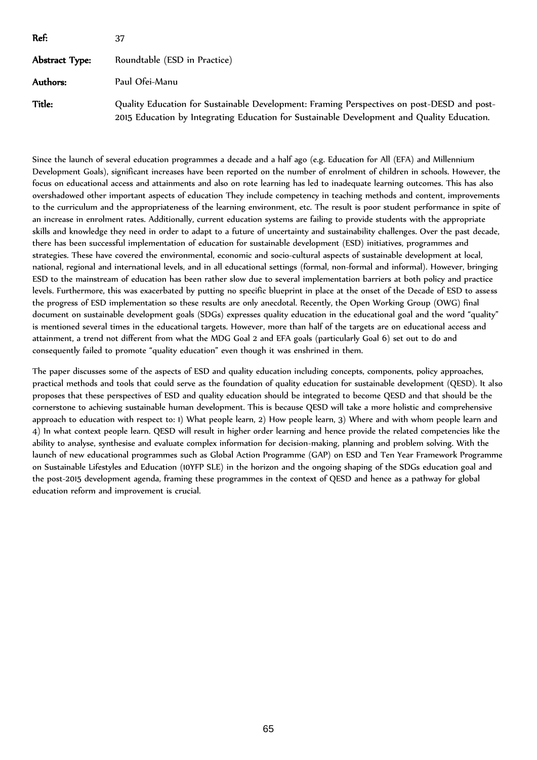**Ref:** 37

**Abstract Type:** Roundtable (ESD in Practice)

**Authors:** Paul Ofei-Manu

**Title:** Quality Education for Sustainable Development: Framing Perspectives on post-DESD and post-2015 Education by Integrating Education for Sustainable Development and Quality Education.

Since the launch of several education programmes a decade and a half ago (e.g. Education for All (EFA) and Millennium Development Goals), significant increases have been reported on the number of enrolment of children in schools. However, the focus on educational access and attainments and also on rote learning has led to inadequate learning outcomes. This has also overshadowed other important aspects of education They include competency in teaching methods and content, improvements to the curriculum and the appropriateness of the learning environment, etc. The result is poor student performance in spite of an increase in enrolment rates. Additionally, current education systems are failing to provide students with the appropriate skills and knowledge they need in order to adapt to a future of uncertainty and sustainability challenges. Over the past decade, there has been successful implementation of education for sustainable development (ESD) initiatives, programmes and strategies. These have covered the environmental, economic and socio-cultural aspects of sustainable development at local, national, regional and international levels, and in all educational settings (formal, non-formal and informal). However, bringing ESD to the mainstream of education has been rather slow due to several implementation barriers at both policy and practice levels. Furthermore, this was exacerbated by putting no specific blueprint in place at the onset of the Decade of ESD to assess the progress of ESD implementation so these results are only anecdotal. Recently, the Open Working Group (OWG) final document on sustainable development goals (SDGs) expresses quality education in the educational goal and the word "quality" is mentioned several times in the educational targets. However, more than half of the targets are on educational access and attainment, a trend not different from what the MDG Goal 2 and EFA goals (particularly Goal 6) set out to do and consequently failed to promote "quality education" even though it was enshrined in them.

The paper discusses some of the aspects of ESD and quality education including concepts, components, policy approaches, practical methods and tools that could serve as the foundation of quality education for sustainable development (QESD). It also proposes that these perspectives of ESD and quality education should be integrated to become QESD and that should be the cornerstone to achieving sustainable human development. This is because QESD will take a more holistic and comprehensive approach to education with respect to: 1) What people learn, 2) How people learn, 3) Where and with whom people learn and 4) In what context people learn. QESD will result in higher order learning and hence provide the related competencies like the ability to analyse, synthesise and evaluate complex information for decision-making, planning and problem solving. With the launch of new educational programmes such as Global Action Programme (GAP) on ESD and Ten Year Framework Programme on Sustainable Lifestyles and Education (10YFP SLE) in the horizon and the ongoing shaping of the SDGs education goal and the post-2015 development agenda, framing these programmes in the context of QESD and hence as a pathway for global education reform and improvement is crucial.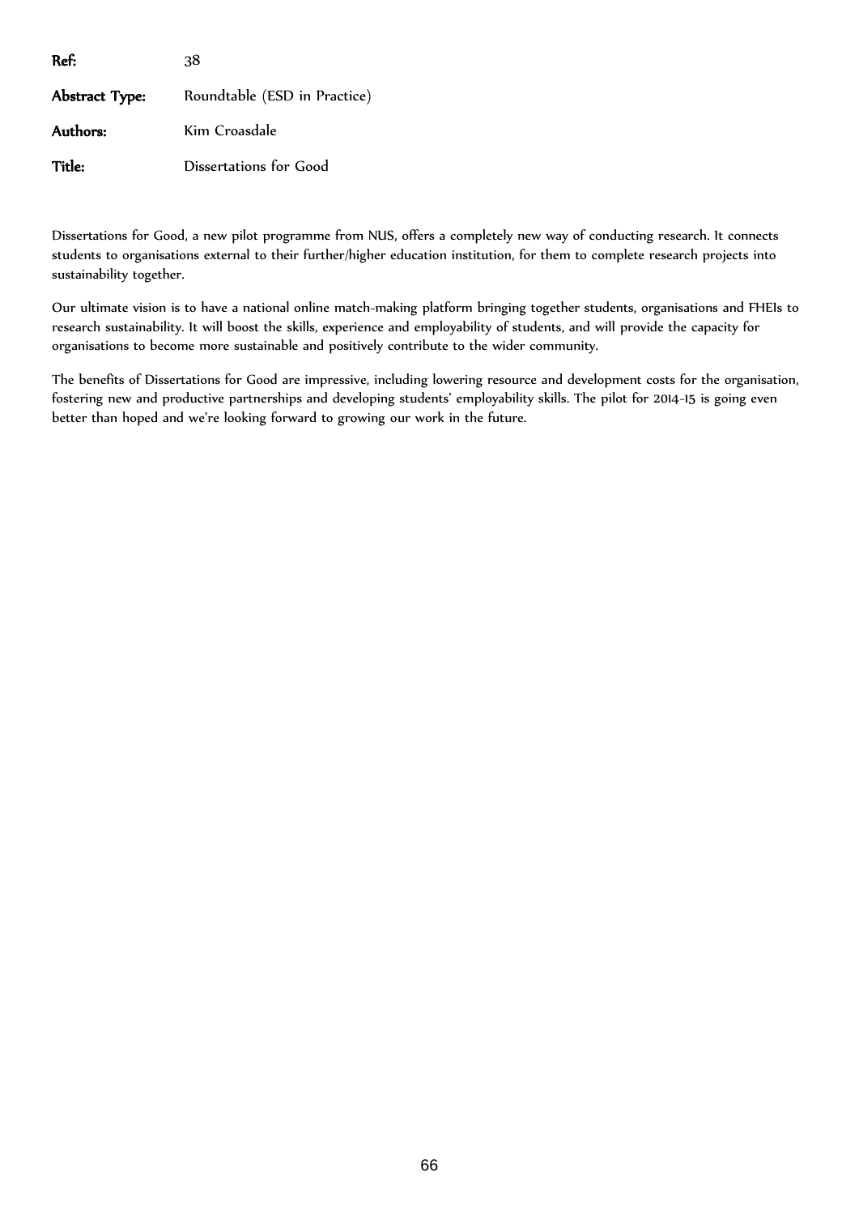**Ref:** 38

**Abstract Type:** Roundtable (ESD in Practice)

**Authors:** Kim Croasdale

**Title:** Dissertations for Good

Dissertations for Good, a new pilot programme from NUS, offers a completely new way of conducting research. It connects students to organisations external to their further/higher education institution, for them to complete research projects into sustainability together.

Our ultimate vision is to have a national online match-making platform bringing together students, organisations and FHEIs to research sustainability. It will boost the skills, experience and employability of students, and will provide the capacity for organisations to become more sustainable and positively contribute to the wider community.

The benefits of Dissertations for Good are impressive, including lowering resource and development costs for the organisation, fostering new and productive partnerships and developing students' employability skills. The pilot for 2014-15 is going even better than hoped and we're looking forward to growing our work in the future.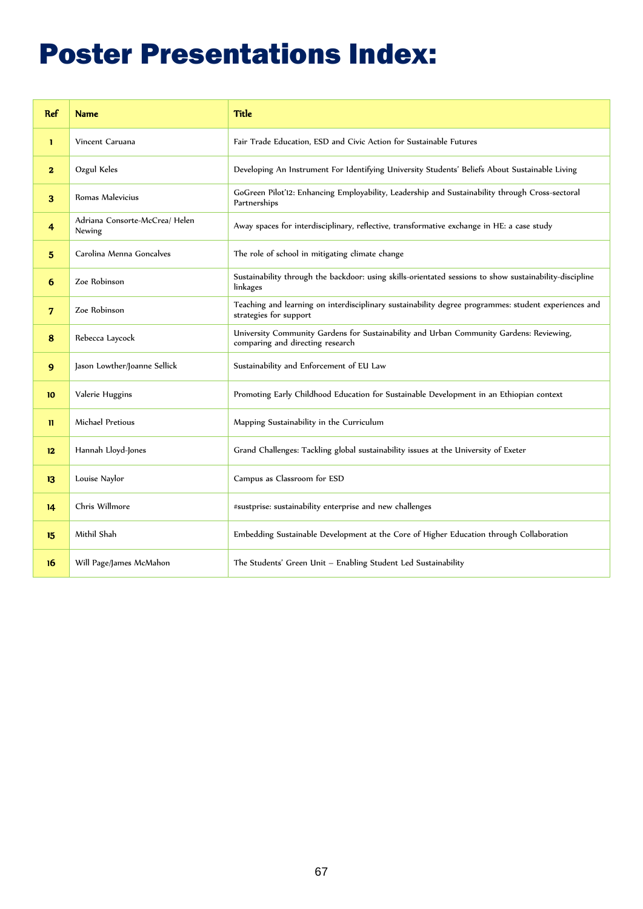# Poster Presentations Index:

| Ref | Name | Title |
|---|---|---|
| 1 | Vincent Caruana | Fair Trade Education, ESD and Civic Action for Sustainable Futures |
| 2 | Ozgul Keles | Developing An Instrument For Identifying University Students' Beliefs About Sustainable Living |
| 3 | Romas Malevicius | GoGreen Pilot'12: Enhancing Employability, Leadership and Sustainability through Cross-sectoral Partnerships |
| 4 | Adriana Consorte-McCrea/ Helen Newing | Away spaces for interdisciplinary, reflective, transformative exchange in HE: a case study |
| 5 | Carolina Menna Goncalves | The role of school in mitigating climate change |
| 6 | Zoe Robinson | Sustainability through the backdoor: using skills-orientated sessions to show sustainability-discipline linkages |
| 7 | Zoe Robinson | Teaching and learning on interdisciplinary sustainability degree programmes: student experiences and strategies for support |
| 8 | Rebecca Laycock | University Community Gardens for Sustainability and Urban Community Gardens: Reviewing, comparing and directing research |
| 9 | Jason Lowther/Joanne Sellick | Sustainability and Enforcement of EU Law |
| 10 | Valerie Huggins | Promoting Early Childhood Education for Sustainable Development in an Ethiopian context |
| 11 | Michael Pretious | Mapping Sustainability in the Curriculum |
| 12 | Hannah Lloyd-Jones | Grand Challenges: Tackling global sustainability issues at the University of Exeter |
| 13 | Louise Naylor | Campus as Classroom for ESD |
| 14 | Chris Willmore | #sustprise: sustainability enterprise and new challenges |
| 15 | Mithil Shah | Embedding Sustainable Development at the Core of Higher Education through Collaboration |
| 16 | Will Page/James McMahon | The Students' Green Unit – Enabling Student Led Sustainability |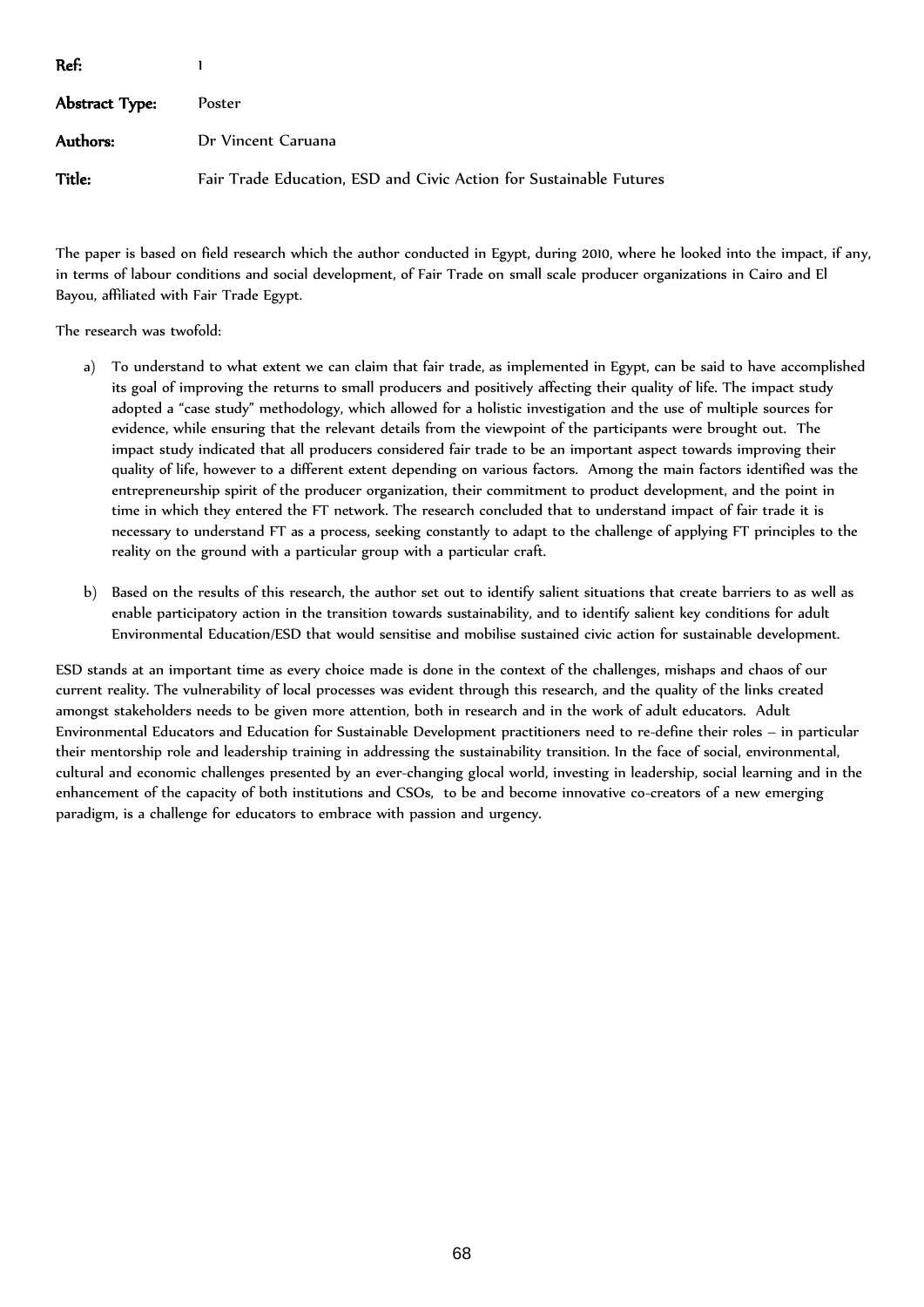**Ref:** 1

**Abstract Type:** Poster

**Authors:** Dr Vincent Caruana

**Title:** Fair Trade Education, ESD and Civic Action for Sustainable Futures

The paper is based on field research which the author conducted in Egypt, during 2010, where he looked into the impact, if any, in terms of labour conditions and social development, of Fair Trade on small scale producer organizations in Cairo and El Bayou, affiliated with Fair Trade Egypt.

The research was twofold:

a) To understand to what extent we can claim that fair trade, as implemented in Egypt, can be said to have accomplished its goal of improving the returns to small producers and positively affecting their quality of life. The impact study adopted a "case study" methodology, which allowed for a holistic investigation and the use of multiple sources for evidence, while ensuring that the relevant details from the viewpoint of the participants were brought out. The impact study indicated that all producers considered fair trade to be an important aspect towards improving their quality of life, however to a different extent depending on various factors. Among the main factors identified was the entrepreneurship spirit of the producer organization, their commitment to product development, and the point in time in which they entered the FT network. The research concluded that to understand impact of fair trade it is necessary to understand FT as a process, seeking constantly to adapt to the challenge of applying FT principles to the reality on the ground with a particular group with a particular craft.

b) Based on the results of this research, the author set out to identify salient situations that create barriers to as well as enable participatory action in the transition towards sustainability, and to identify salient key conditions for adult Environmental Education/ESD that would sensitise and mobilise sustained civic action for sustainable development.

ESD stands at an important time as every choice made is done in the context of the challenges, mishaps and chaos of our current reality. The vulnerability of local processes was evident through this research, and the quality of the links created amongst stakeholders needs to be given more attention, both in research and in the work of adult educators. Adult Environmental Educators and Education for Sustainable Development practitioners need to re-define their roles – in particular their mentorship role and leadership training in addressing the sustainability transition. In the face of social, environmental, cultural and economic challenges presented by an ever-changing glocal world, investing in leadership, social learning and in the enhancement of the capacity of both institutions and CSOs, to be and become innovative co-creators of a new emerging paradigm, is a challenge for educators to embrace with passion and urgency.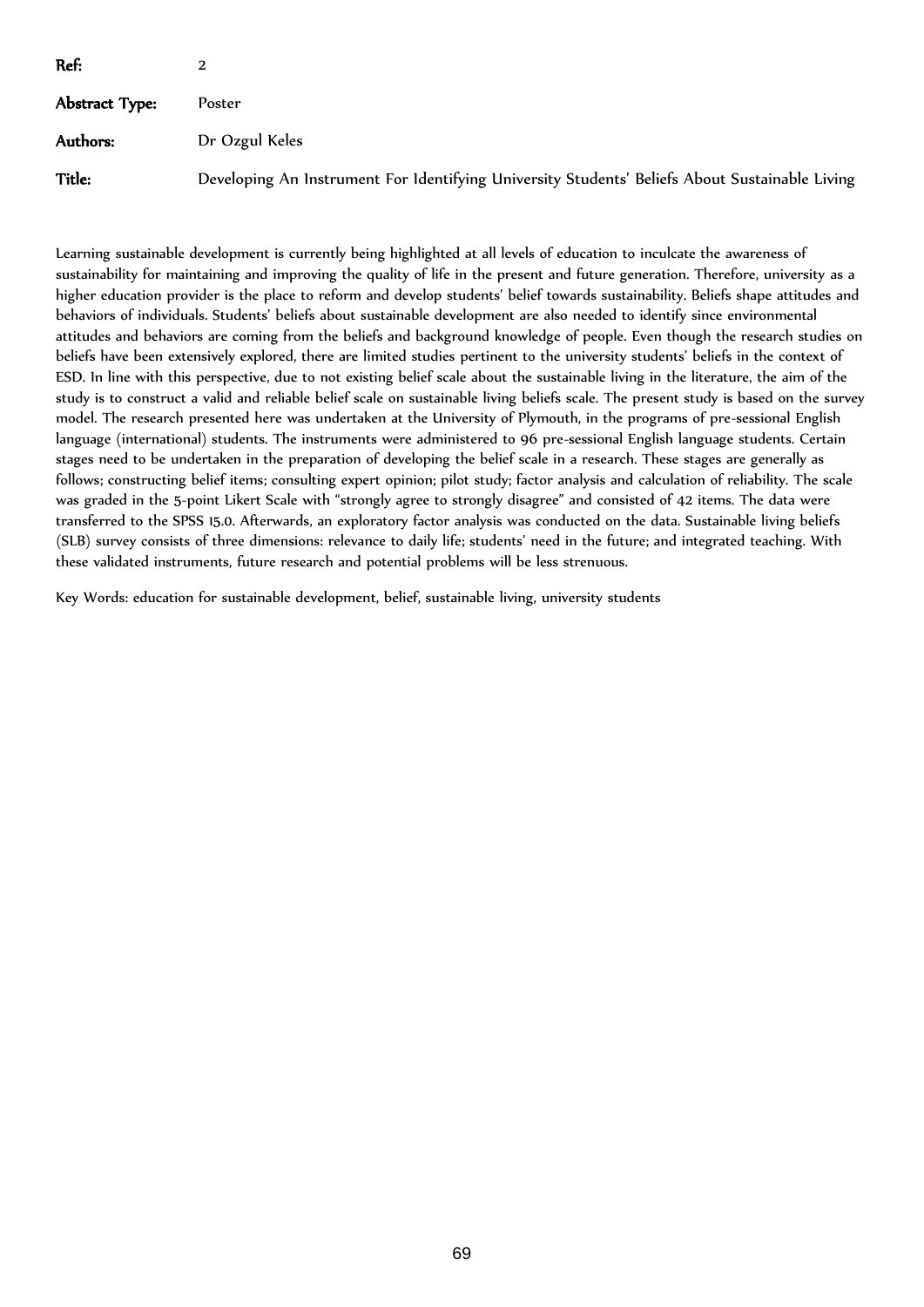**Ref:** 2

**Abstract Type:** Poster

**Authors:** Dr Ozgul Keles

**Title:** Developing An Instrument For Identifying University Students' Beliefs About Sustainable Living

Learning sustainable development is currently being highlighted at all levels of education to inculcate the awareness of sustainability for maintaining and improving the quality of life in the present and future generation. Therefore, university as a higher education provider is the place to reform and develop students' belief towards sustainability. Beliefs shape attitudes and behaviors of individuals. Students' beliefs about sustainable development are also needed to identify since environmental attitudes and behaviors are coming from the beliefs and background knowledge of people. Even though the research studies on beliefs have been extensively explored, there are limited studies pertinent to the university students' beliefs in the context of ESD. In line with this perspective, due to not existing belief scale about the sustainable living in the literature, the aim of the study is to construct a valid and reliable belief scale on sustainable living beliefs scale. The present study is based on the survey model. The research presented here was undertaken at the University of Plymouth, in the programs of pre-sessional English language (international) students. The instruments were administered to 96 pre-sessional English language students. Certain stages need to be undertaken in the preparation of developing the belief scale in a research. These stages are generally as follows; constructing belief items; consulting expert opinion; pilot study; factor analysis and calculation of reliability. The scale was graded in the 5-point Likert Scale with "strongly agree to strongly disagree" and consisted of 42 items. The data were transferred to the SPSS 15.0. Afterwards, an exploratory factor analysis was conducted on the data. Sustainable living beliefs (SLB) survey consists of three dimensions: relevance to daily life; students' need in the future; and integrated teaching. With these validated instruments, future research and potential problems will be less strenuous.

Key Words: education for sustainable development, belief, sustainable living, university students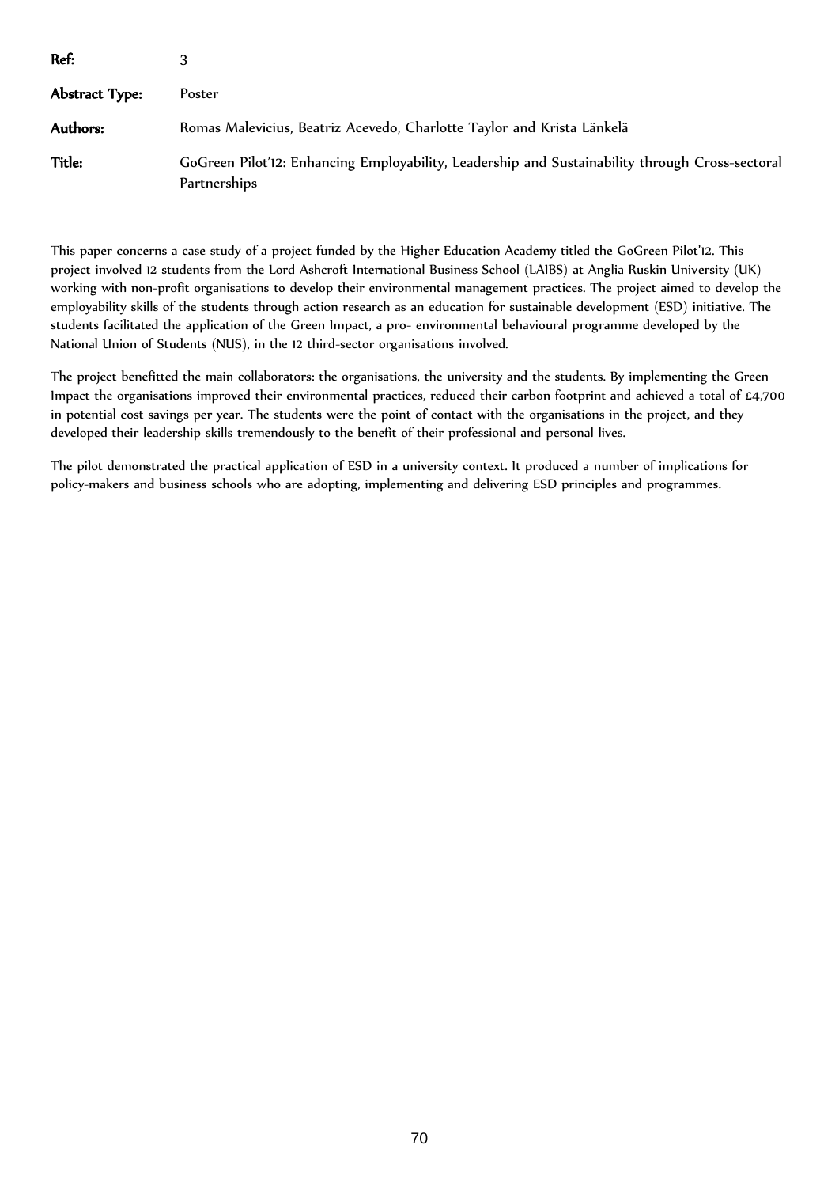**Ref:** 3

**Abstract Type:** Poster

**Authors:** Romas Malevicius, Beatriz Acevedo, Charlotte Taylor and Krista Länkelä

**Title:** GoGreen Pilot'12: Enhancing Employability, Leadership and Sustainability through Cross-sectoral Partnerships

This paper concerns a case study of a project funded by the Higher Education Academy titled the GoGreen Pilot'12. This project involved 12 students from the Lord Ashcroft International Business School (LAIBS) at Anglia Ruskin University (UK) working with non-profit organisations to develop their environmental management practices. The project aimed to develop the employability skills of the students through action research as an education for sustainable development (ESD) initiative. The students facilitated the application of the Green Impact, a pro- environmental behavioural programme developed by the National Union of Students (NUS), in the 12 third-sector organisations involved.

The project benefitted the main collaborators: the organisations, the university and the students. By implementing the Green Impact the organisations improved their environmental practices, reduced their carbon footprint and achieved a total of £4,700 in potential cost savings per year. The students were the point of contact with the organisations in the project, and they developed their leadership skills tremendously to the benefit of their professional and personal lives.

The pilot demonstrated the practical application of ESD in a university context. It produced a number of implications for policy-makers and business schools who are adopting, implementing and delivering ESD principles and programmes.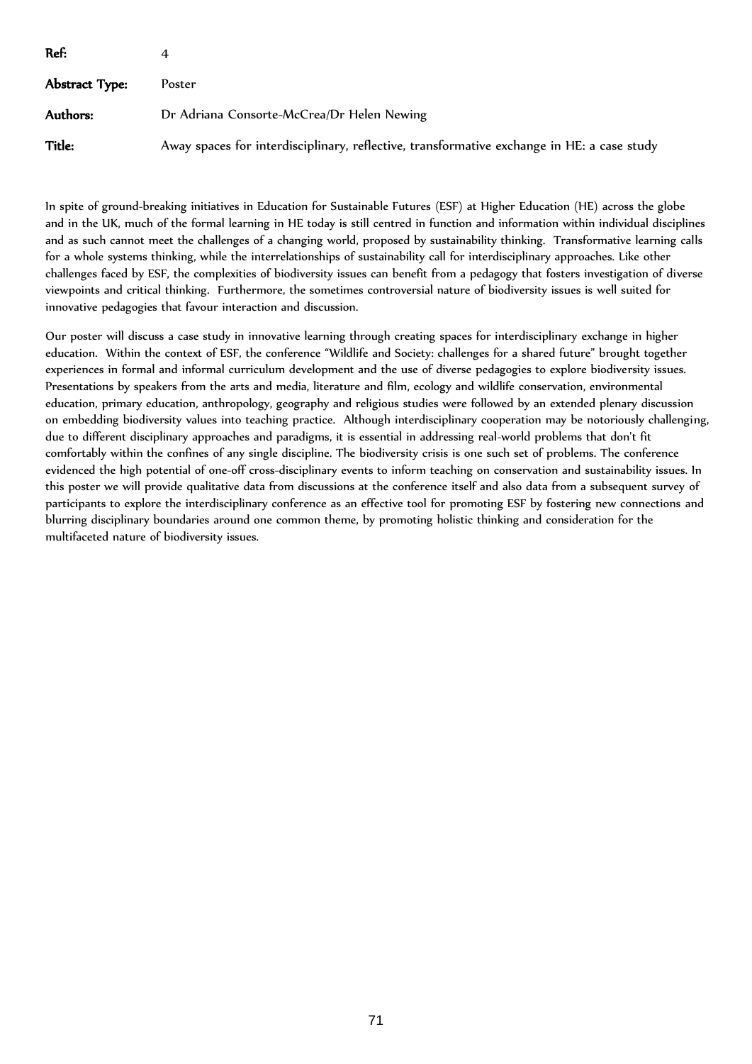| | |
|---|---|
| **Ref:** | 4 |
| **Abstract Type:** | Poster |
| **Authors:** | Dr Adriana Consorte-McCrea/Dr Helen Newing |
| **Title:** | Away spaces for interdisciplinary, reflective, transformative exchange in HE: a case study |

In spite of ground-breaking initiatives in Education for Sustainable Futures (ESF) at Higher Education (HE) across the globe and in the UK, much of the formal learning in HE today is still centred in function and information within individual disciplines and as such cannot meet the challenges of a changing world, proposed by sustainability thinking. Transformative learning calls for a whole systems thinking, while the interrelationships of sustainability call for interdisciplinary approaches. Like other challenges faced by ESF, the complexities of biodiversity issues can benefit from a pedagogy that fosters investigation of diverse viewpoints and critical thinking. Furthermore, the sometimes controversial nature of biodiversity issues is well suited for innovative pedagogies that favour interaction and discussion.

Our poster will discuss a case study in innovative learning through creating spaces for interdisciplinary exchange in higher education. Within the context of ESF, the conference "Wildlife and Society: challenges for a shared future" brought together experiences in formal and informal curriculum development and the use of diverse pedagogies to explore biodiversity issues. Presentations by speakers from the arts and media, literature and film, ecology and wildlife conservation, environmental education, primary education, anthropology, geography and religious studies were followed by an extended plenary discussion on embedding biodiversity values into teaching practice. Although interdisciplinary cooperation may be notoriously challenging, due to different disciplinary approaches and paradigms, it is essential in addressing real-world problems that don't fit comfortably within the confines of any single discipline. The biodiversity crisis is one such set of problems. The conference evidenced the high potential of one-off cross-disciplinary events to inform teaching on conservation and sustainability issues. In this poster we will provide qualitative data from discussions at the conference itself and also data from a subsequent survey of participants to explore the interdisciplinary conference as an effective tool for promoting ESF by fostering new connections and blurring disciplinary boundaries around one common theme, by promoting holistic thinking and consideration for the multifaceted nature of biodiversity issues.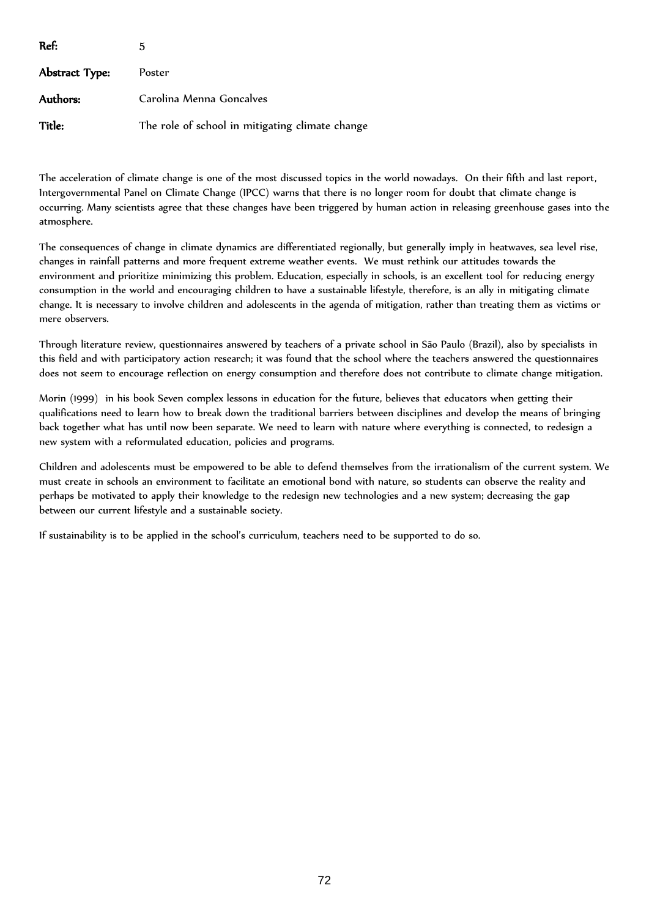**Ref:** 5

**Abstract Type:** Poster

**Authors:** Carolina Menna Goncalves

**Title:** The role of school in mitigating climate change

The acceleration of climate change is one of the most discussed topics in the world nowadays. On their fifth and last report, Intergovernmental Panel on Climate Change (IPCC) warns that there is no longer room for doubt that climate change is occurring. Many scientists agree that these changes have been triggered by human action in releasing greenhouse gases into the atmosphere.

The consequences of change in climate dynamics are differentiated regionally, but generally imply in heatwaves, sea level rise, changes in rainfall patterns and more frequent extreme weather events. We must rethink our attitudes towards the environment and prioritize minimizing this problem. Education, especially in schools, is an excellent tool for reducing energy consumption in the world and encouraging children to have a sustainable lifestyle, therefore, is an ally in mitigating climate change. It is necessary to involve children and adolescents in the agenda of mitigation, rather than treating them as victims or mere observers.

Through literature review, questionnaires answered by teachers of a private school in São Paulo (Brazil), also by specialists in this field and with participatory action research; it was found that the school where the teachers answered the questionnaires does not seem to encourage reflection on energy consumption and therefore does not contribute to climate change mitigation.

Morin (1999) in his book Seven complex lessons in education for the future, believes that educators when getting their qualifications need to learn how to break down the traditional barriers between disciplines and develop the means of bringing back together what has until now been separate. We need to learn with nature where everything is connected, to redesign a new system with a reformulated education, policies and programs.

Children and adolescents must be empowered to be able to defend themselves from the irrationalism of the current system. We must create in schools an environment to facilitate an emotional bond with nature, so students can observe the reality and perhaps be motivated to apply their knowledge to the redesign new technologies and a new system; decreasing the gap between our current lifestyle and a sustainable society.

If sustainability is to be applied in the school's curriculum, teachers need to be supported to do so.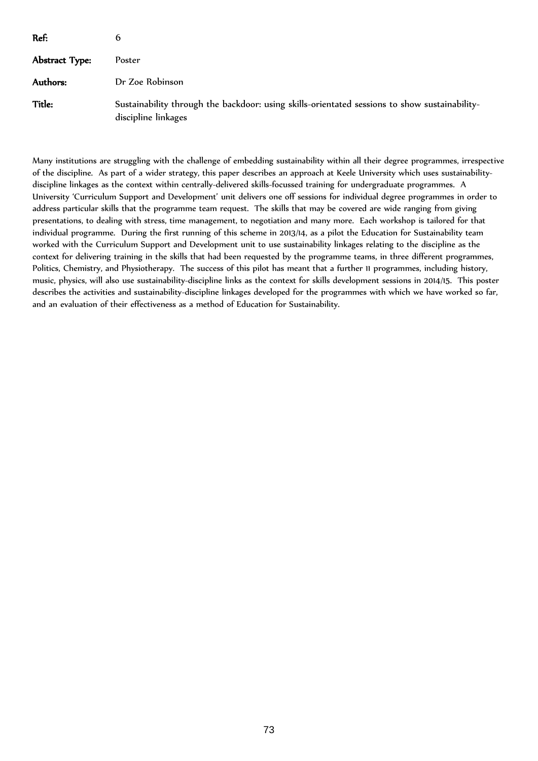**Ref:** 6

**Abstract Type:** Poster

**Authors:** Dr Zoe Robinson

**Title:** Sustainability through the backdoor: using skills-orientated sessions to show sustainability-discipline linkages

Many institutions are struggling with the challenge of embedding sustainability within all their degree programmes, irrespective of the discipline. As part of a wider strategy, this paper describes an approach at Keele University which uses sustainability-discipline linkages as the context within centrally-delivered skills-focussed training for undergraduate programmes. A University 'Curriculum Support and Development' unit delivers one off sessions for individual degree programmes in order to address particular skills that the programme team request. The skills that may be covered are wide ranging from giving presentations, to dealing with stress, time management, to negotiation and many more. Each workshop is tailored for that individual programme. During the first running of this scheme in 2013/14, as a pilot the Education for Sustainability team worked with the Curriculum Support and Development unit to use sustainability linkages relating to the discipline as the context for delivering training in the skills that had been requested by the programme teams, in three different programmes, Politics, Chemistry, and Physiotherapy. The success of this pilot has meant that a further 11 programmes, including history, music, physics, will also use sustainability-discipline links as the context for skills development sessions in 2014/15. This poster describes the activities and sustainability-discipline linkages developed for the programmes with which we have worked so far, and an evaluation of their effectiveness as a method of Education for Sustainability.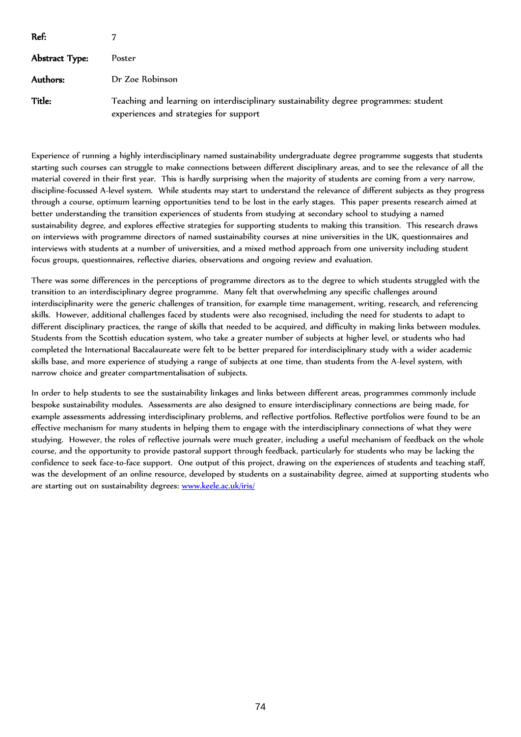**Ref:** 7

**Abstract Type:** Poster

**Authors:** Dr Zoe Robinson

**Title:** Teaching and learning on interdisciplinary sustainability degree programmes: student experiences and strategies for support

Experience of running a highly interdisciplinary named sustainability undergraduate degree programme suggests that students starting such courses can struggle to make connections between different disciplinary areas, and to see the relevance of all the material covered in their first year. This is hardly surprising when the majority of students are coming from a very narrow, discipline-focussed A-level system. While students may start to understand the relevance of different subjects as they progress through a course, optimum learning opportunities tend to be lost in the early stages. This paper presents research aimed at better understanding the transition experiences of students from studying at secondary school to studying a named sustainability degree, and explores effective strategies for supporting students to making this transition. This research draws on interviews with programme directors of named sustainability courses at nine universities in the UK, questionnaires and interviews with students at a number of universities, and a mixed method approach from one university including student focus groups, questionnaires, reflective diaries, observations and ongoing review and evaluation.

There was some differences in the perceptions of programme directors as to the degree to which students struggled with the transition to an interdisciplinary degree programme. Many felt that overwhelming any specific challenges around interdisciplinarity were the generic challenges of transition, for example time management, writing, research, and referencing skills. However, additional challenges faced by students were also recognised, including the need for students to adapt to different disciplinary practices, the range of skills that needed to be acquired, and difficulty in making links between modules. Students from the Scottish education system, who take a greater number of subjects at higher level, or students who had completed the International Baccalaureate were felt to be better prepared for interdisciplinary study with a wider academic skills base, and more experience of studying a range of subjects at one time, than students from the A-level system, with narrow choice and greater compartmentalisation of subjects.

In order to help students to see the sustainability linkages and links between different areas, programmes commonly include bespoke sustainability modules. Assessments are also designed to ensure interdisciplinary connections are being made, for example assessments addressing interdisciplinary problems, and reflective portfolios. Reflective portfolios were found to be an effective mechanism for many students in helping them to engage with the interdisciplinary connections of what they were studying. However, the roles of reflective journals were much greater, including a useful mechanism of feedback on the whole course, and the opportunity to provide pastoral support through feedback, particularly for students who may be lacking the confidence to seek face-to-face support. One output of this project, drawing on the experiences of students and teaching staff, was the development of an online resource, developed by students on a sustainability degree, aimed at supporting students who are starting out on sustainability degrees: [www.keele.ac.uk/iris/](www.keele.ac.uk/iris/)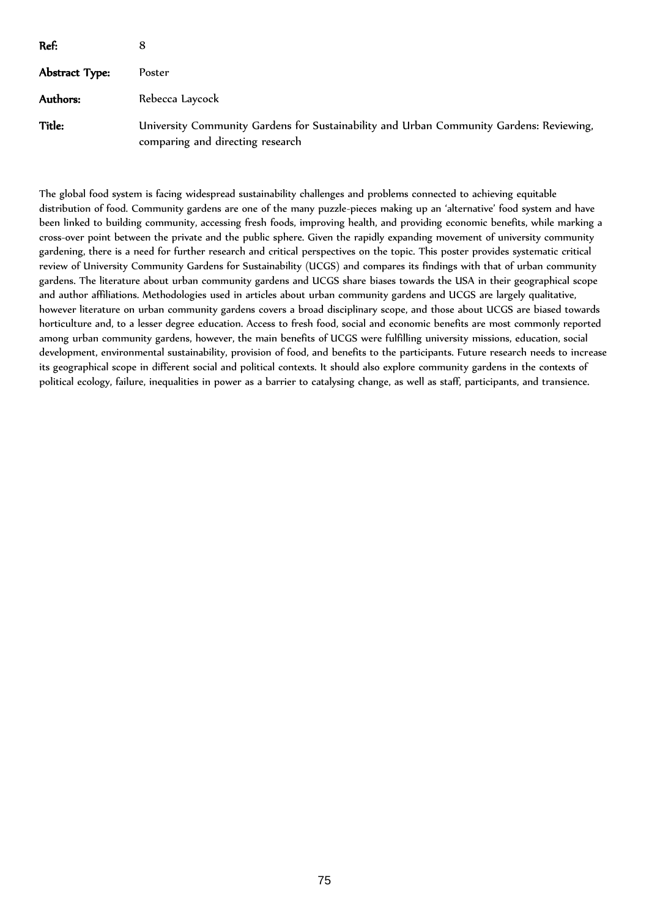**Ref:** 8

**Abstract Type:** Poster

**Authors:** Rebecca Laycock

**Title:** University Community Gardens for Sustainability and Urban Community Gardens: Reviewing, comparing and directing research

The global food system is facing widespread sustainability challenges and problems connected to achieving equitable distribution of food. Community gardens are one of the many puzzle-pieces making up an 'alternative' food system and have been linked to building community, accessing fresh foods, improving health, and providing economic benefits, while marking a cross-over point between the private and the public sphere. Given the rapidly expanding movement of university community gardening, there is a need for further research and critical perspectives on the topic. This poster provides systematic critical review of University Community Gardens for Sustainability (UCGS) and compares its findings with that of urban community gardens. The literature about urban community gardens and UCGS share biases towards the USA in their geographical scope and author affiliations. Methodologies used in articles about urban community gardens and UCGS are largely qualitative, however literature on urban community gardens covers a broad disciplinary scope, and those about UCGS are biased towards horticulture and, to a lesser degree education. Access to fresh food, social and economic benefits are most commonly reported among urban community gardens, however, the main benefits of UCGS were fulfilling university missions, education, social development, environmental sustainability, provision of food, and benefits to the participants. Future research needs to increase its geographical scope in different social and political contexts. It should also explore community gardens in the contexts of political ecology, failure, inequalities in power as a barrier to catalysing change, as well as staff, participants, and transience.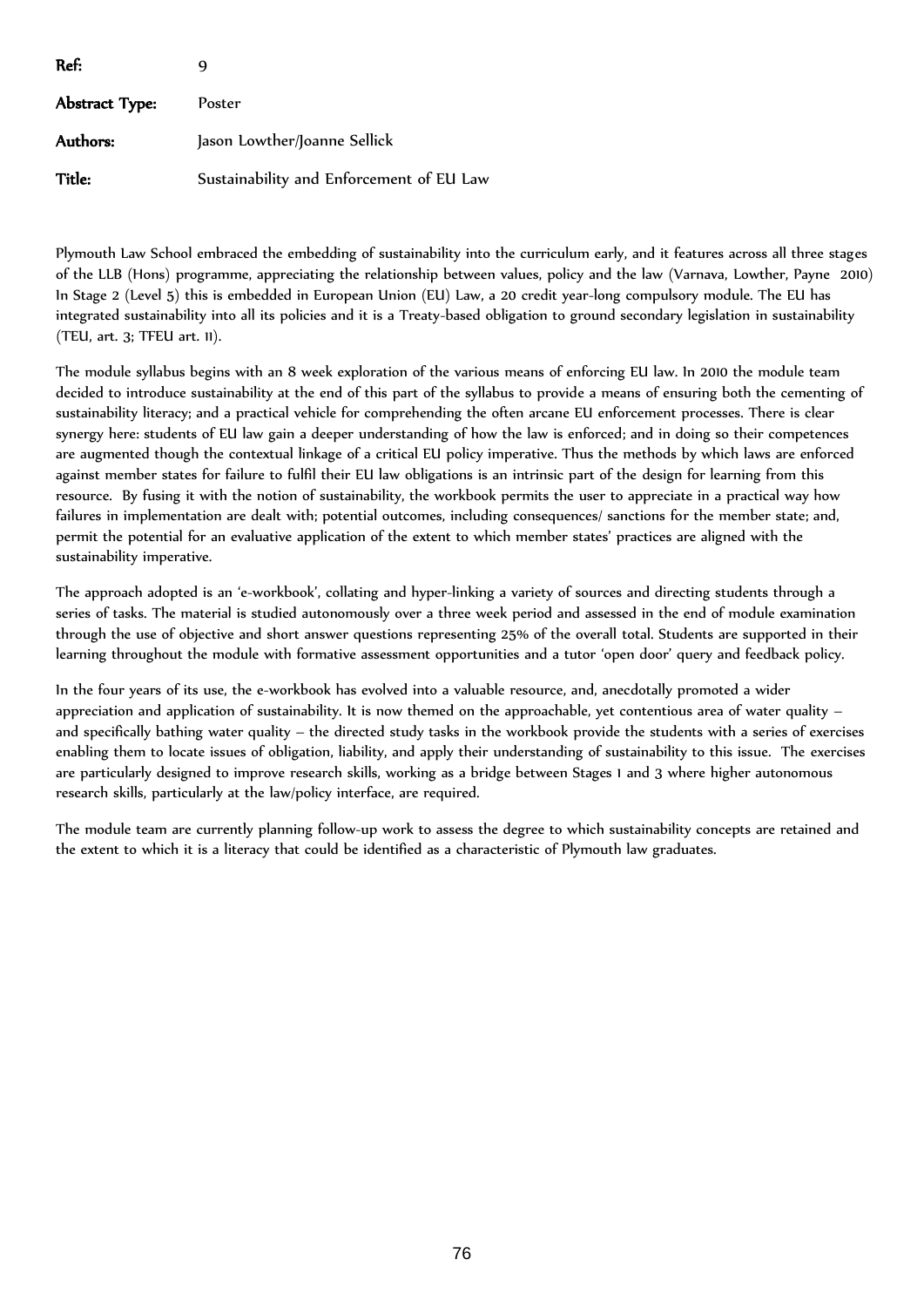**Ref:** 9

**Abstract Type:** Poster

**Authors:** Jason Lowther/Joanne Sellick

**Title:** Sustainability and Enforcement of EU Law

Plymouth Law School embraced the embedding of sustainability into the curriculum early, and it features across all three stages of the LLB (Hons) programme, appreciating the relationship between values, policy and the law (Varnava, Lowther, Payne 2010) In Stage 2 (Level 5) this is embedded in European Union (EU) Law, a 20 credit year-long compulsory module. The EU has integrated sustainability into all its policies and it is a Treaty-based obligation to ground secondary legislation in sustainability (TEU, art. 3; TFEU art. 11).

The module syllabus begins with an 8 week exploration of the various means of enforcing EU law. In 2010 the module team decided to introduce sustainability at the end of this part of the syllabus to provide a means of ensuring both the cementing of sustainability literacy; and a practical vehicle for comprehending the often arcane EU enforcement processes. There is clear synergy here: students of EU law gain a deeper understanding of how the law is enforced; and in doing so their competences are augmented though the contextual linkage of a critical EU policy imperative. Thus the methods by which laws are enforced against member states for failure to fulfil their EU law obligations is an intrinsic part of the design for learning from this resource. By fusing it with the notion of sustainability, the workbook permits the user to appreciate in a practical way how failures in implementation are dealt with; potential outcomes, including consequences/ sanctions for the member state; and, permit the potential for an evaluative application of the extent to which member states' practices are aligned with the sustainability imperative.

The approach adopted is an 'e-workbook', collating and hyper-linking a variety of sources and directing students through a series of tasks. The material is studied autonomously over a three week period and assessed in the end of module examination through the use of objective and short answer questions representing 25% of the overall total. Students are supported in their learning throughout the module with formative assessment opportunities and a tutor 'open door' query and feedback policy.

In the four years of its use, the e-workbook has evolved into a valuable resource, and, anecdotally promoted a wider appreciation and application of sustainability. It is now themed on the approachable, yet contentious area of water quality – and specifically bathing water quality – the directed study tasks in the workbook provide the students with a series of exercises enabling them to locate issues of obligation, liability, and apply their understanding of sustainability to this issue. The exercises are particularly designed to improve research skills, working as a bridge between Stages 1 and 3 where higher autonomous research skills, particularly at the law/policy interface, are required.

The module team are currently planning follow-up work to assess the degree to which sustainability concepts are retained and the extent to which it is a literacy that could be identified as a characteristic of Plymouth law graduates.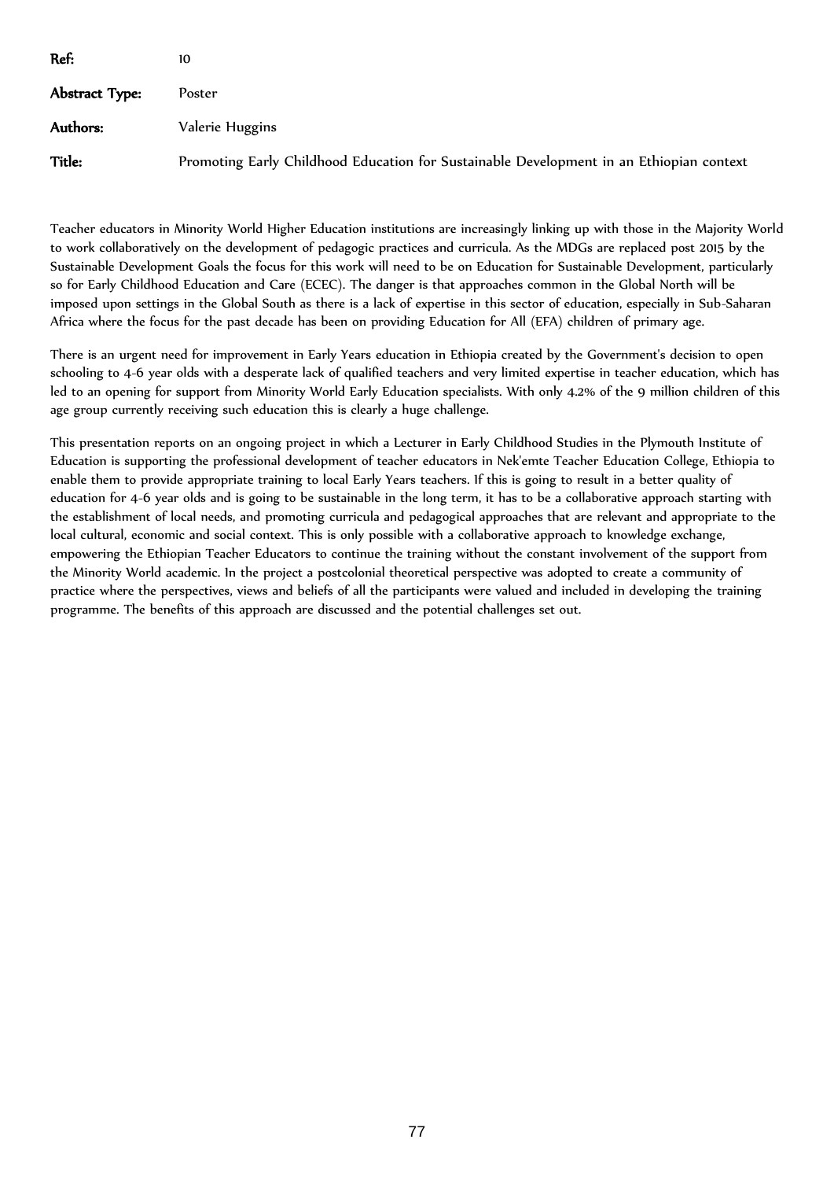**Ref:** 10

**Abstract Type:** Poster

**Authors:** Valerie Huggins

**Title:** Promoting Early Childhood Education for Sustainable Development in an Ethiopian context

Teacher educators in Minority World Higher Education institutions are increasingly linking up with those in the Majority World to work collaboratively on the development of pedagogic practices and curricula. As the MDGs are replaced post 2015 by the Sustainable Development Goals the focus for this work will need to be on Education for Sustainable Development, particularly so for Early Childhood Education and Care (ECEC). The danger is that approaches common in the Global North will be imposed upon settings in the Global South as there is a lack of expertise in this sector of education, especially in Sub-Saharan Africa where the focus for the past decade has been on providing Education for All (EFA) children of primary age.

There is an urgent need for improvement in Early Years education in Ethiopia created by the Government's decision to open schooling to 4-6 year olds with a desperate lack of qualified teachers and very limited expertise in teacher education, which has led to an opening for support from Minority World Early Education specialists. With only 4.2% of the 9 million children of this age group currently receiving such education this is clearly a huge challenge.

This presentation reports on an ongoing project in which a Lecturer in Early Childhood Studies in the Plymouth Institute of Education is supporting the professional development of teacher educators in Nek'emte Teacher Education College, Ethiopia to enable them to provide appropriate training to local Early Years teachers. If this is going to result in a better quality of education for 4-6 year olds and is going to be sustainable in the long term, it has to be a collaborative approach starting with the establishment of local needs, and promoting curricula and pedagogical approaches that are relevant and appropriate to the local cultural, economic and social context. This is only possible with a collaborative approach to knowledge exchange, empowering the Ethiopian Teacher Educators to continue the training without the constant involvement of the support from the Minority World academic. In the project a postcolonial theoretical perspective was adopted to create a community of practice where the perspectives, views and beliefs of all the participants were valued and included in developing the training programme. The benefits of this approach are discussed and the potential challenges set out.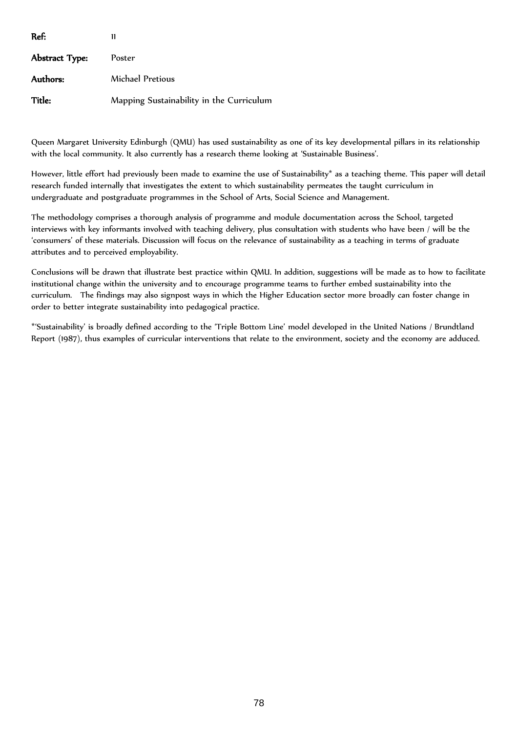**Ref:** 11

**Abstract Type:** Poster

**Authors:** Michael Pretious

**Title:** Mapping Sustainability in the Curriculum

Queen Margaret University Edinburgh (QMU) has used sustainability as one of its key developmental pillars in its relationship with the local community. It also currently has a research theme looking at 'Sustainable Business'.

However, little effort had previously been made to examine the use of Sustainability* as a teaching theme. This paper will detail research funded internally that investigates the extent to which sustainability permeates the taught curriculum in undergraduate and postgraduate programmes in the School of Arts, Social Science and Management.

The methodology comprises a thorough analysis of programme and module documentation across the School, targeted interviews with key informants involved with teaching delivery, plus consultation with students who have been / will be the 'consumers' of these materials. Discussion will focus on the relevance of sustainability as a teaching in terms of graduate attributes and to perceived employability.

Conclusions will be drawn that illustrate best practice within QMU. In addition, suggestions will be made as to how to facilitate institutional change within the university and to encourage programme teams to further embed sustainability into the curriculum. The findings may also signpost ways in which the Higher Education sector more broadly can foster change in order to better integrate sustainability into pedagogical practice.

*'Sustainability' is broadly defined according to the 'Triple Bottom Line' model developed in the United Nations / Brundtland Report (1987), thus examples of curricular interventions that relate to the environment, society and the economy are adduced.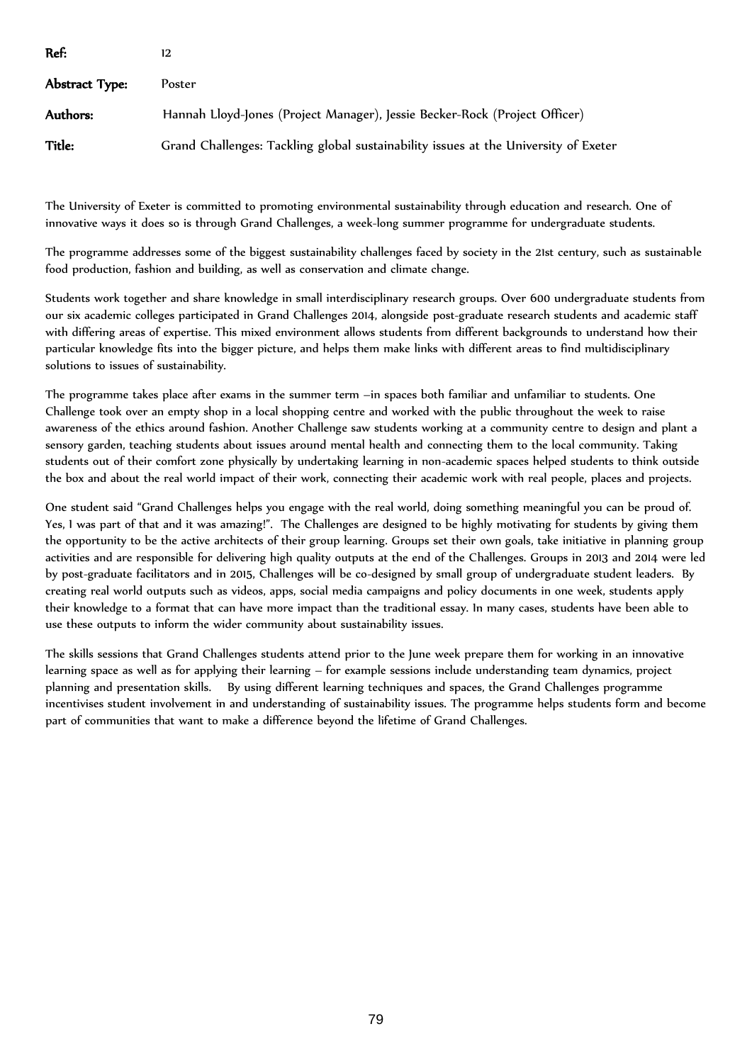**Ref:** 12

**Abstract Type:** Poster

**Authors:** Hannah Lloyd-Jones (Project Manager), Jessie Becker-Rock (Project Officer)

**Title:** Grand Challenges: Tackling global sustainability issues at the University of Exeter

The University of Exeter is committed to promoting environmental sustainability through education and research. One of innovative ways it does so is through Grand Challenges, a week-long summer programme for undergraduate students.

The programme addresses some of the biggest sustainability challenges faced by society in the 21st century, such as sustainable food production, fashion and building, as well as conservation and climate change.

Students work together and share knowledge in small interdisciplinary research groups. Over 600 undergraduate students from our six academic colleges participated in Grand Challenges 2014, alongside post-graduate research students and academic staff with differing areas of expertise. This mixed environment allows students from different backgrounds to understand how their particular knowledge fits into the bigger picture, and helps them make links with different areas to find multidisciplinary solutions to issues of sustainability.

The programme takes place after exams in the summer term –in spaces both familiar and unfamiliar to students. One Challenge took over an empty shop in a local shopping centre and worked with the public throughout the week to raise awareness of the ethics around fashion. Another Challenge saw students working at a community centre to design and plant a sensory garden, teaching students about issues around mental health and connecting them to the local community. Taking students out of their comfort zone physically by undertaking learning in non-academic spaces helped students to think outside the box and about the real world impact of their work, connecting their academic work with real people, places and projects.

One student said "Grand Challenges helps you engage with the real world, doing something meaningful you can be proud of. Yes, I was part of that and it was amazing!". The Challenges are designed to be highly motivating for students by giving them the opportunity to be the active architects of their group learning. Groups set their own goals, take initiative in planning group activities and are responsible for delivering high quality outputs at the end of the Challenges. Groups in 2013 and 2014 were led by post-graduate facilitators and in 2015, Challenges will be co-designed by small group of undergraduate student leaders. By creating real world outputs such as videos, apps, social media campaigns and policy documents in one week, students apply their knowledge to a format that can have more impact than the traditional essay. In many cases, students have been able to use these outputs to inform the wider community about sustainability issues.

The skills sessions that Grand Challenges students attend prior to the June week prepare them for working in an innovative learning space as well as for applying their learning – for example sessions include understanding team dynamics, project planning and presentation skills. By using different learning techniques and spaces, the Grand Challenges programme incentivises student involvement in and understanding of sustainability issues. The programme helps students form and become part of communities that want to make a difference beyond the lifetime of Grand Challenges.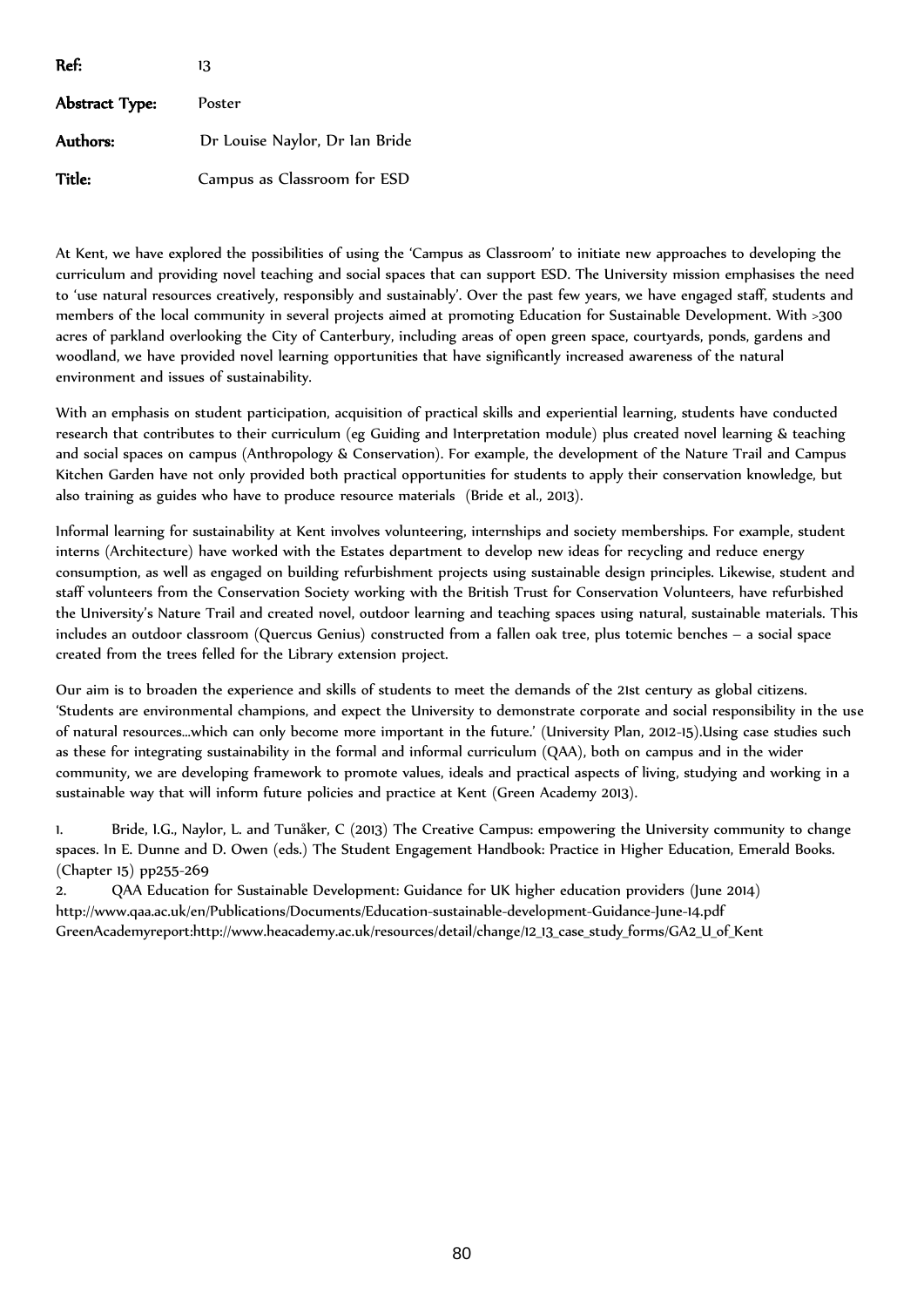**Ref:** 13

**Abstract Type:** Poster

**Authors:** Dr Louise Naylor, Dr Ian Bride

**Title:** Campus as Classroom for ESD

At Kent, we have explored the possibilities of using the 'Campus as Classroom' to initiate new approaches to developing the curriculum and providing novel teaching and social spaces that can support ESD. The University mission emphasises the need to 'use natural resources creatively, responsibly and sustainably'. Over the past few years, we have engaged staff, students and members of the local community in several projects aimed at promoting Education for Sustainable Development. With >300 acres of parkland overlooking the City of Canterbury, including areas of open green space, courtyards, ponds, gardens and woodland, we have provided novel learning opportunities that have significantly increased awareness of the natural environment and issues of sustainability.

With an emphasis on student participation, acquisition of practical skills and experiential learning, students have conducted research that contributes to their curriculum (eg Guiding and Interpretation module) plus created novel learning & teaching and social spaces on campus (Anthropology & Conservation). For example, the development of the Nature Trail and Campus Kitchen Garden have not only provided both practical opportunities for students to apply their conservation knowledge, but also training as guides who have to produce resource materials (Bride et al., 2013).

Informal learning for sustainability at Kent involves volunteering, internships and society memberships. For example, student interns (Architecture) have worked with the Estates department to develop new ideas for recycling and reduce energy consumption, as well as engaged on building refurbishment projects using sustainable design principles. Likewise, student and staff volunteers from the Conservation Society working with the British Trust for Conservation Volunteers, have refurbished the University's Nature Trail and created novel, outdoor learning and teaching spaces using natural, sustainable materials. This includes an outdoor classroom (Quercus Genius) constructed from a fallen oak tree, plus totemic benches – a social space created from the trees felled for the Library extension project.

Our aim is to broaden the experience and skills of students to meet the demands of the 21st century as global citizens. 'Students are environmental champions, and expect the University to demonstrate corporate and social responsibility in the use of natural resources…which can only become more important in the future.' (University Plan, 2012-15).Using case studies such as these for integrating sustainability in the formal and informal curriculum (QAA), both on campus and in the wider community, we are developing framework to promote values, ideals and practical aspects of living, studying and working in a sustainable way that will inform future policies and practice at Kent (Green Academy 2013).

1. Bride, I.G., Naylor, L. and Tunåker, C (2013) The Creative Campus: empowering the University community to change spaces. In E. Dunne and D. Owen (eds.) The Student Engagement Handbook: Practice in Higher Education, Emerald Books. (Chapter 15) pp255-269
2. QAA Education for Sustainable Development: Guidance for UK higher education providers (June 2014) http://www.qaa.ac.uk/en/Publications/Documents/Education-sustainable-development-Guidance-June-14.pdf GreenAcademyreport:http://www.heacademy.ac.uk/resources/detail/change/12_13_case_study_forms/GA2_U_of_Kent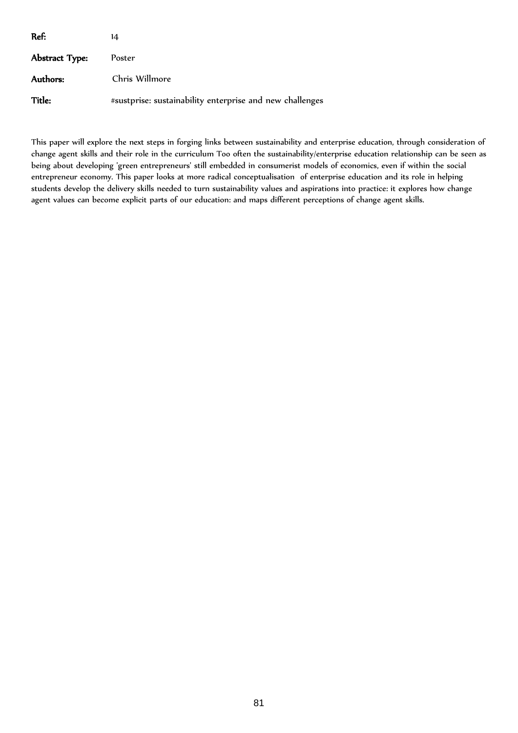**Ref:** 14

**Abstract Type:** Poster

**Authors:** Chris Willmore

**Title:** #sustprise: sustainability enterprise and new challenges

This paper will explore the next steps in forging links between sustainability and enterprise education, through consideration of change agent skills and their role in the curriculum Too often the sustainability/enterprise education relationship can be seen as being about developing 'green entrepreneurs' still embedded in consumerist models of economics, even if within the social entrepreneur economy. This paper looks at more radical conceptualisation of enterprise education and its role in helping students develop the delivery skills needed to turn sustainability values and aspirations into practice: it explores how change agent values can become explicit parts of our education: and maps different perceptions of change agent skills.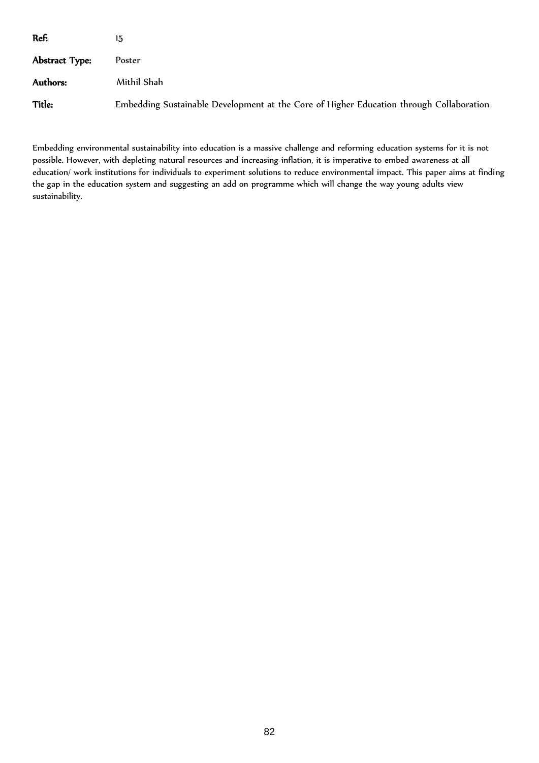**Ref:** 15

**Abstract Type:** Poster

**Authors:** Mithil Shah

**Title:** Embedding Sustainable Development at the Core of Higher Education through Collaboration

Embedding environmental sustainability into education is a massive challenge and reforming education systems for it is not possible. However, with depleting natural resources and increasing inflation, it is imperative to embed awareness at all education/ work institutions for individuals to experiment solutions to reduce environmental impact. This paper aims at finding the gap in the education system and suggesting an add on programme which will change the way young adults view sustainability.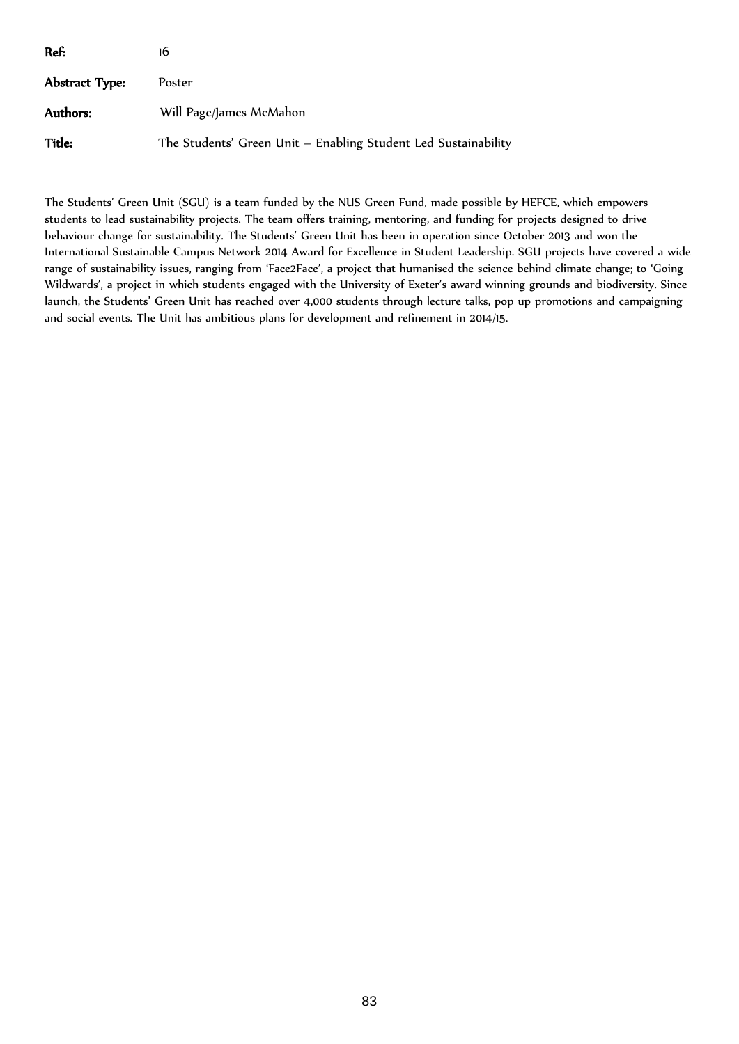**Ref:** 16

**Abstract Type:** Poster

**Authors:** Will Page/James McMahon

**Title:** The Students' Green Unit – Enabling Student Led Sustainability

The Students' Green Unit (SGU) is a team funded by the NUS Green Fund, made possible by HEFCE, which empowers students to lead sustainability projects. The team offers training, mentoring, and funding for projects designed to drive behaviour change for sustainability. The Students' Green Unit has been in operation since October 2013 and won the International Sustainable Campus Network 2014 Award for Excellence in Student Leadership. SGU projects have covered a wide range of sustainability issues, ranging from 'Face2Face', a project that humanised the science behind climate change; to 'Going Wildwards', a project in which students engaged with the University of Exeter's award winning grounds and biodiversity. Since launch, the Students' Green Unit has reached over 4,000 students through lecture talks, pop up promotions and campaigning and social events. The Unit has ambitious plans for development and refinement in 2014/15.